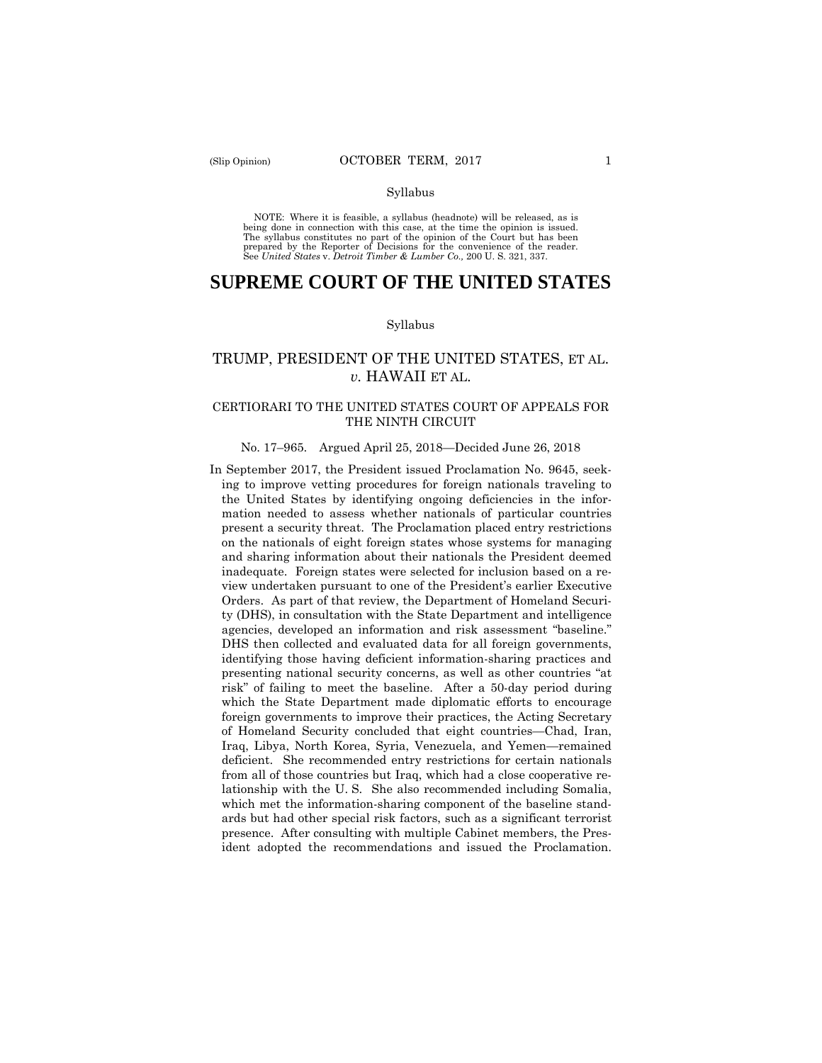Syllabus

NOTE: Where it is feasible, a syllabus (headnote) will be released, as is being done in connection with this case, at the time the opinion is issued. The syllabus constitutes no part of the opinion of the Court but has been prepared by the Reporter of Decisions for the convenience of the reader. See *United States* v. *Detroit Timber & Lumber Co.,* 200 U. S. 321, 337.

# SUPREME COURT OF THE UNITED STATES

Syllabus

## TRUMP, PRESIDENT OF THE UNITED STATES, ET AL. *v.* HAWAII ET AL.

### CERTIORARI TO THE UNITED STATES COURT OF APPEALS FOR THE NINTH CIRCUIT

No. 17–965. Argued April 25, 2018—Decided June 26, 2018

In September 2017, the President issued Proclamation No. 9645, seeking to improve vetting procedures for foreign nationals traveling to the United States by identifying ongoing deficiencies in the information needed to assess whether nationals of particular countries present a security threat. The Proclamation placed entry restrictions on the nationals of eight foreign states whose systems for managing and sharing information about their nationals the President deemed inadequate. Foreign states were selected for inclusion based on a review undertaken pursuant to one of the President's earlier Executive Orders. As part of that review, the Department of Homeland Security (DHS), in consultation with the State Department and intelligence agencies, developed an information and risk assessment "baseline." DHS then collected and evaluated data for all foreign governments, identifying those having deficient information-sharing practices and presenting national security concerns, as well as other countries "at risk" of failing to meet the baseline. After a 50-day period during which the State Department made diplomatic efforts to encourage foreign governments to improve their practices, the Acting Secretary of Homeland Security concluded that eight countries—Chad, Iran, Iraq, Libya, North Korea, Syria, Venezuela, and Yemen—remained deficient. She recommended entry restrictions for certain nationals from all of those countries but Iraq, which had a close cooperative relationship with the U. S. She also recommended including Somalia, which met the information-sharing component of the baseline standards but had other special risk factors, such as a significant terrorist presence. After consulting with multiple Cabinet members, the President adopted the recommendations and issued the Proclamation.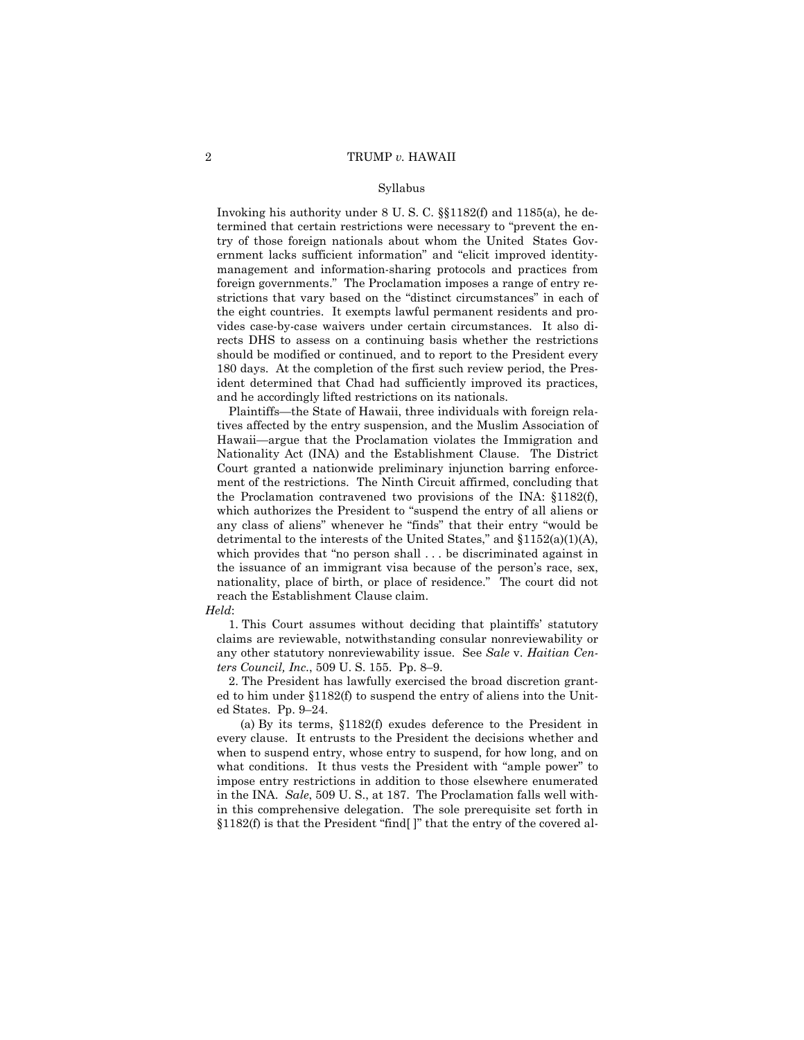Syllabus

Invoking his authority under 8 U. S. C. §§1182(f) and 1185(a), he determined that certain restrictions were necessary to "prevent the entry of those foreign nationals about whom the United States Government lacks sufficient information" and "elicit improved identity-management and information-sharing protocols and practices from foreign governments." The Proclamation imposes a range of entry restrictions that vary based on the "distinct circumstances" in each of the eight countries. It exempts lawful permanent residents and provides case-by-case waivers under certain circumstances. It also directs DHS to assess on a continuing basis whether the restrictions should be modified or continued, and to report to the President every 180 days. At the completion of the first such review period, the President determined that Chad had sufficiently improved its practices, and he accordingly lifted restrictions on its nationals.

Plaintiffs—the State of Hawaii, three individuals with foreign relatives affected by the entry suspension, and the Muslim Association of Hawaii—argue that the Proclamation violates the Immigration and Nationality Act (INA) and the Establishment Clause. The District Court granted a nationwide preliminary injunction barring enforcement of the restrictions. The Ninth Circuit affirmed, concluding that the Proclamation contravened two provisions of the INA: §1182(f), which authorizes the President to "suspend the entry of all aliens or any class of aliens" whenever he "finds" that their entry "would be detrimental to the interests of the United States," and §1152(a)(1)(A), which provides that "no person shall . . . be discriminated against in the issuance of an immigrant visa because of the person's race, sex, nationality, place of birth, or place of residence." The court did not reach the Establishment Clause claim.

*Held*:

1. This Court assumes without deciding that plaintiffs' statutory claims are reviewable, notwithstanding consular nonreviewability or any other statutory nonreviewability issue. See *Sale* v. *Haitian Centers Council, Inc.*, 509 U. S. 155. Pp. 8–9.

2. The President has lawfully exercised the broad discretion granted to him under §1182(f) to suspend the entry of aliens into the United States. Pp. 9–24.

(a) By its terms, §1182(f) exudes deference to the President in every clause. It entrusts to the President the decisions whether and when to suspend entry, whose entry to suspend, for how long, and on what conditions. It thus vests the President with "ample power" to impose entry restrictions in addition to those elsewhere enumerated in the INA. *Sale*, 509 U. S., at 187. The Proclamation falls well within this comprehensive delegation. The sole prerequisite set forth in §1182(f) is that the President "find[ ]" that the entry of the covered al-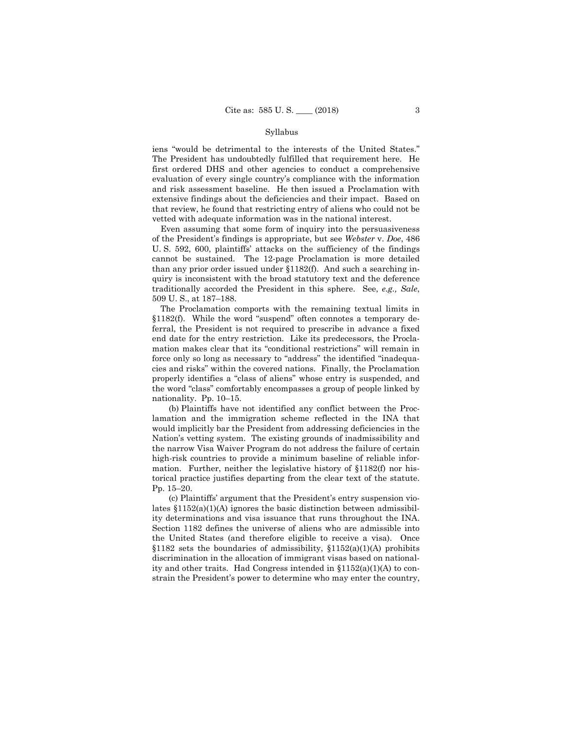iens "would be detrimental to the interests of the United States." The President has undoubtedly fulfilled that requirement here. He first ordered DHS and other agencies to conduct a comprehensive evaluation of every single country's compliance with the information and risk assessment baseline. He then issued a Proclamation with extensive findings about the deficiencies and their impact. Based on that review, he found that restricting entry of aliens who could not be vetted with adequate information was in the national interest.

Even assuming that some form of inquiry into the persuasiveness of the President's findings is appropriate, but see *Webster* v. *Doe*, 486 U. S. 592, 600, plaintiffs' attacks on the sufficiency of the findings cannot be sustained. The 12-page Proclamation is more detailed than any prior order issued under §1182(f). And such a searching inquiry is inconsistent with the broad statutory text and the deference traditionally accorded the President in this sphere. See, *e.g., Sale*, 509 U. S., at 187–188.

The Proclamation comports with the remaining textual limits in §1182(f). While the word "suspend" often connotes a temporary deferral, the President is not required to prescribe in advance a fixed end date for the entry restriction. Like its predecessors, the Proclamation makes clear that its "conditional restrictions" will remain in force only so long as necessary to "address" the identified "inadequacies and risks" within the covered nations. Finally, the Proclamation properly identifies a "class of aliens" whose entry is suspended, and the word "class" comfortably encompasses a group of people linked by nationality. Pp. 10–15.

(b) Plaintiffs have not identified any conflict between the Proclamation and the immigration scheme reflected in the INA that would implicitly bar the President from addressing deficiencies in the Nation's vetting system. The existing grounds of inadmissibility and the narrow Visa Waiver Program do not address the failure of certain high-risk countries to provide a minimum baseline of reliable information. Further, neither the legislative history of §1182(f) nor historical practice justifies departing from the clear text of the statute. Pp. 15–20.

(c) Plaintiffs' argument that the President's entry suspension violates §1152(a)(1)(A) ignores the basic distinction between admissibility determinations and visa issuance that runs throughout the INA. Section 1182 defines the universe of aliens who are admissible into the United States (and therefore eligible to receive a visa). Once §1182 sets the boundaries of admissibility, §1152(a)(1)(A) prohibits discrimination in the allocation of immigrant visas based on nationality and other traits. Had Congress intended in §1152(a)(1)(A) to constrain the President's power to determine who may enter the country,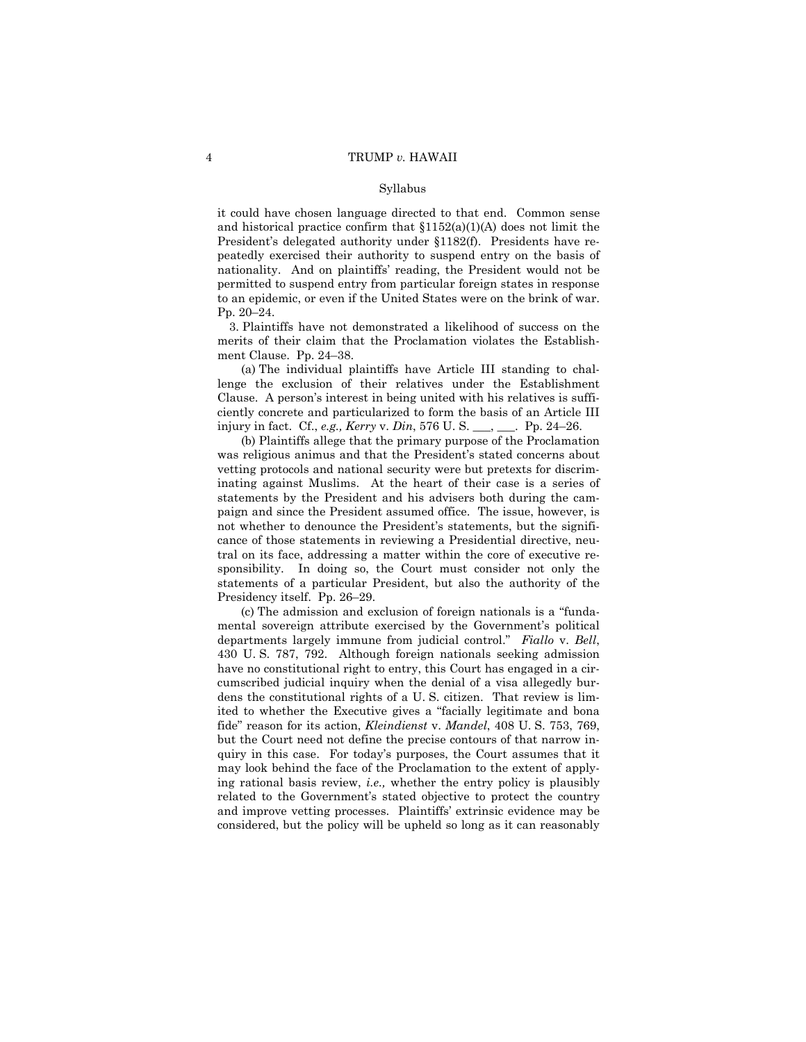it could have chosen language directed to that end. Common sense and historical practice confirm that §1152(a)(1)(A) does not limit the President's delegated authority under §1182(f). Presidents have repeatedly exercised their authority to suspend entry on the basis of nationality. And on plaintiffs' reading, the President would not be permitted to suspend entry from particular foreign states in response to an epidemic, or even if the United States were on the brink of war. Pp. 20–24.

3. Plaintiffs have not demonstrated a likelihood of success on the merits of their claim that the Proclamation violates the Establishment Clause. Pp. 24–38.

(a) The individual plaintiffs have Article III standing to challenge the exclusion of their relatives under the Establishment Clause. A person's interest in being united with his relatives is sufficiently concrete and particularized to form the basis of an Article III injury in fact. Cf., *e.g., Kerry* v. *Din*, 576 U. S. ___, ___. Pp. 24–26.

(b) Plaintiffs allege that the primary purpose of the Proclamation was religious animus and that the President's stated concerns about vetting protocols and national security were but pretexts for discriminating against Muslims. At the heart of their case is a series of statements by the President and his advisers both during the campaign and since the President assumed office. The issue, however, is not whether to denounce the President's statements, but the significance of those statements in reviewing a Presidential directive, neutral on its face, addressing a matter within the core of executive responsibility. In doing so, the Court must consider not only the statements of a particular President, but also the authority of the Presidency itself. Pp. 26–29.

(c) The admission and exclusion of foreign nationals is a "fundamental sovereign attribute exercised by the Government's political departments largely immune from judicial control." *Fiallo* v. *Bell*, 430 U. S. 787, 792. Although foreign nationals seeking admission have no constitutional right to entry, this Court has engaged in a circumscribed judicial inquiry when the denial of a visa allegedly burdens the constitutional rights of a U. S. citizen. That review is limited to whether the Executive gives a "facially legitimate and bona fide" reason for its action, *Kleindienst* v. *Mandel*, 408 U. S. 753, 769, but the Court need not define the precise contours of that narrow inquiry in this case. For today's purposes, the Court assumes that it may look behind the face of the Proclamation to the extent of applying rational basis review, *i.e.,* whether the entry policy is plausibly related to the Government's stated objective to protect the country and improve vetting processes. Plaintiffs' extrinsic evidence may be considered, but the policy will be upheld so long as it can reasonably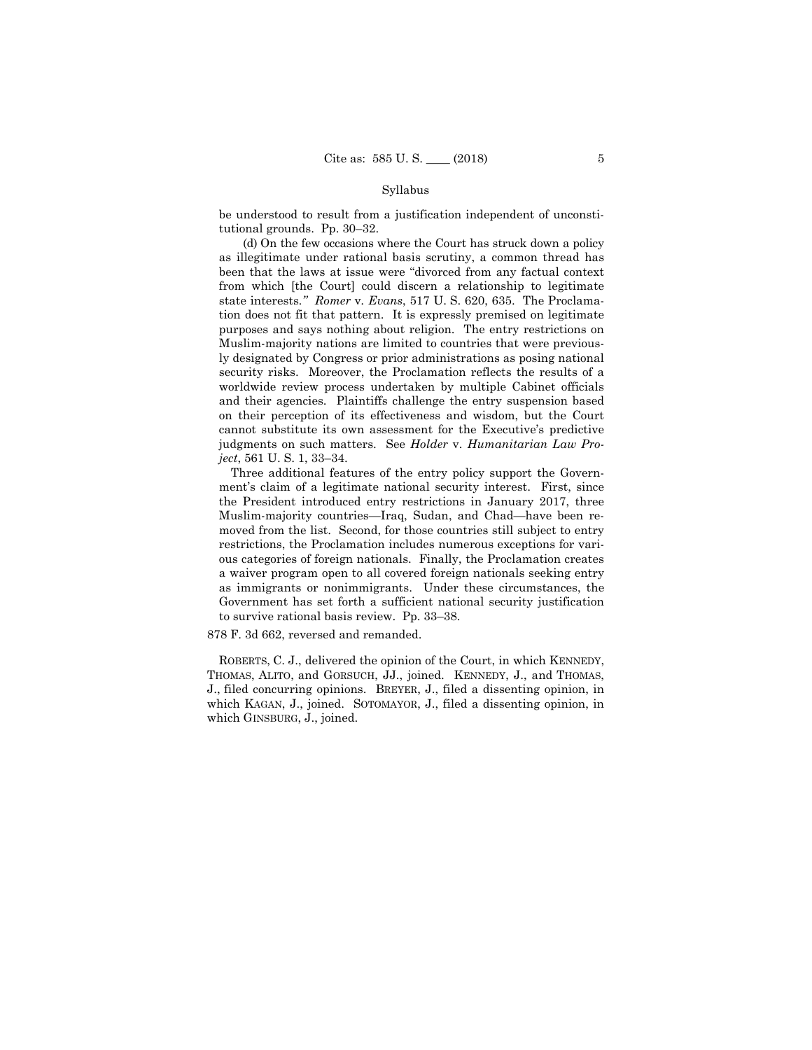be understood to result from a justification independent of unconstitutional grounds. Pp. 30–32.

(d) On the few occasions where the Court has struck down a policy as illegitimate under rational basis scrutiny, a common thread has been that the laws at issue were "divorced from any factual context from which [the Court] could discern a relationship to legitimate state interests." *Romer* v. *Evans*, 517 U. S. 620, 635. The Proclamation does not fit that pattern. It is expressly premised on legitimate purposes and says nothing about religion. The entry restrictions on Muslim-majority nations are limited to countries that were previously designated by Congress or prior administrations as posing national security risks. Moreover, the Proclamation reflects the results of a worldwide review process undertaken by multiple Cabinet officials and their agencies. Plaintiffs challenge the entry suspension based on their perception of its effectiveness and wisdom, but the Court cannot substitute its own assessment for the Executive's predictive judgments on such matters. See *Holder* v. *Humanitarian Law Project*, 561 U. S. 1, 33–34.

Three additional features of the entry policy support the Government's claim of a legitimate national security interest. First, since the President introduced entry restrictions in January 2017, three Muslim-majority countries—Iraq, Sudan, and Chad—have been removed from the list. Second, for those countries still subject to entry restrictions, the Proclamation includes numerous exceptions for various categories of foreign nationals. Finally, the Proclamation creates a waiver program open to all covered foreign nationals seeking entry as immigrants or nonimmigrants. Under these circumstances, the Government has set forth a sufficient national security justification to survive rational basis review. Pp. 33–38.

878 F. 3d 662, reversed and remanded.

ROBERTS, C. J., delivered the opinion of the Court, in which KENNEDY, THOMAS, ALITO, and GORSUCH, JJ., joined. KENNEDY, J., and THOMAS, J., filed concurring opinions. BREYER, J., filed a dissenting opinion, in which KAGAN, J., joined. SOTOMAYOR, J., filed a dissenting opinion, in which GINSBURG, J., joined.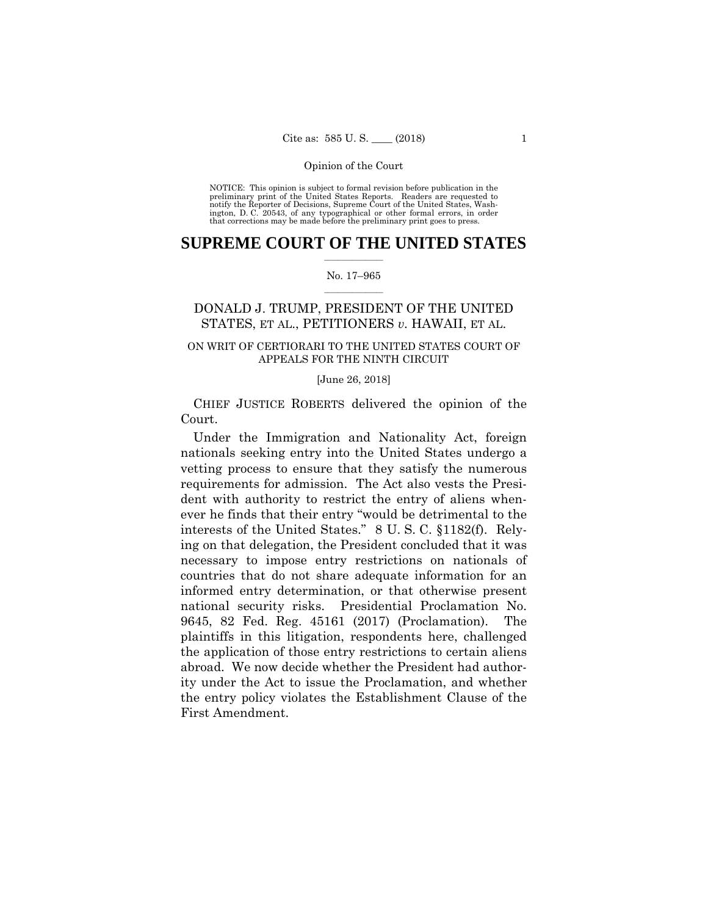Opinion of the Court

NOTICE: This opinion is subject to formal revision before publication in the preliminary print of the United States Reports. Readers are requested to notify the Reporter of Decisions, Supreme Court of the United States, Washington, D. C. 20543, of any typographical or other formal errors, in order that corrections may be made before the preliminary print goes to press.

# SUPREME COURT OF THE UNITED STATES

No. 17–965

## DONALD J. TRUMP, PRESIDENT OF THE UNITED STATES, ET AL., PETITIONERS *v.* HAWAII, ET AL.

ON WRIT OF CERTIORARI TO THE UNITED STATES COURT OF APPEALS FOR THE NINTH CIRCUIT

[June 26, 2018]

CHIEF JUSTICE ROBERTS delivered the opinion of the Court.

Under the Immigration and Nationality Act, foreign nationals seeking entry into the United States undergo a vetting process to ensure that they satisfy the numerous requirements for admission. The Act also vests the President with authority to restrict the entry of aliens whenever he finds that their entry "would be detrimental to the interests of the United States." 8 U. S. C. §1182(f). Relying on that delegation, the President concluded that it was necessary to impose entry restrictions on nationals of countries that do not share adequate information for an informed entry determination, or that otherwise present national security risks. Presidential Proclamation No. 9645, 82 Fed. Reg. 45161 (2017) (Proclamation). The plaintiffs in this litigation, respondents here, challenged the application of those entry restrictions to certain aliens abroad. We now decide whether the President had authority under the Act to issue the Proclamation, and whether the entry policy violates the Establishment Clause of the First Amendment.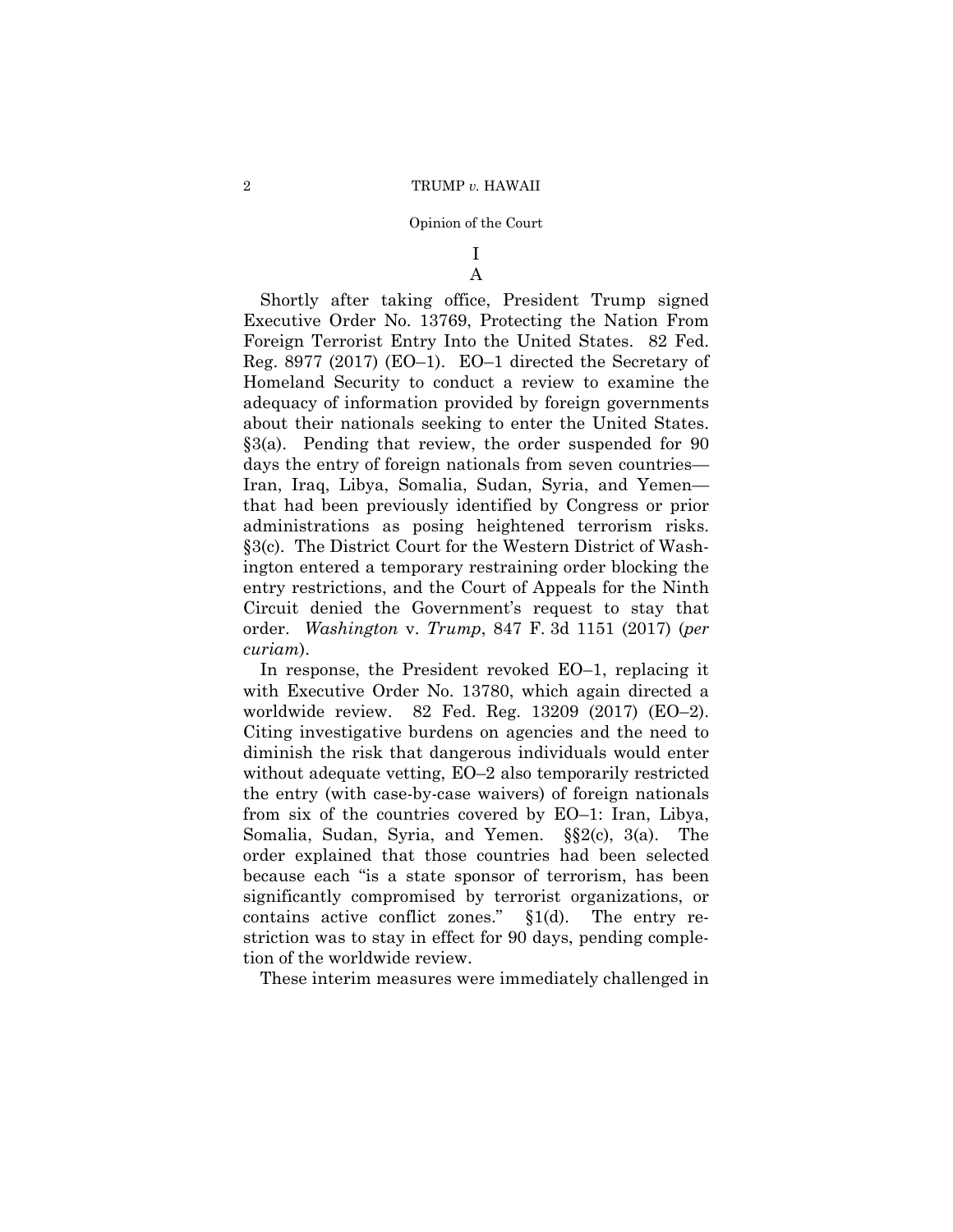# I

## A

Shortly after taking office, President Trump signed Executive Order No. 13769, Protecting the Nation From Foreign Terrorist Entry Into the United States. 82 Fed. Reg. 8977 (2017) (EO–1). EO–1 directed the Secretary of Homeland Security to conduct a review to examine the adequacy of information provided by foreign governments about their nationals seeking to enter the United States. §3(a). Pending that review, the order suspended for 90 days the entry of foreign nationals from seven countries—Iran, Iraq, Libya, Somalia, Sudan, Syria, and Yemen—that had been previously identified by Congress or prior administrations as posing heightened terrorism risks. §3(c). The District Court for the Western District of Washington entered a temporary restraining order blocking the entry restrictions, and the Court of Appeals for the Ninth Circuit denied the Government's request to stay that order. *Washington* v. *Trump*, 847 F. 3d 1151 (2017) (*per curiam*).

In response, the President revoked EO–1, replacing it with Executive Order No. 13780, which again directed a worldwide review. 82 Fed. Reg. 13209 (2017) (EO–2). Citing investigative burdens on agencies and the need to diminish the risk that dangerous individuals would enter without adequate vetting, EO–2 also temporarily restricted the entry (with case-by-case waivers) of foreign nationals from six of the countries covered by EO–1: Iran, Libya, Somalia, Sudan, Syria, and Yemen. §§2(c), 3(a). The order explained that those countries had been selected because each "is a state sponsor of terrorism, has been significantly compromised by terrorist organizations, or contains active conflict zones." §1(d). The entry restriction was to stay in effect for 90 days, pending completion of the worldwide review.

These interim measures were immediately challenged in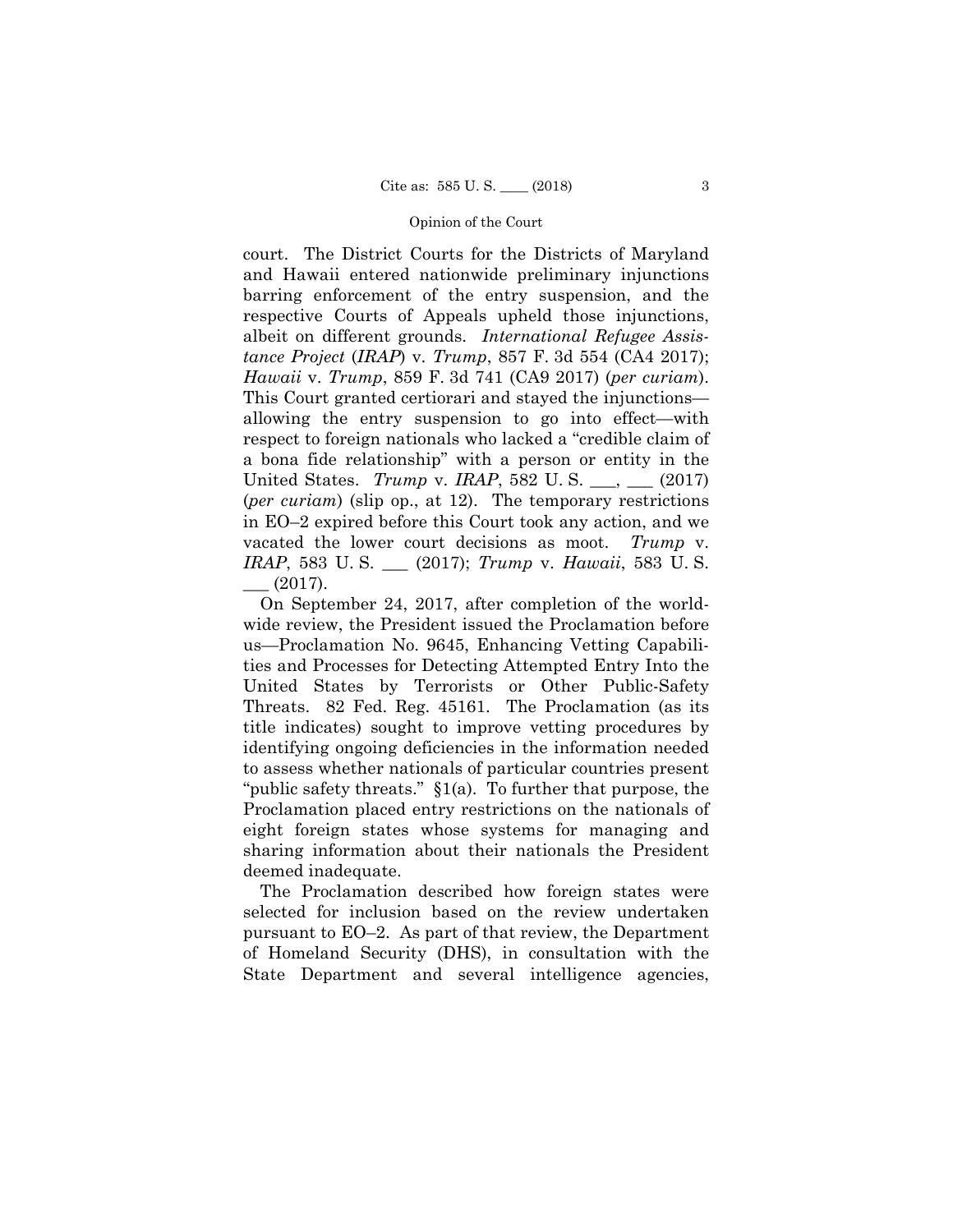court. The District Courts for the Districts of Maryland and Hawaii entered nationwide preliminary injunctions barring enforcement of the entry suspension, and the respective Courts of Appeals upheld those injunctions, albeit on different grounds. *International Refugee Assistance Project* (*IRAP*) v. *Trump*, 857 F. 3d 554 (CA4 2017); *Hawaii* v. *Trump*, 859 F. 3d 741 (CA9 2017) (*per curiam*). This Court granted certiorari and stayed the injunctions—allowing the entry suspension to go into effect—with respect to foreign nationals who lacked a "credible claim of a bona fide relationship" with a person or entity in the United States. *Trump* v. *IRAP*, 582 U. S. ___, ___ (2017) (*per curiam*) (slip op., at 12). The temporary restrictions in EO–2 expired before this Court took any action, and we vacated the lower court decisions as moot. *Trump* v. *IRAP*, 583 U. S. ___ (2017); *Trump* v. *Hawaii*, 583 U. S. ___ (2017).

On September 24, 2017, after completion of the worldwide review, the President issued the Proclamation before us—Proclamation No. 9645, Enhancing Vetting Capabilities and Processes for Detecting Attempted Entry Into the United States by Terrorists or Other Public-Safety Threats. 82 Fed. Reg. 45161. The Proclamation (as its title indicates) sought to improve vetting procedures by identifying ongoing deficiencies in the information needed to assess whether nationals of particular countries present "public safety threats." §1(a). To further that purpose, the Proclamation placed entry restrictions on the nationals of eight foreign states whose systems for managing and sharing information about their nationals the President deemed inadequate.

The Proclamation described how foreign states were selected for inclusion based on the review undertaken pursuant to EO–2. As part of that review, the Department of Homeland Security (DHS), in consultation with the State Department and several intelligence agencies,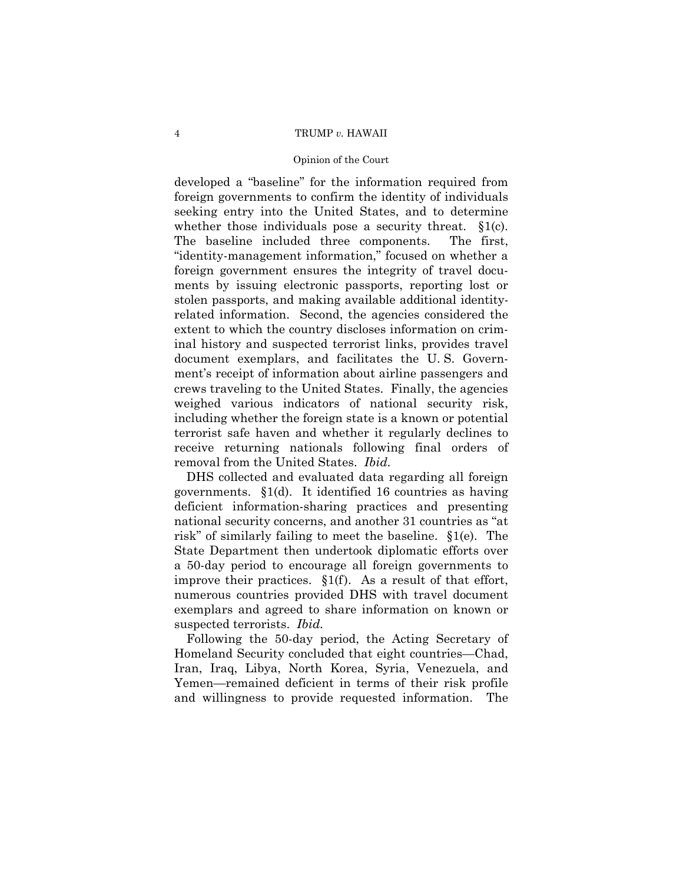developed a "baseline" for the information required from foreign governments to confirm the identity of individuals seeking entry into the United States, and to determine whether those individuals pose a security threat. §1(c). The baseline included three components. The first, "identity-management information," focused on whether a foreign government ensures the integrity of travel documents by issuing electronic passports, reporting lost or stolen passports, and making available additional identity-related information. Second, the agencies considered the extent to which the country discloses information on criminal history and suspected terrorist links, provides travel document exemplars, and facilitates the U. S. Government's receipt of information about airline passengers and crews traveling to the United States. Finally, the agencies weighed various indicators of national security risk, including whether the foreign state is a known or potential terrorist safe haven and whether it regularly declines to receive returning nationals following final orders of removal from the United States. *Ibid.*

DHS collected and evaluated data regarding all foreign governments. §1(d). It identified 16 countries as having deficient information-sharing practices and presenting national security concerns, and another 31 countries as "at risk" of similarly failing to meet the baseline. §1(e). The State Department then undertook diplomatic efforts over a 50-day period to encourage all foreign governments to improve their practices. §1(f). As a result of that effort, numerous countries provided DHS with travel document exemplars and agreed to share information on known or suspected terrorists. *Ibid.*

Following the 50-day period, the Acting Secretary of Homeland Security concluded that eight countries—Chad, Iran, Iraq, Libya, North Korea, Syria, Venezuela, and Yemen—remained deficient in terms of their risk profile and willingness to provide requested information. The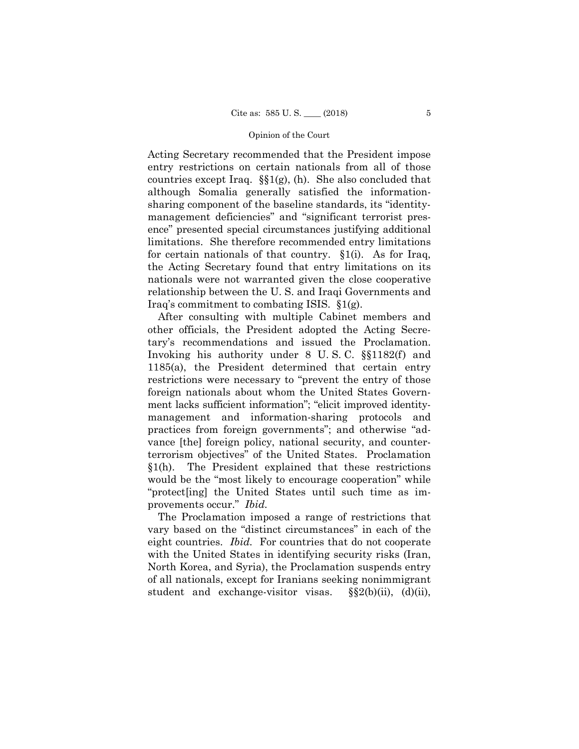Acting Secretary recommended that the President impose entry restrictions on certain nationals from all of those countries except Iraq. §§1(g), (h). She also concluded that although Somalia generally satisfied the information-sharing component of the baseline standards, its "identity-management deficiencies" and "significant terrorist presence" presented special circumstances justifying additional limitations. She therefore recommended entry limitations for certain nationals of that country. §1(i). As for Iraq, the Acting Secretary found that entry limitations on its nationals were not warranted given the close cooperative relationship between the U. S. and Iraqi Governments and Iraq's commitment to combating ISIS. §1(g).

After consulting with multiple Cabinet members and other officials, the President adopted the Acting Secretary's recommendations and issued the Proclamation. Invoking his authority under 8 U. S. C. §§1182(f) and 1185(a), the President determined that certain entry restrictions were necessary to "prevent the entry of those foreign nationals about whom the United States Government lacks sufficient information"; "elicit improved identity-management and information-sharing protocols and practices from foreign governments"; and otherwise "advance [the] foreign policy, national security, and counterterrorism objectives" of the United States. Proclamation §1(h). The President explained that these restrictions would be the "most likely to encourage cooperation" while "protect[ing] the United States until such time as improvements occur." *Ibid.*

The Proclamation imposed a range of restrictions that vary based on the "distinct circumstances" in each of the eight countries. *Ibid.* For countries that do not cooperate with the United States in identifying security risks (Iran, North Korea, and Syria), the Proclamation suspends entry of all nationals, except for Iranians seeking nonimmigrant student and exchange-visitor visas. §§2(b)(ii), (d)(ii),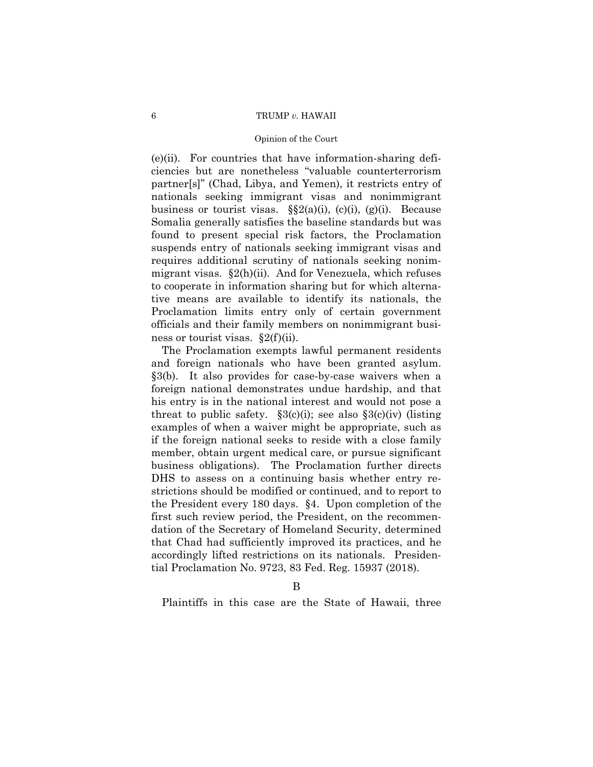(e)(ii). For countries that have information-sharing deficiencies but are nonetheless "valuable counterterrorism partner[s]" (Chad, Libya, and Yemen), it restricts entry of nationals seeking immigrant visas and nonimmigrant business or tourist visas. §§2(a)(i), (c)(i), (g)(i). Because Somalia generally satisfies the baseline standards but was found to present special risk factors, the Proclamation suspends entry of nationals seeking immigrant visas and requires additional scrutiny of nationals seeking nonimmigrant visas. §2(h)(ii). And for Venezuela, which refuses to cooperate in information sharing but for which alternative means are available to identify its nationals, the Proclamation limits entry only of certain government officials and their family members on nonimmigrant business or tourist visas. §2(f)(ii).

The Proclamation exempts lawful permanent residents and foreign nationals who have been granted asylum. §3(b). It also provides for case-by-case waivers when a foreign national demonstrates undue hardship, and that his entry is in the national interest and would not pose a threat to public safety. §3(c)(i); see also §3(c)(iv) (listing examples of when a waiver might be appropriate, such as if the foreign national seeks to reside with a close family member, obtain urgent medical care, or pursue significant business obligations). The Proclamation further directs DHS to assess on a continuing basis whether entry restrictions should be modified or continued, and to report to the President every 180 days. §4. Upon completion of the first such review period, the President, on the recommendation of the Secretary of Homeland Security, determined that Chad had sufficiently improved its practices, and he accordingly lifted restrictions on its nationals. Presidential Proclamation No. 9723, 83 Fed. Reg. 15937 (2018).

### B

Plaintiffs in this case are the State of Hawaii, three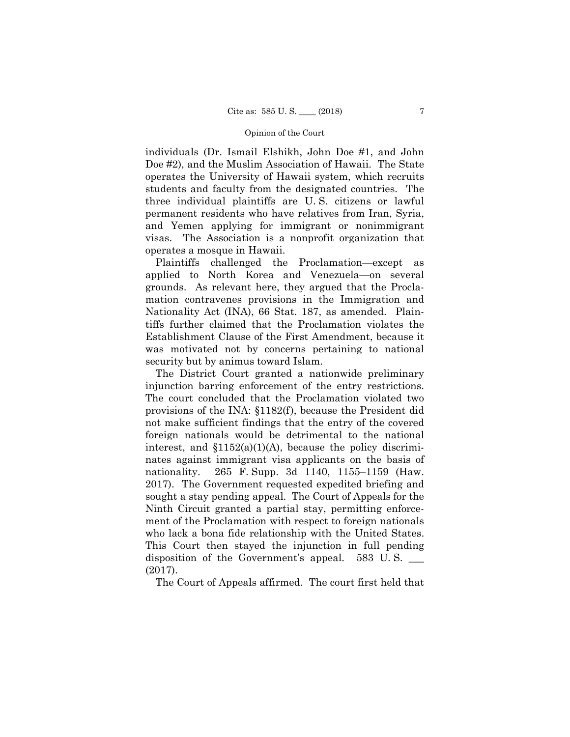individuals (Dr. Ismail Elshikh, John Doe #1, and John Doe #2), and the Muslim Association of Hawaii. The State operates the University of Hawaii system, which recruits students and faculty from the designated countries. The three individual plaintiffs are U. S. citizens or lawful permanent residents who have relatives from Iran, Syria, and Yemen applying for immigrant or nonimmigrant visas. The Association is a nonprofit organization that operates a mosque in Hawaii.

Plaintiffs challenged the Proclamation—except as applied to North Korea and Venezuela—on several grounds. As relevant here, they argued that the Proclamation contravenes provisions in the Immigration and Nationality Act (INA), 66 Stat. 187, as amended. Plaintiffs further claimed that the Proclamation violates the Establishment Clause of the First Amendment, because it was motivated not by concerns pertaining to national security but by animus toward Islam.

The District Court granted a nationwide preliminary injunction barring enforcement of the entry restrictions. The court concluded that the Proclamation violated two provisions of the INA: §1182(f), because the President did not make sufficient findings that the entry of the covered foreign nationals would be detrimental to the national interest, and §1152(a)(1)(A), because the policy discriminates against immigrant visa applicants on the basis of nationality. 265 F. Supp. 3d 1140, 1155–1159 (Haw. 2017). The Government requested expedited briefing and sought a stay pending appeal. The Court of Appeals for the Ninth Circuit granted a partial stay, permitting enforcement of the Proclamation with respect to foreign nationals who lack a bona fide relationship with the United States. This Court then stayed the injunction in full pending disposition of the Government's appeal. 583 U. S. ___ (2017).

The Court of Appeals affirmed. The court first held that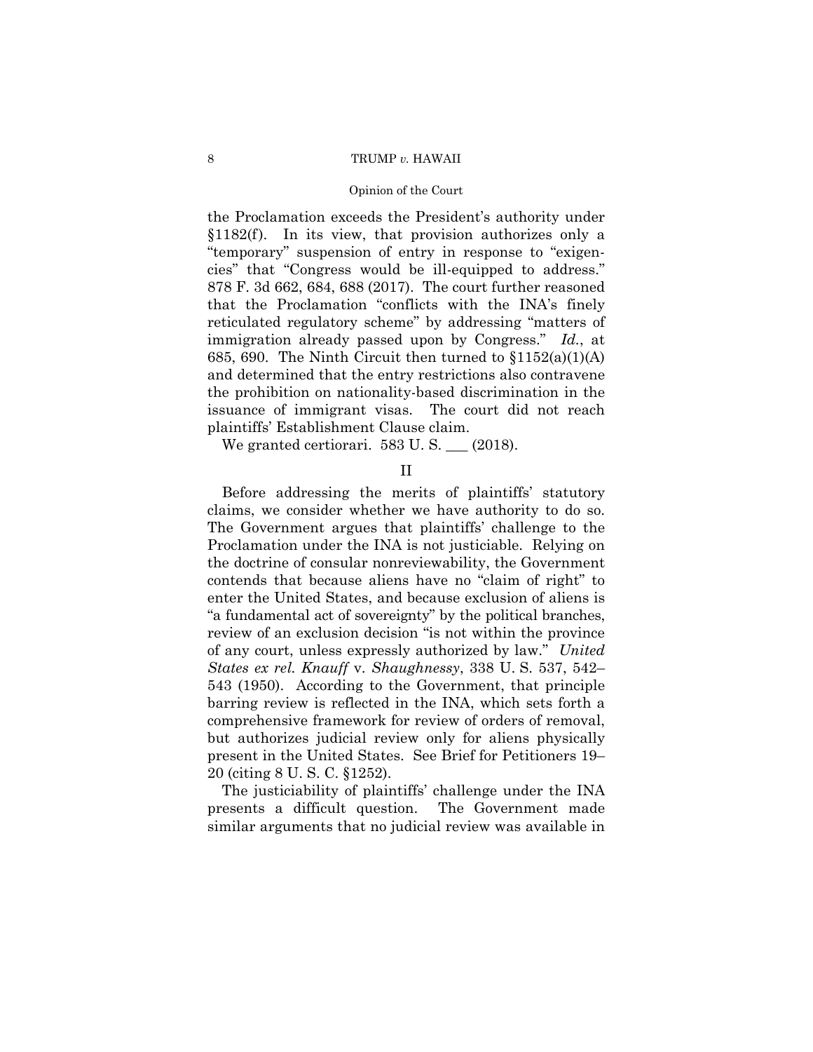the Proclamation exceeds the President's authority under §1182(f). In its view, that provision authorizes only a "temporary" suspension of entry in response to "exigencies" that "Congress would be ill-equipped to address." 878 F. 3d 662, 684, 688 (2017). The court further reasoned that the Proclamation "conflicts with the INA's finely reticulated regulatory scheme" by addressing "matters of immigration already passed upon by Congress." *Id.*, at 685, 690. The Ninth Circuit then turned to §1152(a)(1)(A) and determined that the entry restrictions also contravene the prohibition on nationality-based discrimination in the issuance of immigrant visas. The court did not reach plaintiffs' Establishment Clause claim.

We granted certiorari. 583 U. S. ___ (2018).

## II

Before addressing the merits of plaintiffs' statutory claims, we consider whether we have authority to do so. The Government argues that plaintiffs' challenge to the Proclamation under the INA is not justiciable. Relying on the doctrine of consular nonreviewability, the Government contends that because aliens have no "claim of right" to enter the United States, and because exclusion of aliens is "a fundamental act of sovereignty" by the political branches, review of an exclusion decision "is not within the province of any court, unless expressly authorized by law." *United States ex rel. Knauff* v. *Shaughnessy*, 338 U. S. 537, 542–543 (1950). According to the Government, that principle barring review is reflected in the INA, which sets forth a comprehensive framework for review of orders of removal, but authorizes judicial review only for aliens physically present in the United States. See Brief for Petitioners 19–20 (citing 8 U. S. C. §1252).

The justiciability of plaintiffs' challenge under the INA presents a difficult question. The Government made similar arguments that no judicial review was available in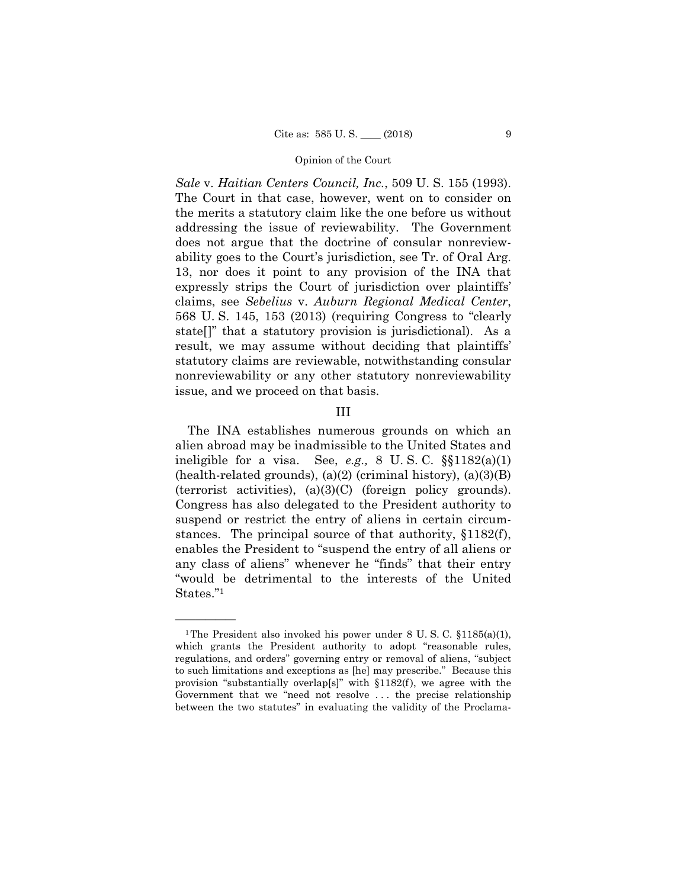*Sale* v. *Haitian Centers Council, Inc.*, 509 U. S. 155 (1993). The Court in that case, however, went on to consider on the merits a statutory claim like the one before us without addressing the issue of reviewability. The Government does not argue that the doctrine of consular nonreviewability goes to the Court's jurisdiction, see Tr. of Oral Arg. 13, nor does it point to any provision of the INA that expressly strips the Court of jurisdiction over plaintiffs' claims, see *Sebelius* v. *Auburn Regional Medical Center*, 568 U. S. 145, 153 (2013) (requiring Congress to "clearly state[]" that a statutory provision is jurisdictional). As a result, we may assume without deciding that plaintiffs' statutory claims are reviewable, notwithstanding consular nonreviewability or any other statutory nonreviewability issue, and we proceed on that basis.

## III

The INA establishes numerous grounds on which an alien abroad may be inadmissible to the United States and ineligible for a visa. See, *e.g.,* 8 U. S. C. §§1182(a)(1) (health-related grounds), (a)(2) (criminal history), (a)(3)(B) (terrorist activities), (a)(3)(C) (foreign policy grounds). Congress has also delegated to the President authority to suspend or restrict the entry of aliens in certain circumstances. The principal source of that authority, §1182(f), enables the President to "suspend the entry of all aliens or any class of aliens" whenever he "finds" that their entry "would be detrimental to the interests of the United States."[1]

---

[1] The President also invoked his power under 8 U. S. C. §1185(a)(1), which grants the President authority to adopt "reasonable rules, regulations, and orders" governing entry or removal of aliens, "subject to such limitations and exceptions as [he] may prescribe." Because this provision "substantially overlap[s]" with §1182(f), we agree with the Government that we "need not resolve . . . the precise relationship between the two statutes" in evaluating the validity of the Proclama-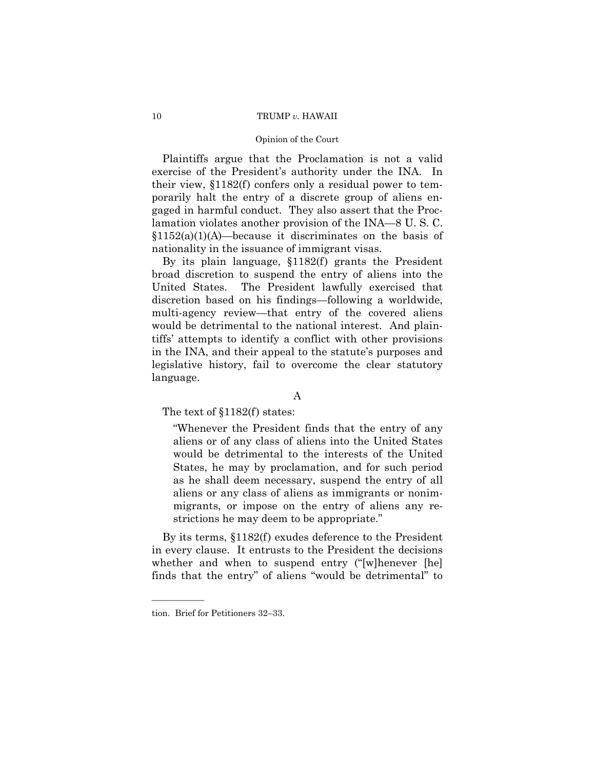Plaintiffs argue that the Proclamation is not a valid exercise of the President's authority under the INA. In their view, §1182(f) confers only a residual power to temporarily halt the entry of a discrete group of aliens engaged in harmful conduct. They also assert that the Proclamation violates another provision of the INA—8 U. S. C. §1152(a)(1)(A)—because it discriminates on the basis of nationality in the issuance of immigrant visas.

By its plain language, §1182(f) grants the President broad discretion to suspend the entry of aliens into the United States. The President lawfully exercised that discretion based on his findings—following a worldwide, multi-agency review—that entry of the covered aliens would be detrimental to the national interest. And plaintiffs' attempts to identify a conflict with other provisions in the INA, and their appeal to the statute's purposes and legislative history, fail to overcome the clear statutory language.

### A

The text of §1182(f) states:

> "Whenever the President finds that the entry of any aliens or of any class of aliens into the United States would be detrimental to the interests of the United States, he may by proclamation, and for such period as he shall deem necessary, suspend the entry of all aliens or any class of aliens as immigrants or nonimmigrants, or impose on the entry of aliens any restrictions he may deem to be appropriate."

By its terms, §1182(f) exudes deference to the President in every clause. It entrusts to the President the decisions whether and when to suspend entry ("[w]henever [he] finds that the entry" of aliens "would be detrimental" to

---

tion. Brief for Petitioners 32–33.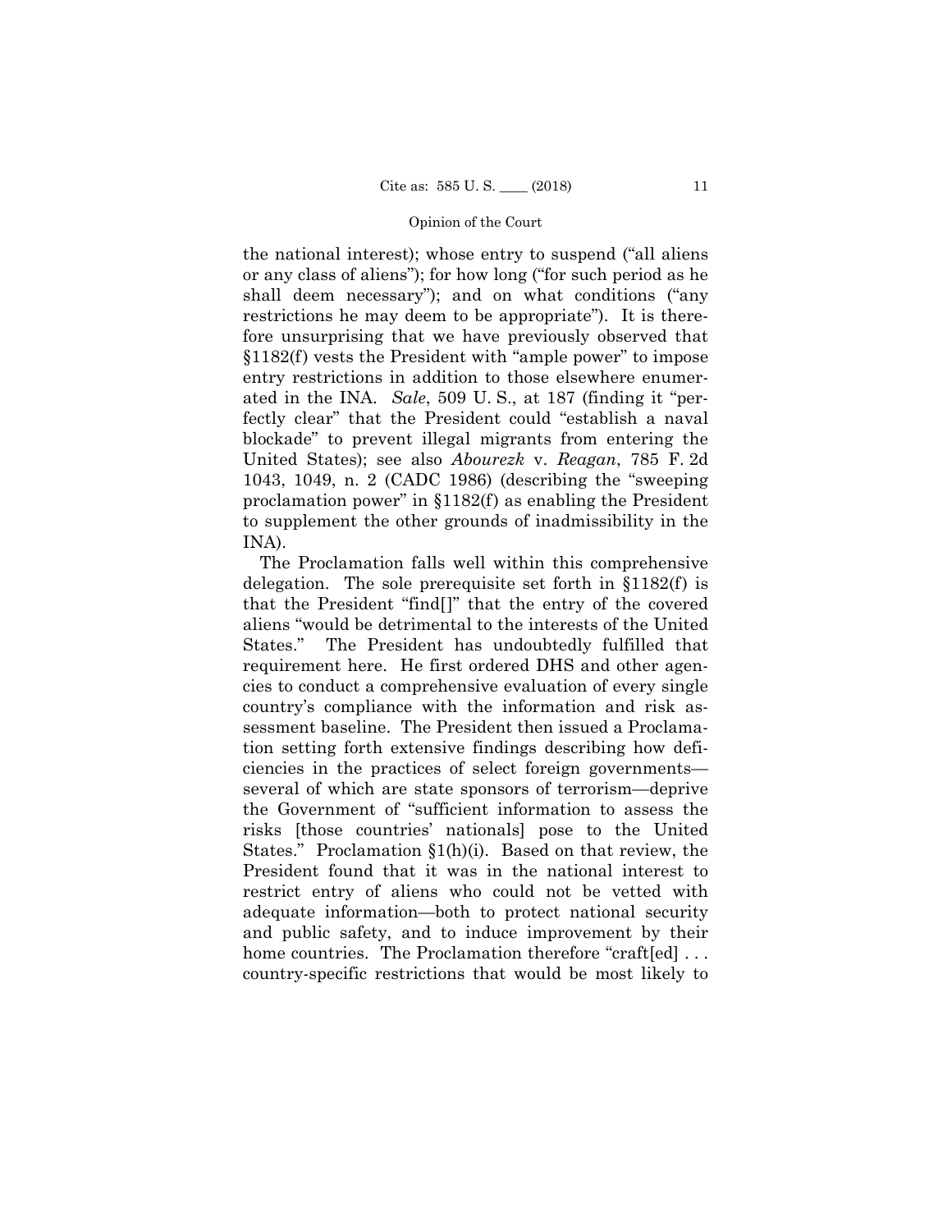the national interest); whose entry to suspend ("all aliens or any class of aliens"); for how long ("for such period as he shall deem necessary"); and on what conditions ("any restrictions he may deem to be appropriate"). It is therefore unsurprising that we have previously observed that §1182(f) vests the President with "ample power" to impose entry restrictions in addition to those elsewhere enumerated in the INA. *Sale*, 509 U. S., at 187 (finding it "perfectly clear" that the President could "establish a naval blockade" to prevent illegal migrants from entering the United States); see also *Abourezk* v. *Reagan*, 785 F. 2d 1043, 1049, n. 2 (CADC 1986) (describing the "sweeping proclamation power" in §1182(f) as enabling the President to supplement the other grounds of inadmissibility in the INA).

The Proclamation falls well within this comprehensive delegation. The sole prerequisite set forth in §1182(f) is that the President "find[]" that the entry of the covered aliens "would be detrimental to the interests of the United States." The President has undoubtedly fulfilled that requirement here. He first ordered DHS and other agencies to conduct a comprehensive evaluation of every single country's compliance with the information and risk assessment baseline. The President then issued a Proclamation setting forth extensive findings describing how deficiencies in the practices of select foreign governments—several of which are state sponsors of terrorism—deprive the Government of "sufficient information to assess the risks [those countries' nationals] pose to the United States." Proclamation §1(h)(i). Based on that review, the President found that it was in the national interest to restrict entry of aliens who could not be vetted with adequate information—both to protect national security and public safety, and to induce improvement by their home countries. The Proclamation therefore "craft[ed] . . . country-specific restrictions that would be most likely to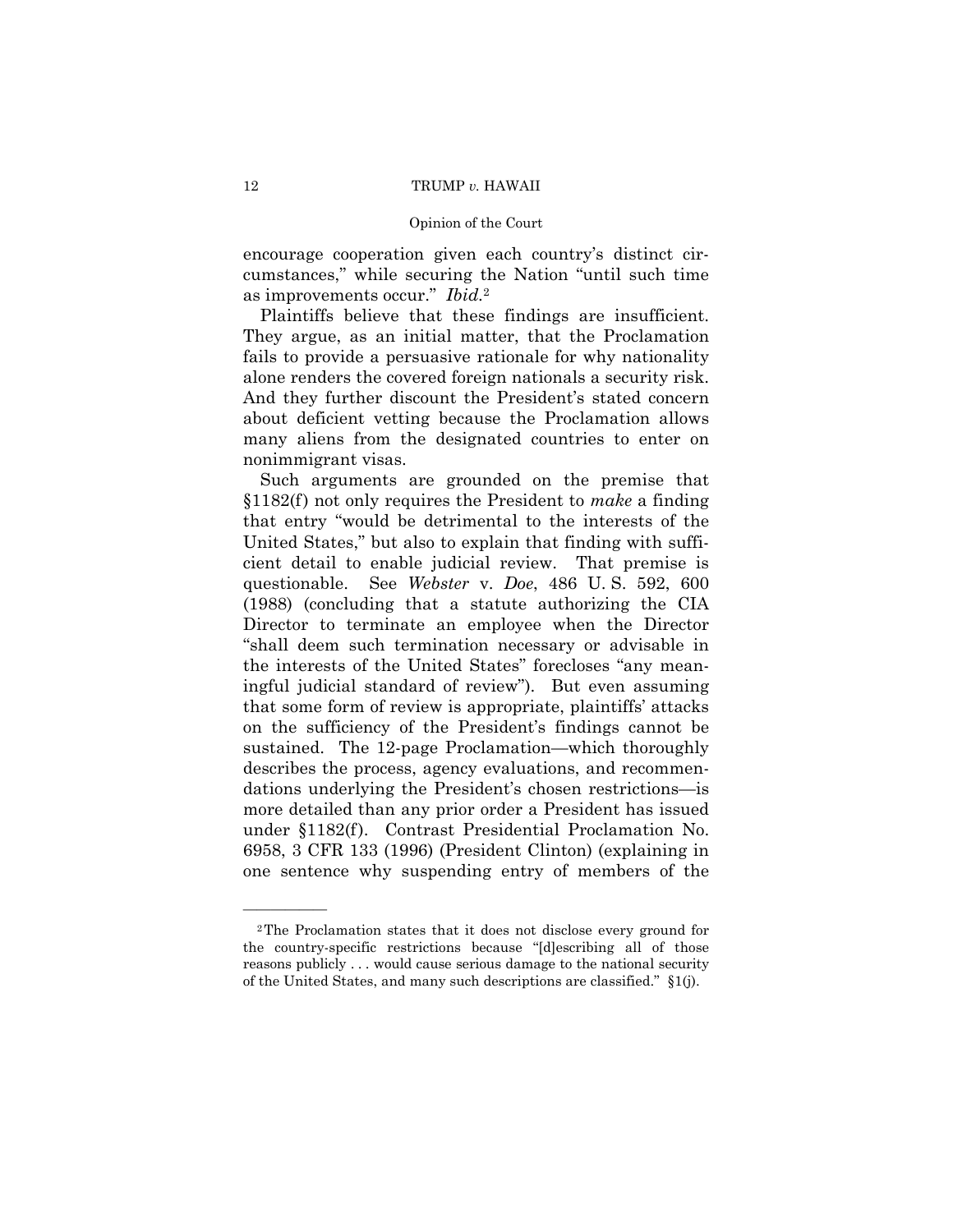encourage cooperation given each country's distinct circumstances," while securing the Nation "until such time as improvements occur." *Ibid.*[2]

Plaintiffs believe that these findings are insufficient. They argue, as an initial matter, that the Proclamation fails to provide a persuasive rationale for why nationality alone renders the covered foreign nationals a security risk. And they further discount the President's stated concern about deficient vetting because the Proclamation allows many aliens from the designated countries to enter on nonimmigrant visas.

Such arguments are grounded on the premise that §1182(f) not only requires the President to *make* a finding that entry "would be detrimental to the interests of the United States," but also to explain that finding with sufficient detail to enable judicial review. That premise is questionable. See *Webster* v. *Doe*, 486 U. S. 592, 600 (1988) (concluding that a statute authorizing the CIA Director to terminate an employee when the Director "shall deem such termination necessary or advisable in the interests of the United States" forecloses "any meaningful judicial standard of review"). But even assuming that some form of review is appropriate, plaintiffs' attacks on the sufficiency of the President's findings cannot be sustained. The 12-page Proclamation—which thoroughly describes the process, agency evaluations, and recommendations underlying the President's chosen restrictions—is more detailed than any prior order a President has issued under §1182(f). Contrast Presidential Proclamation No. 6958, 3 CFR 133 (1996) (President Clinton) (explaining in one sentence why suspending entry of members of the

---

[2] The Proclamation states that it does not disclose every ground for the country-specific restrictions because "[d]escribing all of those reasons publicly . . . would cause serious damage to the national security of the United States, and many such descriptions are classified." §1(j).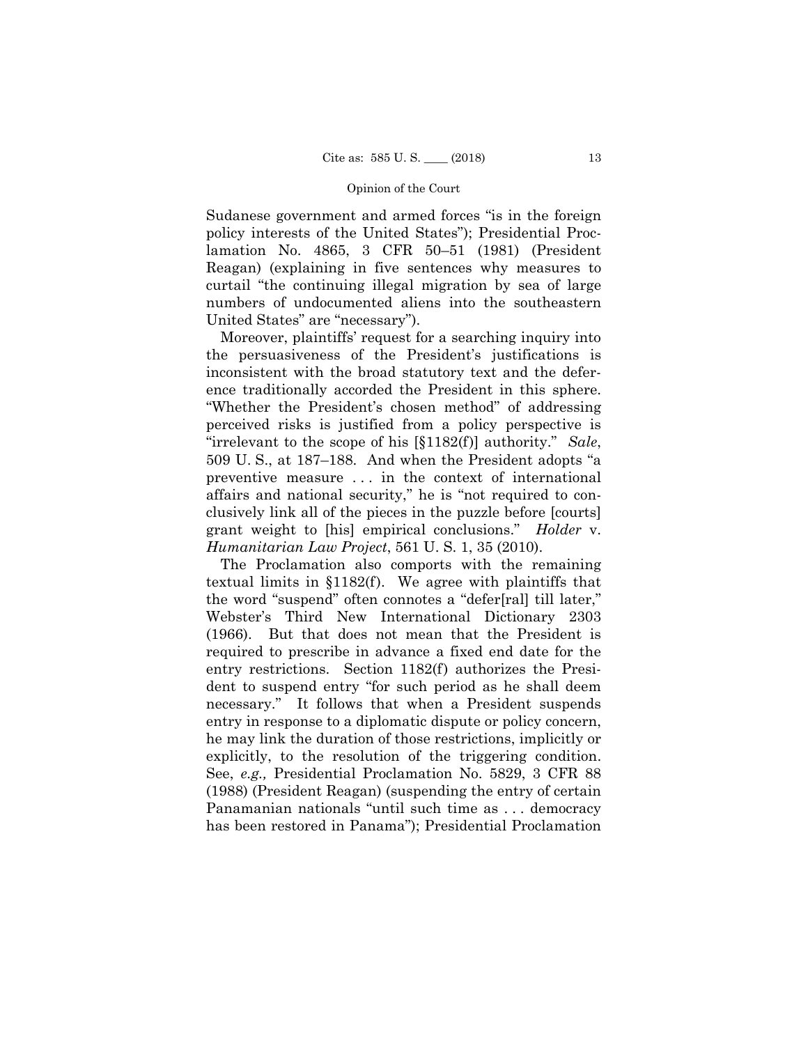Sudanese government and armed forces "is in the foreign policy interests of the United States"); Presidential Proclamation No. 4865, 3 CFR 50–51 (1981) (President Reagan) (explaining in five sentences why measures to curtail "the continuing illegal migration by sea of large numbers of undocumented aliens into the southeastern United States" are "necessary").

Moreover, plaintiffs' request for a searching inquiry into the persuasiveness of the President's justifications is inconsistent with the broad statutory text and the deference traditionally accorded the President in this sphere. "Whether the President's chosen method" of addressing perceived risks is justified from a policy perspective is "irrelevant to the scope of his [§1182(f)] authority." *Sale*, 509 U. S., at 187–188. And when the President adopts "a preventive measure . . . in the context of international affairs and national security," he is "not required to conclusively link all of the pieces in the puzzle before [courts] grant weight to [his] empirical conclusions." *Holder* v. *Humanitarian Law Project*, 561 U. S. 1, 35 (2010).

The Proclamation also comports with the remaining textual limits in §1182(f). We agree with plaintiffs that the word "suspend" often connotes a "defer[ral] till later," Webster's Third New International Dictionary 2303 (1966). But that does not mean that the President is required to prescribe in advance a fixed end date for the entry restrictions. Section 1182(f) authorizes the President to suspend entry "for such period as he shall deem necessary." It follows that when a President suspends entry in response to a diplomatic dispute or policy concern, he may link the duration of those restrictions, implicitly or explicitly, to the resolution of the triggering condition. See, *e.g.,* Presidential Proclamation No. 5829, 3 CFR 88 (1988) (President Reagan) (suspending the entry of certain Panamanian nationals "until such time as . . . democracy has been restored in Panama"); Presidential Proclamation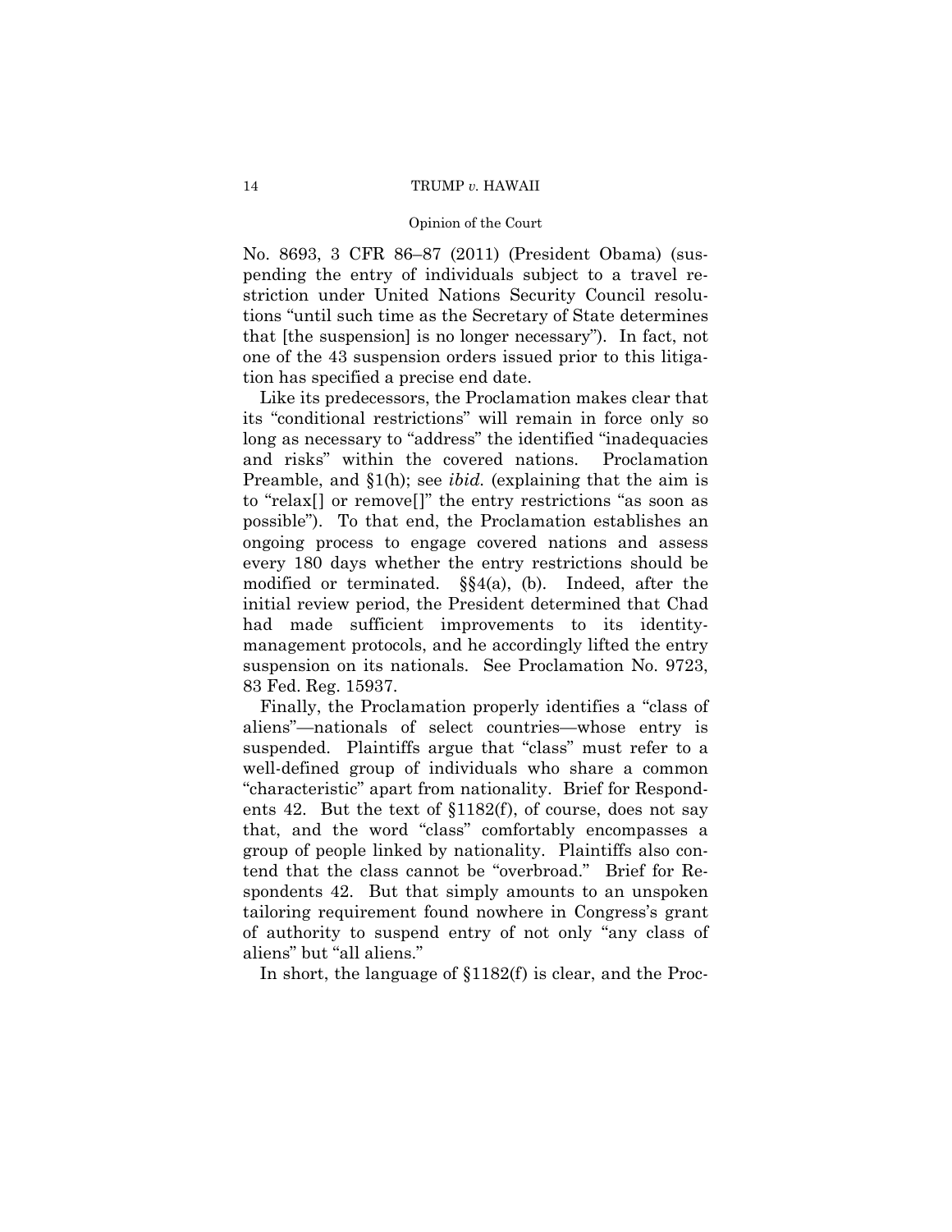No. 8693, 3 CFR 86–87 (2011) (President Obama) (suspending the entry of individuals subject to a travel restriction under United Nations Security Council resolutions "until such time as the Secretary of State determines that [the suspension] is no longer necessary"). In fact, not one of the 43 suspension orders issued prior to this litigation has specified a precise end date.

Like its predecessors, the Proclamation makes clear that its "conditional restrictions" will remain in force only so long as necessary to "address" the identified "inadequacies and risks" within the covered nations. Proclamation Preamble, and §1(h); see *ibid.* (explaining that the aim is to "relax[] or remove[]" the entry restrictions "as soon as possible"). To that end, the Proclamation establishes an ongoing process to engage covered nations and assess every 180 days whether the entry restrictions should be modified or terminated. §§4(a), (b). Indeed, after the initial review period, the President determined that Chad had made sufficient improvements to its identity-management protocols, and he accordingly lifted the entry suspension on its nationals. See Proclamation No. 9723, 83 Fed. Reg. 15937.

Finally, the Proclamation properly identifies a "class of aliens"—nationals of select countries—whose entry is suspended. Plaintiffs argue that "class" must refer to a well-defined group of individuals who share a common "characteristic" apart from nationality. Brief for Respondents 42. But the text of §1182(f), of course, does not say that, and the word "class" comfortably encompasses a group of people linked by nationality. Plaintiffs also contend that the class cannot be "overbroad." Brief for Respondents 42. But that simply amounts to an unspoken tailoring requirement found nowhere in Congress's grant of authority to suspend entry of not only "any class of aliens" but "all aliens."

In short, the language of §1182(f) is clear, and the Proc-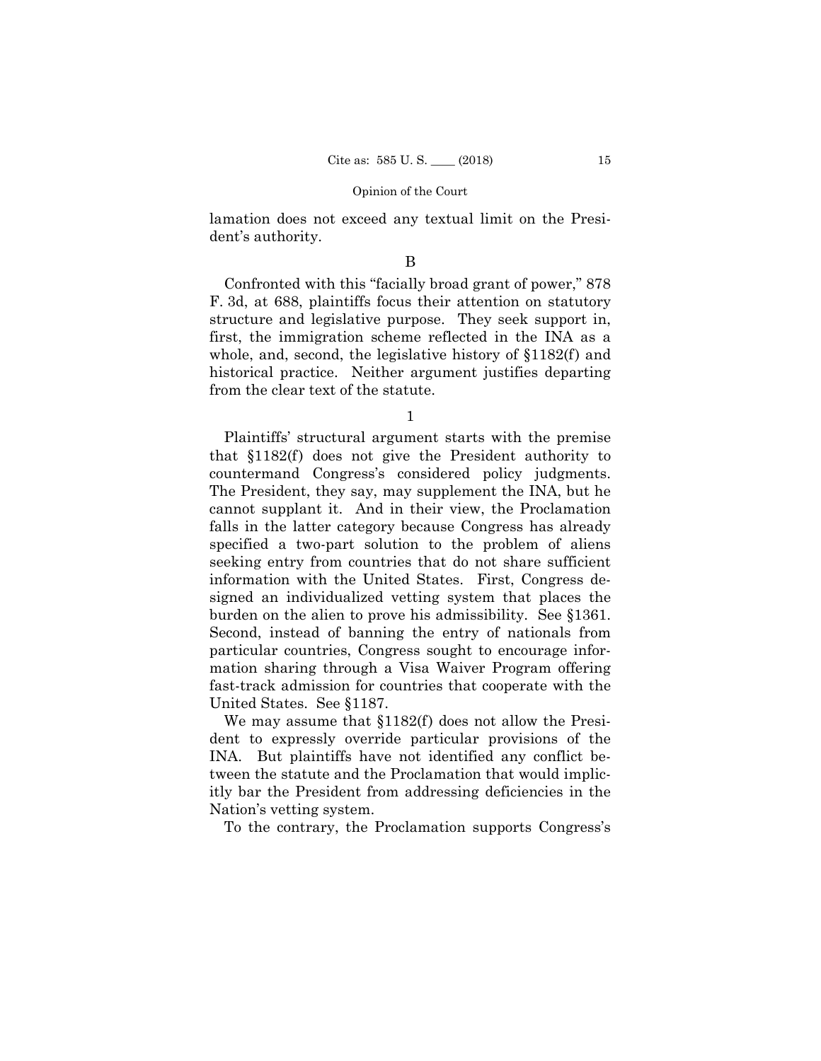lamation does not exceed any textual limit on the President's authority.

B

Confronted with this "facially broad grant of power," 878 F. 3d, at 688, plaintiffs focus their attention on statutory structure and legislative purpose. They seek support in, first, the immigration scheme reflected in the INA as a whole, and, second, the legislative history of §1182(f) and historical practice. Neither argument justifies departing from the clear text of the statute.

1

Plaintiffs' structural argument starts with the premise that §1182(f) does not give the President authority to countermand Congress's considered policy judgments. The President, they say, may supplement the INA, but he cannot supplant it. And in their view, the Proclamation falls in the latter category because Congress has already specified a two-part solution to the problem of aliens seeking entry from countries that do not share sufficient information with the United States. First, Congress designed an individualized vetting system that places the burden on the alien to prove his admissibility. See §1361. Second, instead of banning the entry of nationals from particular countries, Congress sought to encourage information sharing through a Visa Waiver Program offering fast-track admission for countries that cooperate with the United States. See §1187.

We may assume that §1182(f) does not allow the President to expressly override particular provisions of the INA. But plaintiffs have not identified any conflict between the statute and the Proclamation that would implicitly bar the President from addressing deficiencies in the Nation's vetting system.

To the contrary, the Proclamation supports Congress's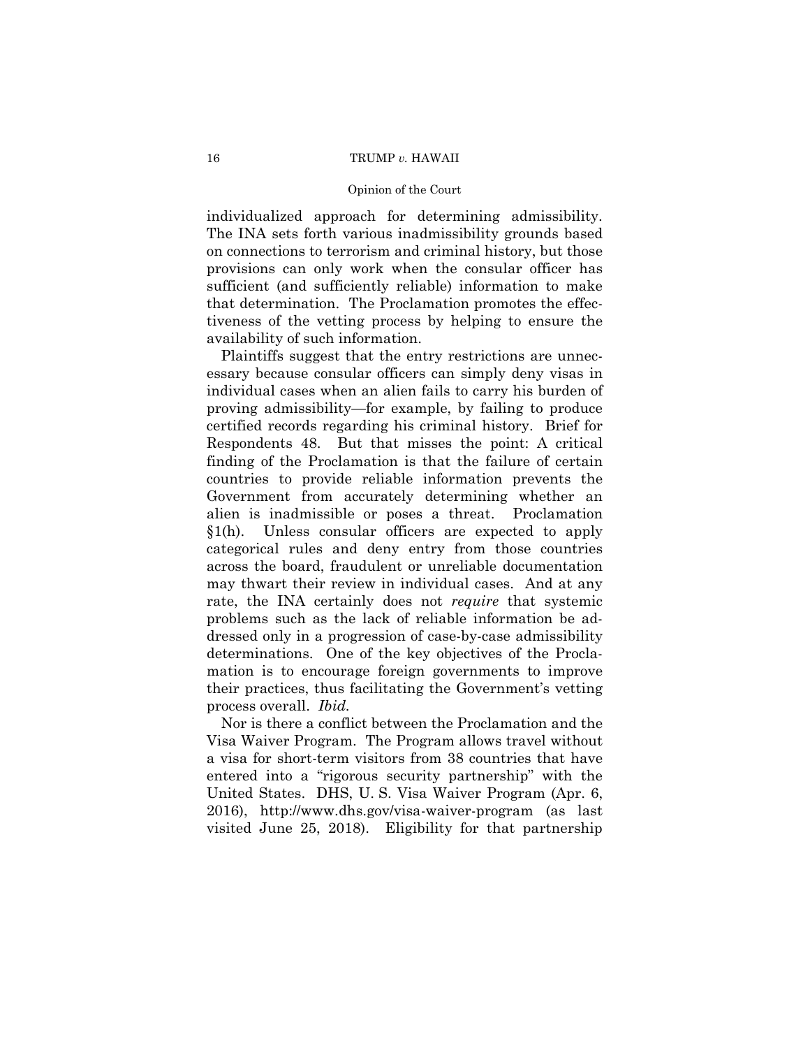individualized approach for determining admissibility. The INA sets forth various inadmissibility grounds based on connections to terrorism and criminal history, but those provisions can only work when the consular officer has sufficient (and sufficiently reliable) information to make that determination. The Proclamation promotes the effectiveness of the vetting process by helping to ensure the availability of such information.

Plaintiffs suggest that the entry restrictions are unnecessary because consular officers can simply deny visas in individual cases when an alien fails to carry his burden of proving admissibility—for example, by failing to produce certified records regarding his criminal history. Brief for Respondents 48. But that misses the point: A critical finding of the Proclamation is that the failure of certain countries to provide reliable information prevents the Government from accurately determining whether an alien is inadmissible or poses a threat. Proclamation §1(h). Unless consular officers are expected to apply categorical rules and deny entry from those countries across the board, fraudulent or unreliable documentation may thwart their review in individual cases. And at any rate, the INA certainly does not *require* that systemic problems such as the lack of reliable information be addressed only in a progression of case-by-case admissibility determinations. One of the key objectives of the Proclamation is to encourage foreign governments to improve their practices, thus facilitating the Government's vetting process overall. *Ibid.*

Nor is there a conflict between the Proclamation and the Visa Waiver Program. The Program allows travel without a visa for short-term visitors from 38 countries that have entered into a "rigorous security partnership" with the United States. DHS, U. S. Visa Waiver Program (Apr. 6, 2016), http://www.dhs.gov/visa-waiver-program (as last visited June 25, 2018). Eligibility for that partnership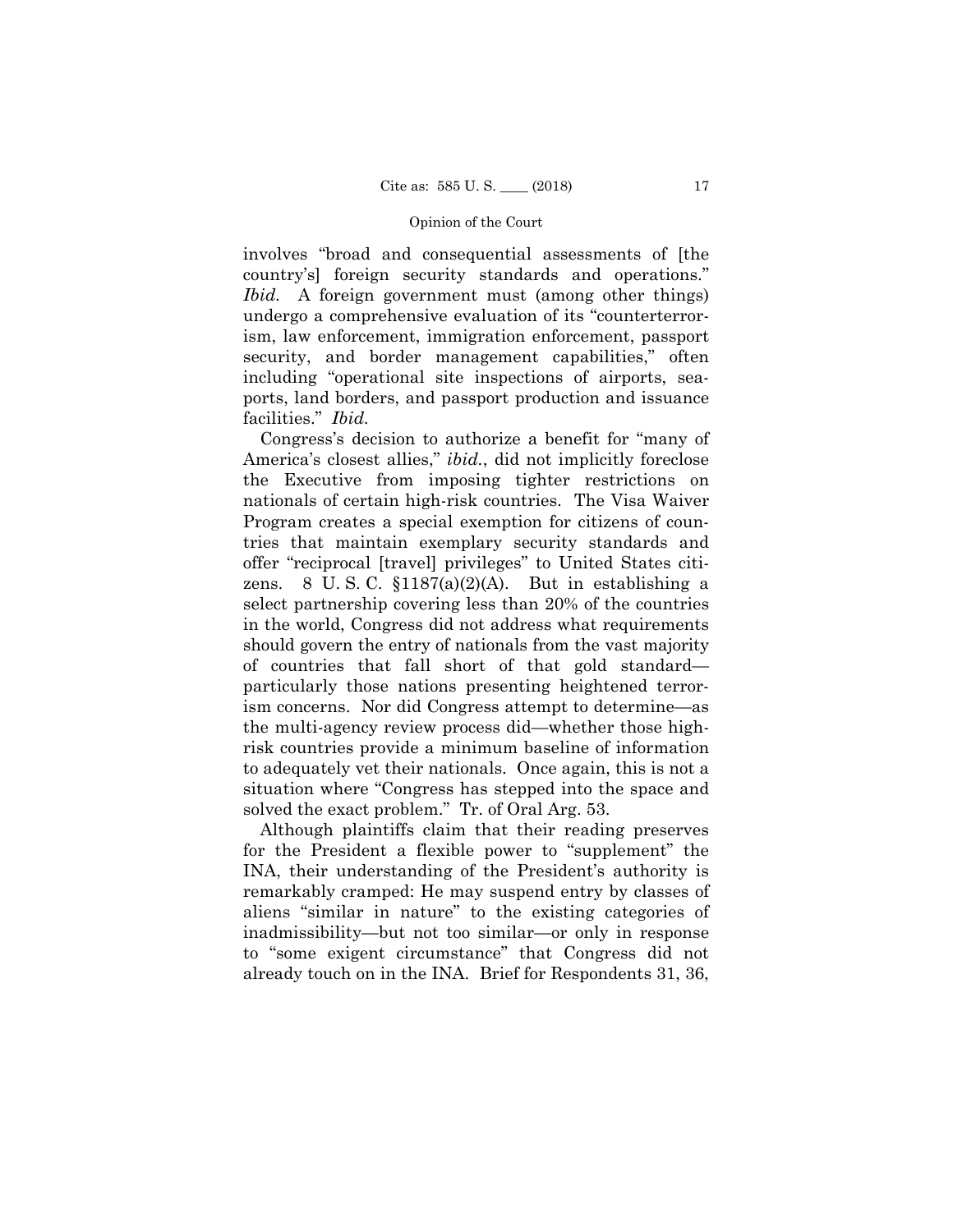involves "broad and consequential assessments of [the country's] foreign security standards and operations." *Ibid.* A foreign government must (among other things) undergo a comprehensive evaluation of its "counterterrorism, law enforcement, immigration enforcement, passport security, and border management capabilities," often including "operational site inspections of airports, seaports, land borders, and passport production and issuance facilities." *Ibid.*

Congress's decision to authorize a benefit for "many of America's closest allies," *ibid.*, did not implicitly foreclose the Executive from imposing tighter restrictions on nationals of certain high-risk countries. The Visa Waiver Program creates a special exemption for citizens of countries that maintain exemplary security standards and offer "reciprocal [travel] privileges" to United States citizens. 8 U. S. C. §1187(a)(2)(A). But in establishing a select partnership covering less than 20% of the countries in the world, Congress did not address what requirements should govern the entry of nationals from the vast majority of countries that fall short of that gold standard—particularly those nations presenting heightened terrorism concerns. Nor did Congress attempt to determine—as the multi-agency review process did—whether those high-risk countries provide a minimum baseline of information to adequately vet their nationals. Once again, this is not a situation where "Congress has stepped into the space and solved the exact problem." Tr. of Oral Arg. 53.

Although plaintiffs claim that their reading preserves for the President a flexible power to "supplement" the INA, their understanding of the President's authority is remarkably cramped: He may suspend entry by classes of aliens "similar in nature" to the existing categories of inadmissibility—but not too similar—or only in response to "some exigent circumstance" that Congress did not already touch on in the INA. Brief for Respondents 31, 36,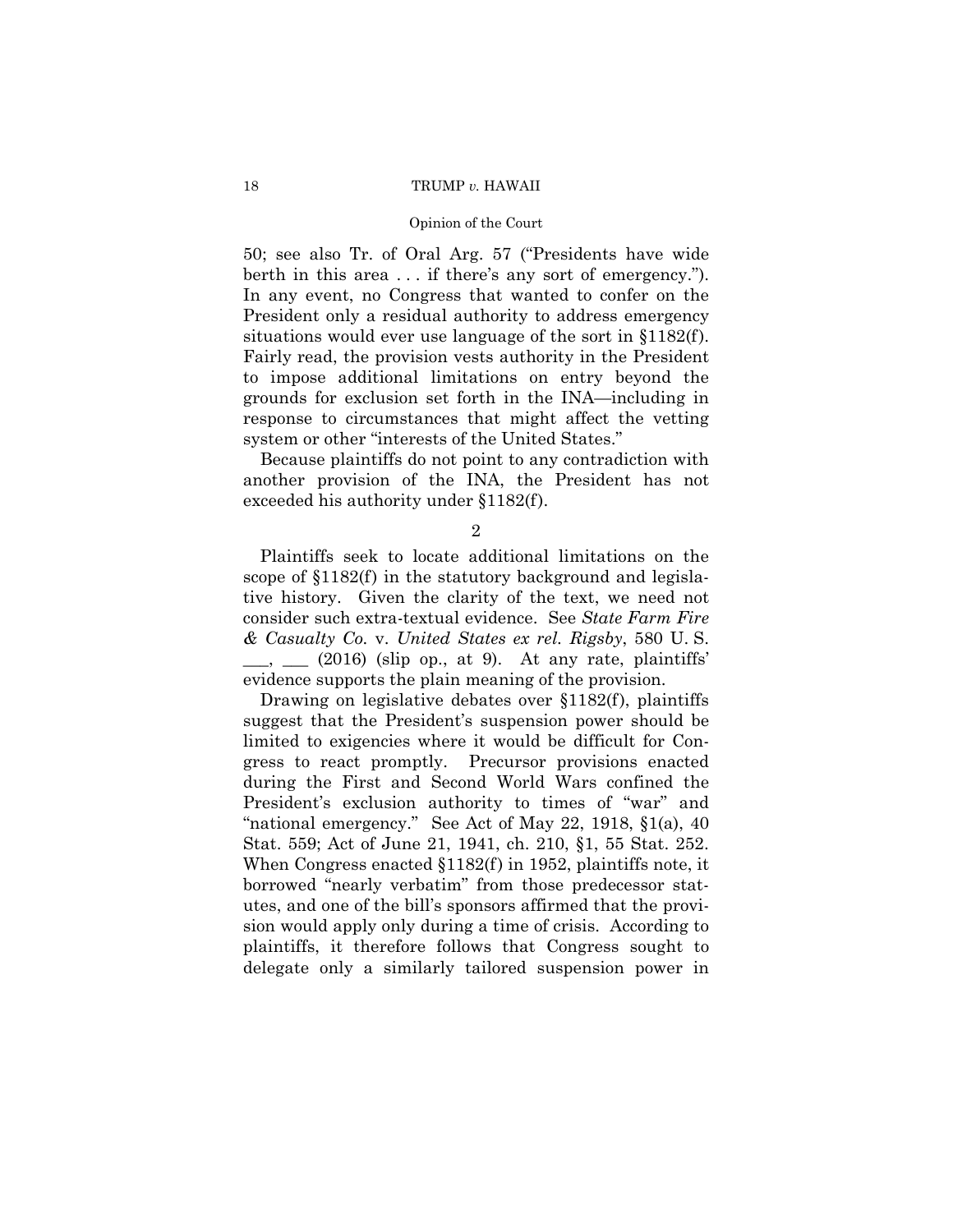50; see also Tr. of Oral Arg. 57 ("Presidents have wide berth in this area . . . if there's any sort of emergency."). In any event, no Congress that wanted to confer on the President only a residual authority to address emergency situations would ever use language of the sort in §1182(f). Fairly read, the provision vests authority in the President to impose additional limitations on entry beyond the grounds for exclusion set forth in the INA—including in response to circumstances that might affect the vetting system or other "interests of the United States."

Because plaintiffs do not point to any contradiction with another provision of the INA, the President has not exceeded his authority under §1182(f).

2

Plaintiffs seek to locate additional limitations on the scope of §1182(f) in the statutory background and legislative history. Given the clarity of the text, we need not consider such extra-textual evidence. See *State Farm Fire & Casualty Co.* v. *United States ex rel. Rigsby*, 580 U. S. ___, ___ (2016) (slip op., at 9). At any rate, plaintiffs' evidence supports the plain meaning of the provision.

Drawing on legislative debates over §1182(f), plaintiffs suggest that the President's suspension power should be limited to exigencies where it would be difficult for Congress to react promptly. Precursor provisions enacted during the First and Second World Wars confined the President's exclusion authority to times of "war" and "national emergency." See Act of May 22, 1918, §1(a), 40 Stat. 559; Act of June 21, 1941, ch. 210, §1, 55 Stat. 252. When Congress enacted §1182(f) in 1952, plaintiffs note, it borrowed "nearly verbatim" from those predecessor statutes, and one of the bill's sponsors affirmed that the provision would apply only during a time of crisis. According to plaintiffs, it therefore follows that Congress sought to delegate only a similarly tailored suspension power in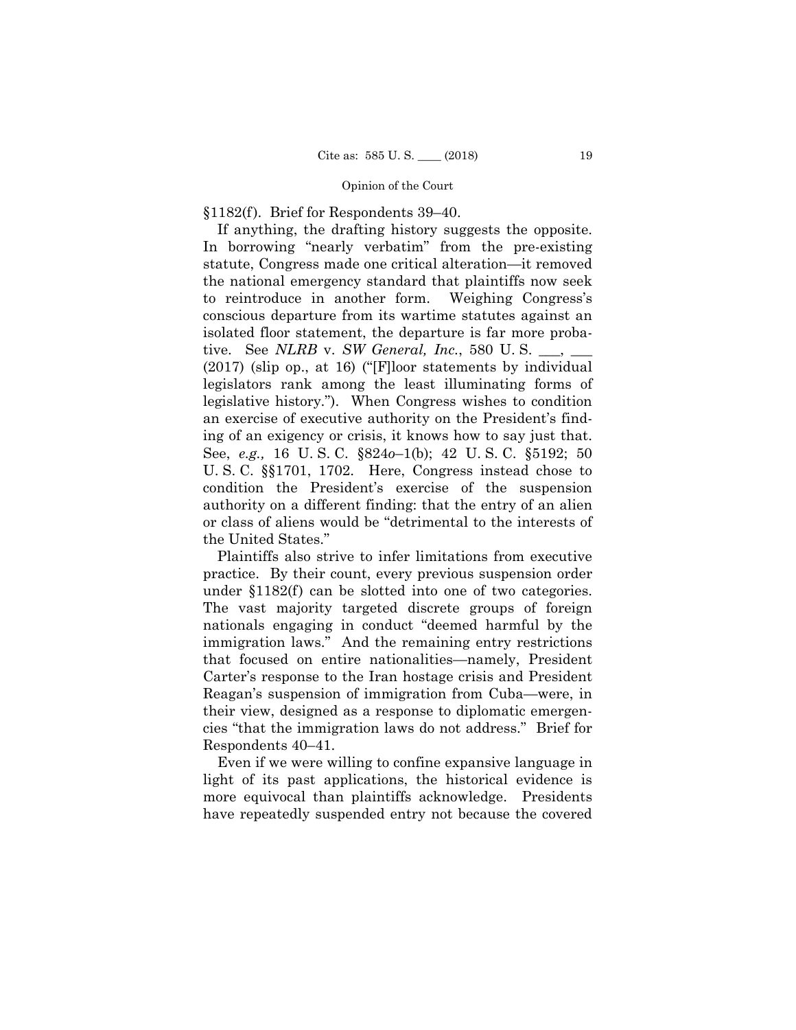§1182(f). Brief for Respondents 39–40.

If anything, the drafting history suggests the opposite. In borrowing "nearly verbatim" from the pre-existing statute, Congress made one critical alteration—it removed the national emergency standard that plaintiffs now seek to reintroduce in another form. Weighing Congress's conscious departure from its wartime statutes against an isolated floor statement, the departure is far more probative. See *NLRB* v. *SW General, Inc.*, 580 U. S. \_\_\_, \_\_\_ (2017) (slip op., at 16) ("[F]loor statements by individual legislators rank among the least illuminating forms of legislative history."). When Congress wishes to condition an exercise of executive authority on the President's finding of an exigency or crisis, it knows how to say just that. See, *e.g.,* 16 U. S. C. §824*o*–1(b); 42 U. S. C. §5192; 50 U. S. C. §§1701, 1702. Here, Congress instead chose to condition the President's exercise of the suspension authority on a different finding: that the entry of an alien or class of aliens would be "detrimental to the interests of the United States."

Plaintiffs also strive to infer limitations from executive practice. By their count, every previous suspension order under §1182(f) can be slotted into one of two categories. The vast majority targeted discrete groups of foreign nationals engaging in conduct "deemed harmful by the immigration laws." And the remaining entry restrictions that focused on entire nationalities—namely, President Carter's response to the Iran hostage crisis and President Reagan's suspension of immigration from Cuba—were, in their view, designed as a response to diplomatic emergencies "that the immigration laws do not address." Brief for Respondents 40–41.

Even if we were willing to confine expansive language in light of its past applications, the historical evidence is more equivocal than plaintiffs acknowledge. Presidents have repeatedly suspended entry not because the covered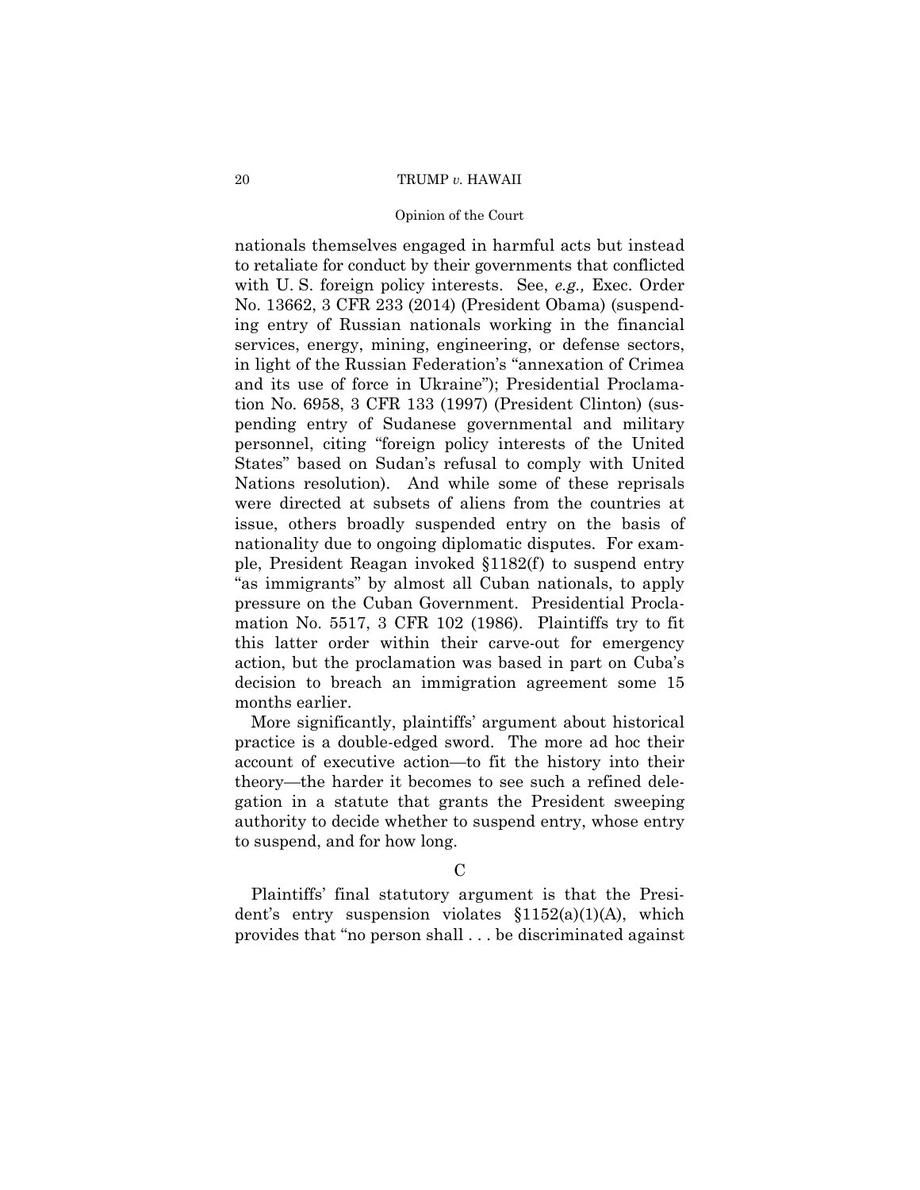nationals themselves engaged in harmful acts but instead to retaliate for conduct by their governments that conflicted with U. S. foreign policy interests. See, *e.g.,* Exec. Order No. 13662, 3 CFR 233 (2014) (President Obama) (suspending entry of Russian nationals working in the financial services, energy, mining, engineering, or defense sectors, in light of the Russian Federation's "annexation of Crimea and its use of force in Ukraine"); Presidential Proclamation No. 6958, 3 CFR 133 (1997) (President Clinton) (suspending entry of Sudanese governmental and military personnel, citing "foreign policy interests of the United States" based on Sudan's refusal to comply with United Nations resolution). And while some of these reprisals were directed at subsets of aliens from the countries at issue, others broadly suspended entry on the basis of nationality due to ongoing diplomatic disputes. For example, President Reagan invoked §1182(f) to suspend entry "as immigrants" by almost all Cuban nationals, to apply pressure on the Cuban Government. Presidential Proclamation No. 5517, 3 CFR 102 (1986). Plaintiffs try to fit this latter order within their carve-out for emergency action, but the proclamation was based in part on Cuba's decision to breach an immigration agreement some 15 months earlier.

More significantly, plaintiffs' argument about historical practice is a double-edged sword. The more ad hoc their account of executive action—to fit the history into their theory—the harder it becomes to see such a refined delegation in a statute that grants the President sweeping authority to decide whether to suspend entry, whose entry to suspend, and for how long.

C

Plaintiffs' final statutory argument is that the President's entry suspension violates §1152(a)(1)(A), which provides that "no person shall . . . be discriminated against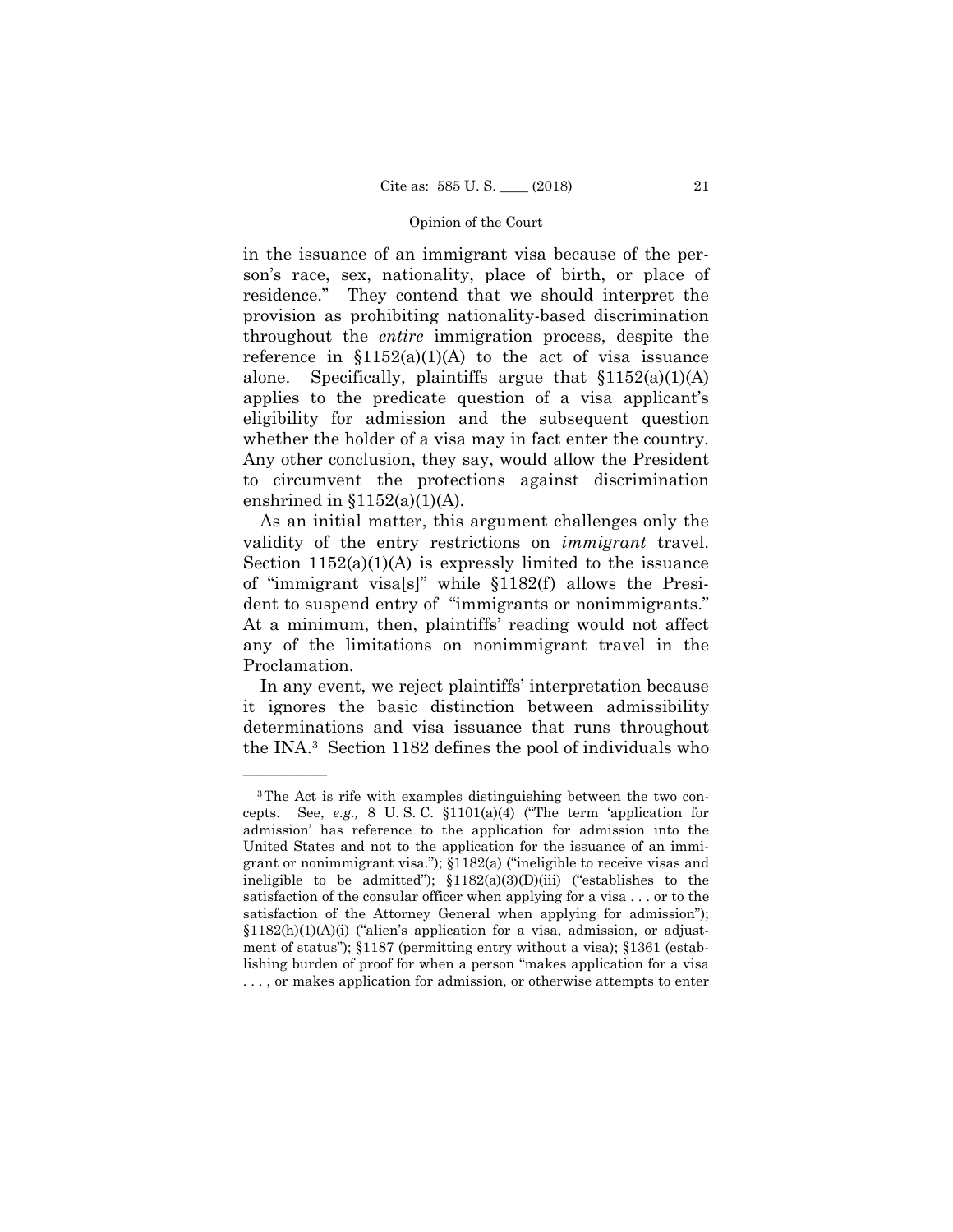in the issuance of an immigrant visa because of the person's race, sex, nationality, place of birth, or place of residence." They contend that we should interpret the provision as prohibiting nationality-based discrimination throughout the *entire* immigration process, despite the reference in §1152(a)(1)(A) to the act of visa issuance alone. Specifically, plaintiffs argue that §1152(a)(1)(A) applies to the predicate question of a visa applicant's eligibility for admission and the subsequent question whether the holder of a visa may in fact enter the country. Any other conclusion, they say, would allow the President to circumvent the protections against discrimination enshrined in §1152(a)(1)(A).

As an initial matter, this argument challenges only the validity of the entry restrictions on *immigrant* travel. Section 1152(a)(1)(A) is expressly limited to the issuance of "immigrant visa[s]" while §1182(f) allows the President to suspend entry of "immigrants or nonimmigrants." At a minimum, then, plaintiffs' reading would not affect any of the limitations on nonimmigrant travel in the Proclamation.

In any event, we reject plaintiffs' interpretation because it ignores the basic distinction between admissibility determinations and visa issuance that runs throughout the INA.[3] Section 1182 defines the pool of individuals who

---

[3] The Act is rife with examples distinguishing between the two concepts. See, *e.g.,* 8 U. S. C. §1101(a)(4) ("The term 'application for admission' has reference to the application for admission into the United States and not to the application for the issuance of an immigrant or nonimmigrant visa."); §1182(a) ("ineligible to receive visas and ineligible to be admitted"); §1182(a)(3)(D)(iii) ("establishes to the satisfaction of the consular officer when applying for a visa . . . or to the satisfaction of the Attorney General when applying for admission"); §1182(h)(1)(A)(i) ("alien's application for a visa, admission, or adjustment of status"); §1187 (permitting entry without a visa); §1361 (establishing burden of proof for when a person "makes application for a visa . . . , or makes application for admission, or otherwise attempts to enter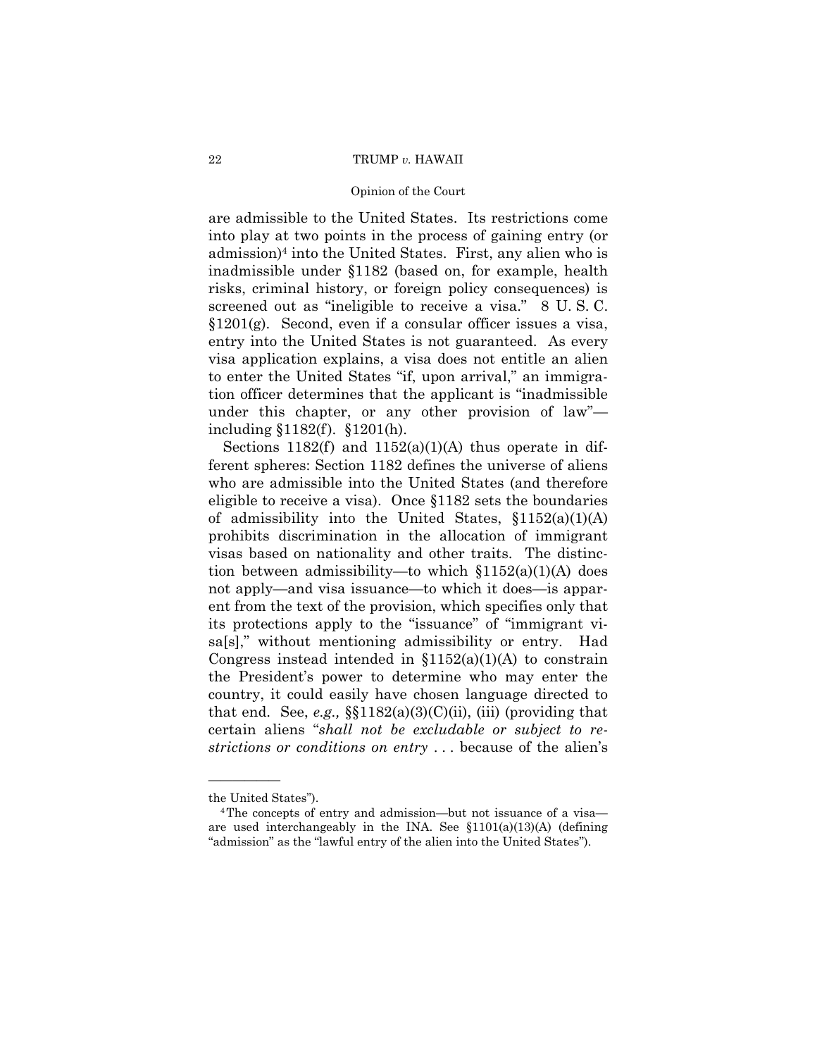are admissible to the United States. Its restrictions come into play at two points in the process of gaining entry (or admission)[4] into the United States. First, any alien who is inadmissible under §1182 (based on, for example, health risks, criminal history, or foreign policy consequences) is screened out as "ineligible to receive a visa." 8 U. S. C. §1201(g). Second, even if a consular officer issues a visa, entry into the United States is not guaranteed. As every visa application explains, a visa does not entitle an alien to enter the United States "if, upon arrival," an immigration officer determines that the applicant is "inadmissible under this chapter, or any other provision of law"—including §1182(f). §1201(h).

Sections 1182(f) and 1152(a)(1)(A) thus operate in different spheres: Section 1182 defines the universe of aliens who are admissible into the United States (and therefore eligible to receive a visa). Once §1182 sets the boundaries of admissibility into the United States, §1152(a)(1)(A) prohibits discrimination in the allocation of immigrant visas based on nationality and other traits. The distinction between admissibility—to which §1152(a)(1)(A) does not apply—and visa issuance—to which it does—is apparent from the text of the provision, which specifies only that its protections apply to the "issuance" of "immigrant visa[s]," without mentioning admissibility or entry. Had Congress instead intended in §1152(a)(1)(A) to constrain the President's power to determine who may enter the country, it could easily have chosen language directed to that end. See, *e.g.,* §§1182(a)(3)(C)(ii), (iii) (providing that certain aliens "*shall not be excludable or subject to restrictions or conditions on entry* . . . because of the alien's

---

the United States").

[4] The concepts of entry and admission—but not issuance of a visa—are used interchangeably in the INA. See §1101(a)(13)(A) (defining "admission" as the "lawful entry of the alien into the United States").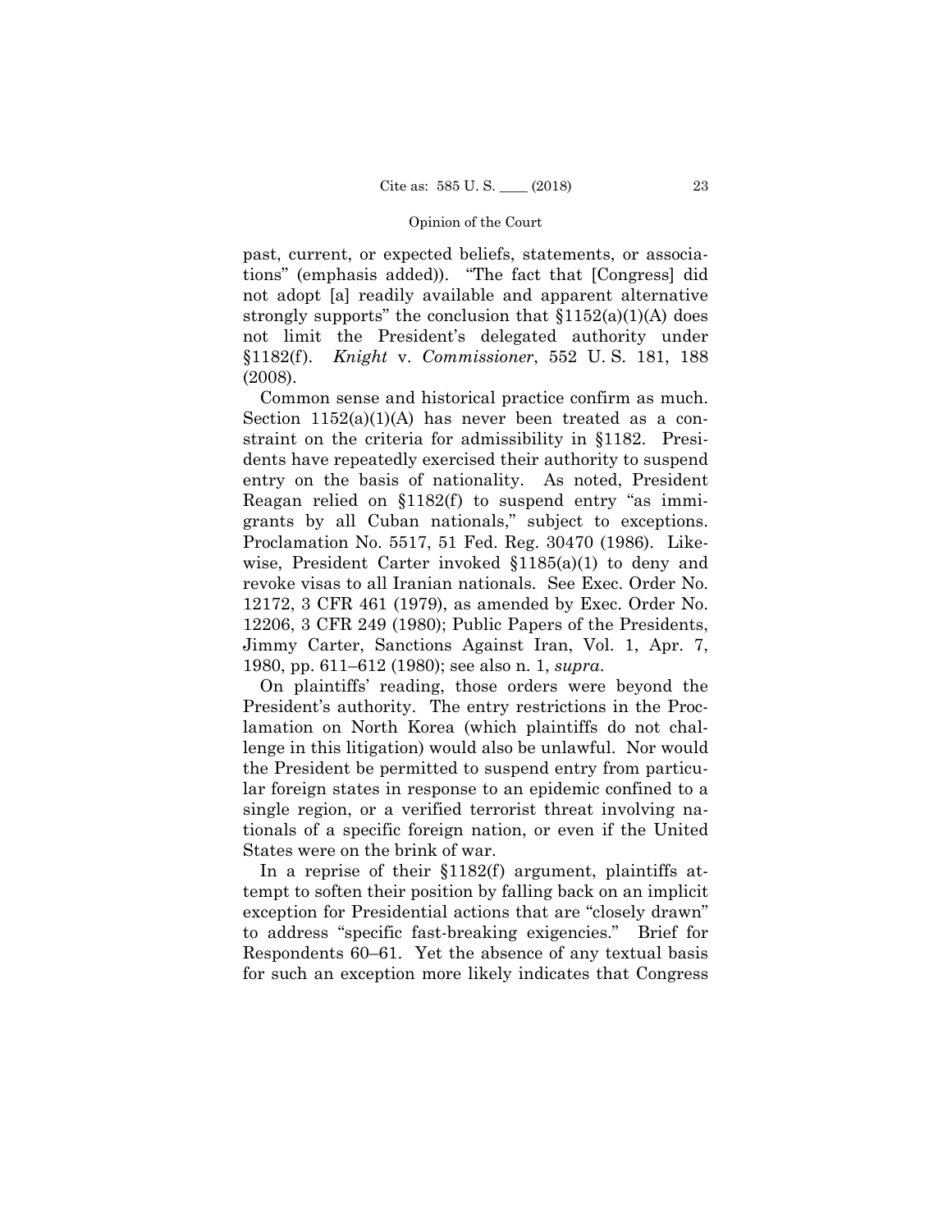past, current, or expected beliefs, statements, or associations" (emphasis added)). "The fact that [Congress] did not adopt [a] readily available and apparent alternative strongly supports" the conclusion that §1152(a)(1)(A) does not limit the President's delegated authority under §1182(f). *Knight* v. *Commissioner*, 552 U. S. 181, 188 (2008).

Common sense and historical practice confirm as much. Section 1152(a)(1)(A) has never been treated as a constraint on the criteria for admissibility in §1182. Presidents have repeatedly exercised their authority to suspend entry on the basis of nationality. As noted, President Reagan relied on §1182(f) to suspend entry "as immigrants by all Cuban nationals," subject to exceptions. Proclamation No. 5517, 51 Fed. Reg. 30470 (1986). Likewise, President Carter invoked §1185(a)(1) to deny and revoke visas to all Iranian nationals. See Exec. Order No. 12172, 3 CFR 461 (1979), as amended by Exec. Order No. 12206, 3 CFR 249 (1980); Public Papers of the Presidents, Jimmy Carter, Sanctions Against Iran, Vol. 1, Apr. 7, 1980, pp. 611–612 (1980); see also n. 1, *supra*.

On plaintiffs' reading, those orders were beyond the President's authority. The entry restrictions in the Proclamation on North Korea (which plaintiffs do not challenge in this litigation) would also be unlawful. Nor would the President be permitted to suspend entry from particular foreign states in response to an epidemic confined to a single region, or a verified terrorist threat involving nationals of a specific foreign nation, or even if the United States were on the brink of war.

In a reprise of their §1182(f) argument, plaintiffs attempt to soften their position by falling back on an implicit exception for Presidential actions that are "closely drawn" to address "specific fast-breaking exigencies." Brief for Respondents 60–61. Yet the absence of any textual basis for such an exception more likely indicates that Congress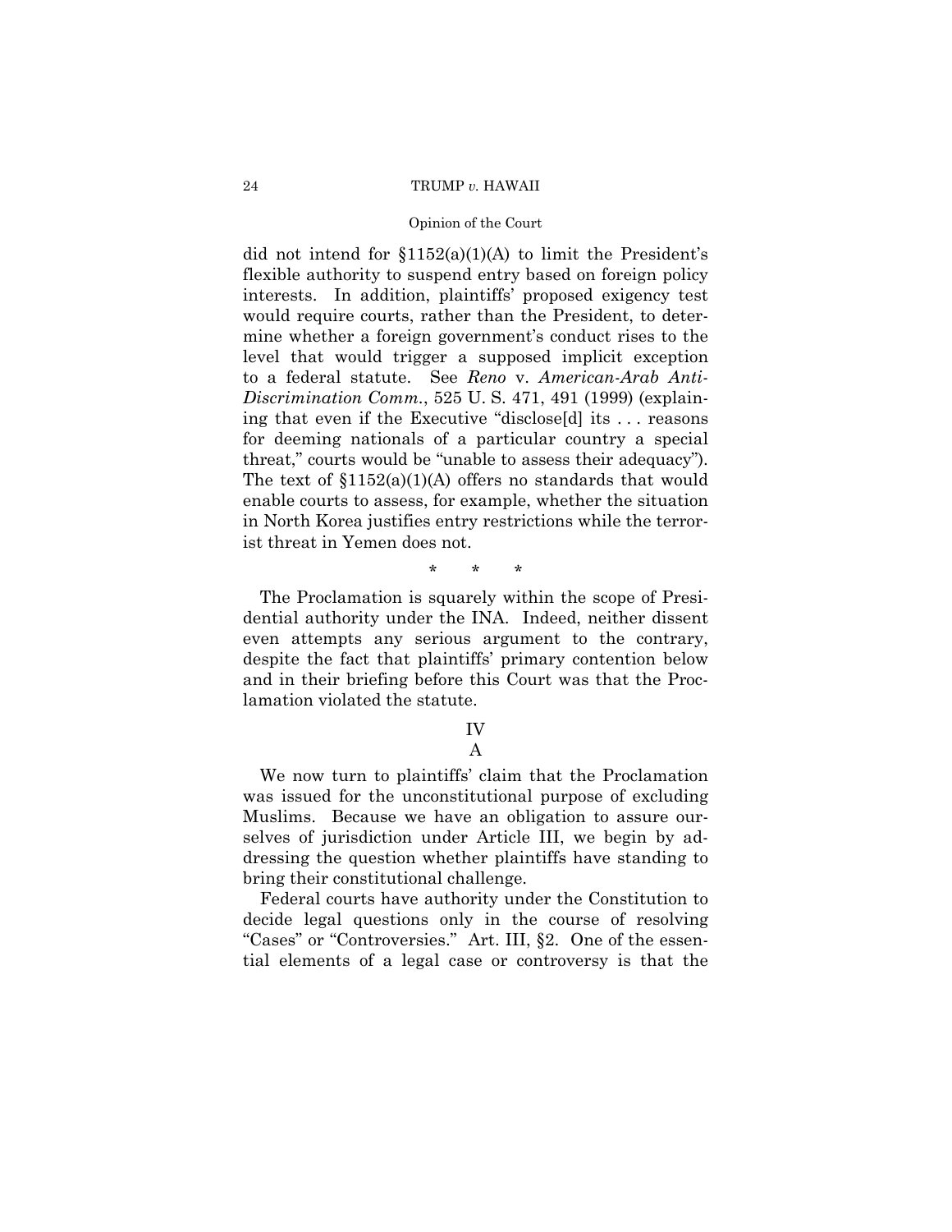did not intend for §1152(a)(1)(A) to limit the President's flexible authority to suspend entry based on foreign policy interests. In addition, plaintiffs' proposed exigency test would require courts, rather than the President, to determine whether a foreign government's conduct rises to the level that would trigger a supposed implicit exception to a federal statute. See *Reno* v. *American-Arab Anti-Discrimination Comm.*, 525 U. S. 471, 491 (1999) (explaining that even if the Executive "disclose[d] its . . . reasons for deeming nationals of a particular country a special threat," courts would be "unable to assess their adequacy"). The text of §1152(a)(1)(A) offers no standards that would enable courts to assess, for example, whether the situation in North Korea justifies entry restrictions while the terrorist threat in Yemen does not.

\* \* \*

The Proclamation is squarely within the scope of Presidential authority under the INA. Indeed, neither dissent even attempts any serious argument to the contrary, despite the fact that plaintiffs' primary contention below and in their briefing before this Court was that the Proclamation violated the statute.

## IV

### A

We now turn to plaintiffs' claim that the Proclamation was issued for the unconstitutional purpose of excluding Muslims. Because we have an obligation to assure ourselves of jurisdiction under Article III, we begin by addressing the question whether plaintiffs have standing to bring their constitutional challenge.

Federal courts have authority under the Constitution to decide legal questions only in the course of resolving "Cases" or "Controversies." Art. III, §2. One of the essential elements of a legal case or controversy is that the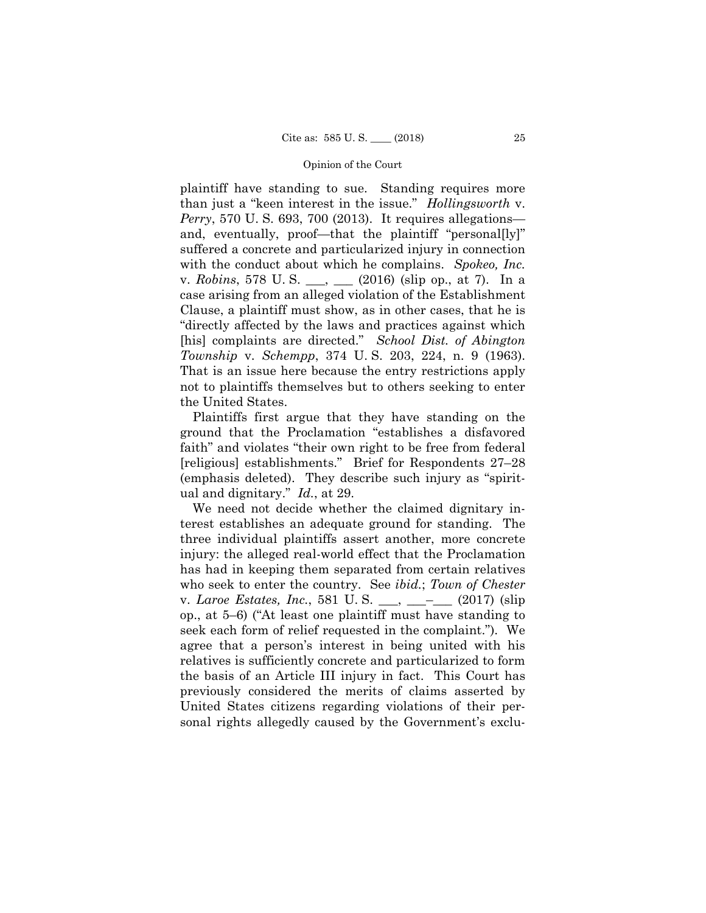plaintiff have standing to sue. Standing requires more than just a "keen interest in the issue." *Hollingsworth* v. *Perry*, 570 U. S. 693, 700 (2013). It requires allegations—and, eventually, proof—that the plaintiff "personal[ly]" suffered a concrete and particularized injury in connection with the conduct about which he complains. *Spokeo, Inc.* v. *Robins*, 578 U. S. ___, ___ (2016) (slip op., at 7). In a case arising from an alleged violation of the Establishment Clause, a plaintiff must show, as in other cases, that he is "directly affected by the laws and practices against which [his] complaints are directed." *School Dist. of Abington Township* v. *Schempp*, 374 U. S. 203, 224, n. 9 (1963). That is an issue here because the entry restrictions apply not to plaintiffs themselves but to others seeking to enter the United States.

Plaintiffs first argue that they have standing on the ground that the Proclamation "establishes a disfavored faith" and violates "their own right to be free from federal [religious] establishments." Brief for Respondents 27–28 (emphasis deleted). They describe such injury as "spiritual and dignitary." *Id.*, at 29.

We need not decide whether the claimed dignitary interest establishes an adequate ground for standing. The three individual plaintiffs assert another, more concrete injury: the alleged real-world effect that the Proclamation has had in keeping them separated from certain relatives who seek to enter the country. See *ibid.*; *Town of Chester* v. *Laroe Estates, Inc.*, 581 U. S. ___, ___–___ (2017) (slip op., at 5–6) ("At least one plaintiff must have standing to seek each form of relief requested in the complaint."). We agree that a person's interest in being united with his relatives is sufficiently concrete and particularized to form the basis of an Article III injury in fact. This Court has previously considered the merits of claims asserted by United States citizens regarding violations of their personal rights allegedly caused by the Government's exclu-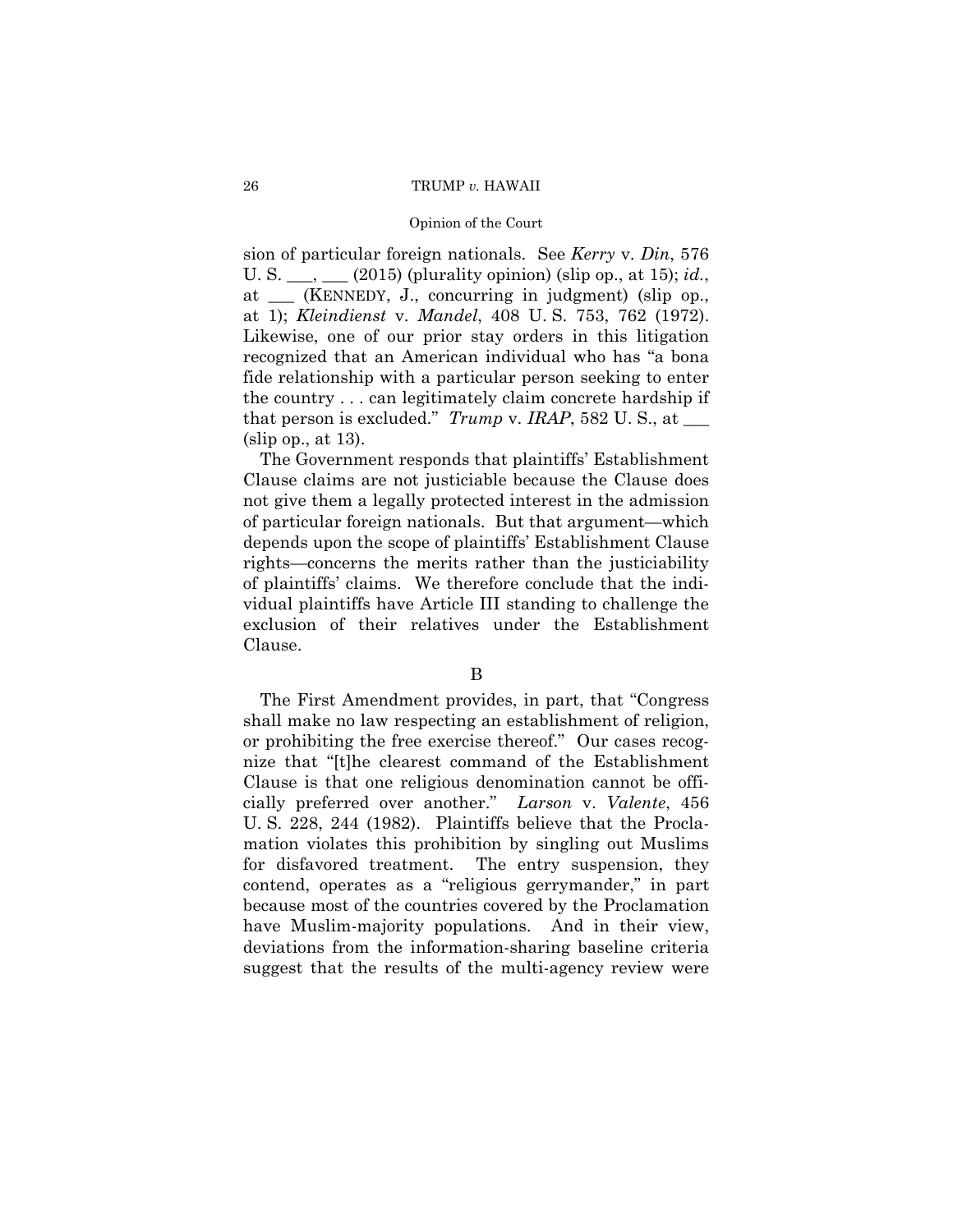sion of particular foreign nationals. See *Kerry* v. *Din*, 576 U. S. ___, ___ (2015) (plurality opinion) (slip op., at 15); *id.*, at ___ (KENNEDY, J., concurring in judgment) (slip op., at 1); *Kleindienst* v. *Mandel*, 408 U. S. 753, 762 (1972). Likewise, one of our prior stay orders in this litigation recognized that an American individual who has "a bona fide relationship with a particular person seeking to enter the country . . . can legitimately claim concrete hardship if that person is excluded." *Trump* v. *IRAP*, 582 U. S., at ___ (slip op., at 13).

The Government responds that plaintiffs' Establishment Clause claims are not justiciable because the Clause does not give them a legally protected interest in the admission of particular foreign nationals. But that argument—which depends upon the scope of plaintiffs' Establishment Clause rights—concerns the merits rather than the justiciability of plaintiffs' claims. We therefore conclude that the individual plaintiffs have Article III standing to challenge the exclusion of their relatives under the Establishment Clause.

B

The First Amendment provides, in part, that "Congress shall make no law respecting an establishment of religion, or prohibiting the free exercise thereof." Our cases recognize that "[t]he clearest command of the Establishment Clause is that one religious denomination cannot be officially preferred over another." *Larson* v. *Valente*, 456 U. S. 228, 244 (1982). Plaintiffs believe that the Proclamation violates this prohibition by singling out Muslims for disfavored treatment. The entry suspension, they contend, operates as a "religious gerrymander," in part because most of the countries covered by the Proclamation have Muslim-majority populations. And in their view, deviations from the information-sharing baseline criteria suggest that the results of the multi-agency review were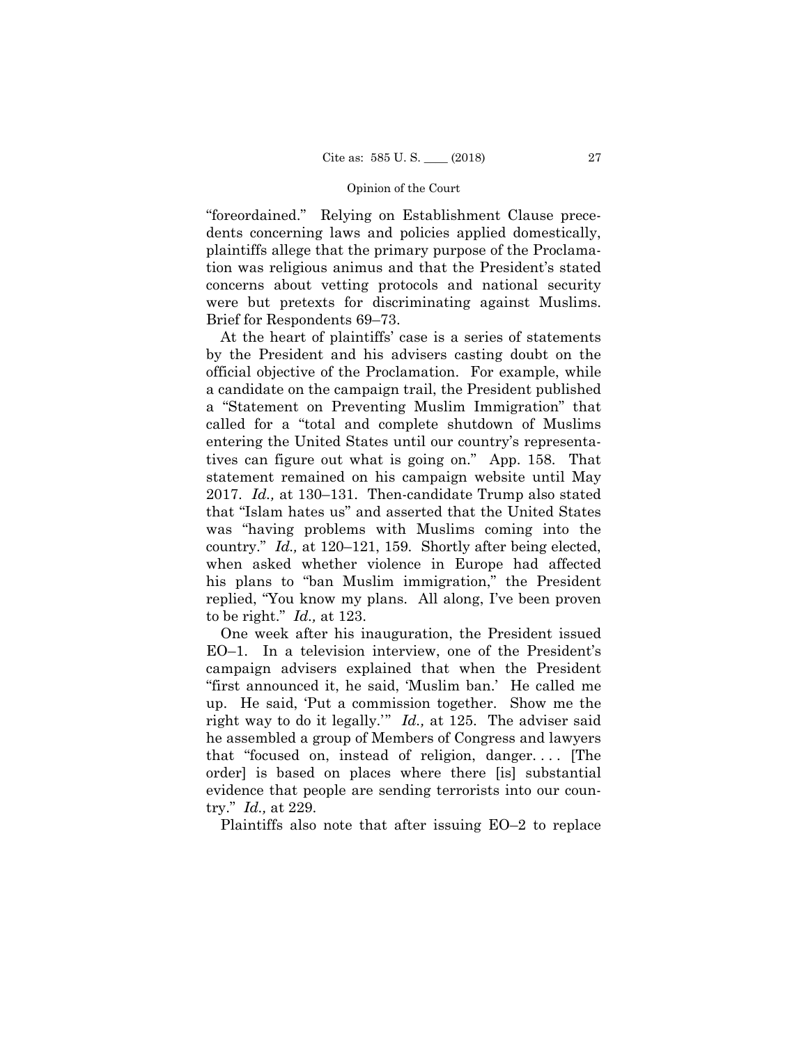"foreordained." Relying on Establishment Clause precedents concerning laws and policies applied domestically, plaintiffs allege that the primary purpose of the Proclamation was religious animus and that the President's stated concerns about vetting protocols and national security were but pretexts for discriminating against Muslims. Brief for Respondents 69–73.

At the heart of plaintiffs' case is a series of statements by the President and his advisers casting doubt on the official objective of the Proclamation. For example, while a candidate on the campaign trail, the President published a "Statement on Preventing Muslim Immigration" that called for a "total and complete shutdown of Muslims entering the United States until our country's representatives can figure out what is going on." App. 158. That statement remained on his campaign website until May 2017. *Id.,* at 130–131. Then-candidate Trump also stated that "Islam hates us" and asserted that the United States was "having problems with Muslims coming into the country." *Id.,* at 120–121, 159. Shortly after being elected, when asked whether violence in Europe had affected his plans to "ban Muslim immigration," the President replied, "You know my plans. All along, I've been proven to be right." *Id.,* at 123.

One week after his inauguration, the President issued EO–1. In a television interview, one of the President's campaign advisers explained that when the President "first announced it, he said, 'Muslim ban.' He called me up. He said, 'Put a commission together. Show me the right way to do it legally.'" *Id.,* at 125. The adviser said he assembled a group of Members of Congress and lawyers that "focused on, instead of religion, danger. . . . [The order] is based on places where there [is] substantial evidence that people are sending terrorists into our country." *Id.,* at 229.

Plaintiffs also note that after issuing EO–2 to replace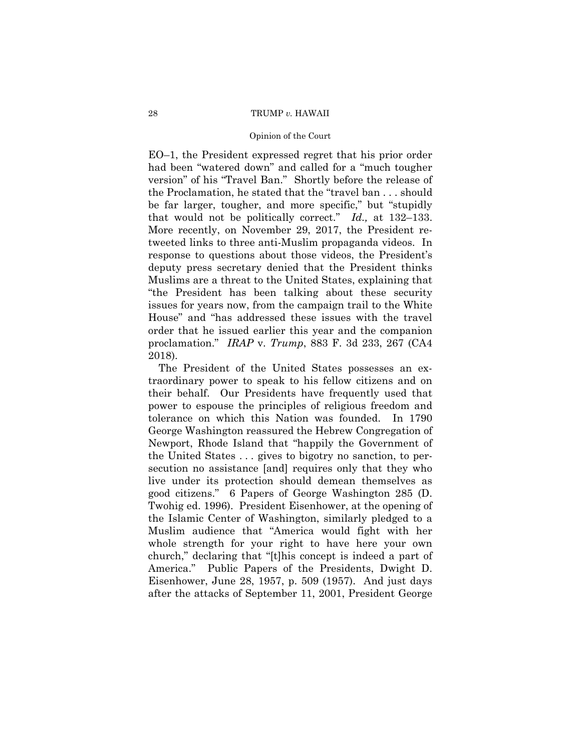EO–1, the President expressed regret that his prior order had been "watered down" and called for a "much tougher version" of his "Travel Ban." Shortly before the release of the Proclamation, he stated that the "travel ban . . . should be far larger, tougher, and more specific," but "stupidly that would not be politically correct." *Id.,* at 132–133. More recently, on November 29, 2017, the President retweeted links to three anti-Muslim propaganda videos. In response to questions about those videos, the President's deputy press secretary denied that the President thinks Muslims are a threat to the United States, explaining that "the President has been talking about these security issues for years now, from the campaign trail to the White House" and "has addressed these issues with the travel order that he issued earlier this year and the companion proclamation." *IRAP* v. *Trump*, 883 F. 3d 233, 267 (CA4 2018).

The President of the United States possesses an extraordinary power to speak to his fellow citizens and on their behalf. Our Presidents have frequently used that power to espouse the principles of religious freedom and tolerance on which this Nation was founded. In 1790 George Washington reassured the Hebrew Congregation of Newport, Rhode Island that "happily the Government of the United States . . . gives to bigotry no sanction, to persecution no assistance [and] requires only that they who live under its protection should demean themselves as good citizens." 6 Papers of George Washington 285 (D. Twohig ed. 1996). President Eisenhower, at the opening of the Islamic Center of Washington, similarly pledged to a Muslim audience that "America would fight with her whole strength for your right to have here your own church," declaring that "[t]his concept is indeed a part of America." Public Papers of the Presidents, Dwight D. Eisenhower, June 28, 1957, p. 509 (1957). And just days after the attacks of September 11, 2001, President George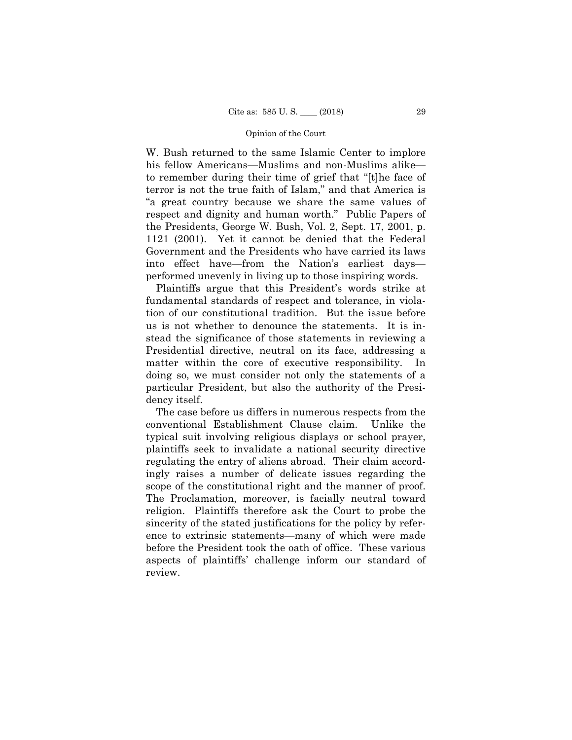W. Bush returned to the same Islamic Center to implore his fellow Americans—Muslims and non-Muslims alike—to remember during their time of grief that "[t]he face of terror is not the true faith of Islam," and that America is "a great country because we share the same values of respect and dignity and human worth." Public Papers of the Presidents, George W. Bush, Vol. 2, Sept. 17, 2001, p. 1121 (2001). Yet it cannot be denied that the Federal Government and the Presidents who have carried its laws into effect have—from the Nation's earliest days—performed unevenly in living up to those inspiring words.

Plaintiffs argue that this President's words strike at fundamental standards of respect and tolerance, in violation of our constitutional tradition. But the issue before us is not whether to denounce the statements. It is instead the significance of those statements in reviewing a Presidential directive, neutral on its face, addressing a matter within the core of executive responsibility. In doing so, we must consider not only the statements of a particular President, but also the authority of the Presidency itself.

The case before us differs in numerous respects from the conventional Establishment Clause claim. Unlike the typical suit involving religious displays or school prayer, plaintiffs seek to invalidate a national security directive regulating the entry of aliens abroad. Their claim accordingly raises a number of delicate issues regarding the scope of the constitutional right and the manner of proof. The Proclamation, moreover, is facially neutral toward religion. Plaintiffs therefore ask the Court to probe the sincerity of the stated justifications for the policy by reference to extrinsic statements—many of which were made before the President took the oath of office. These various aspects of plaintiffs' challenge inform our standard of review.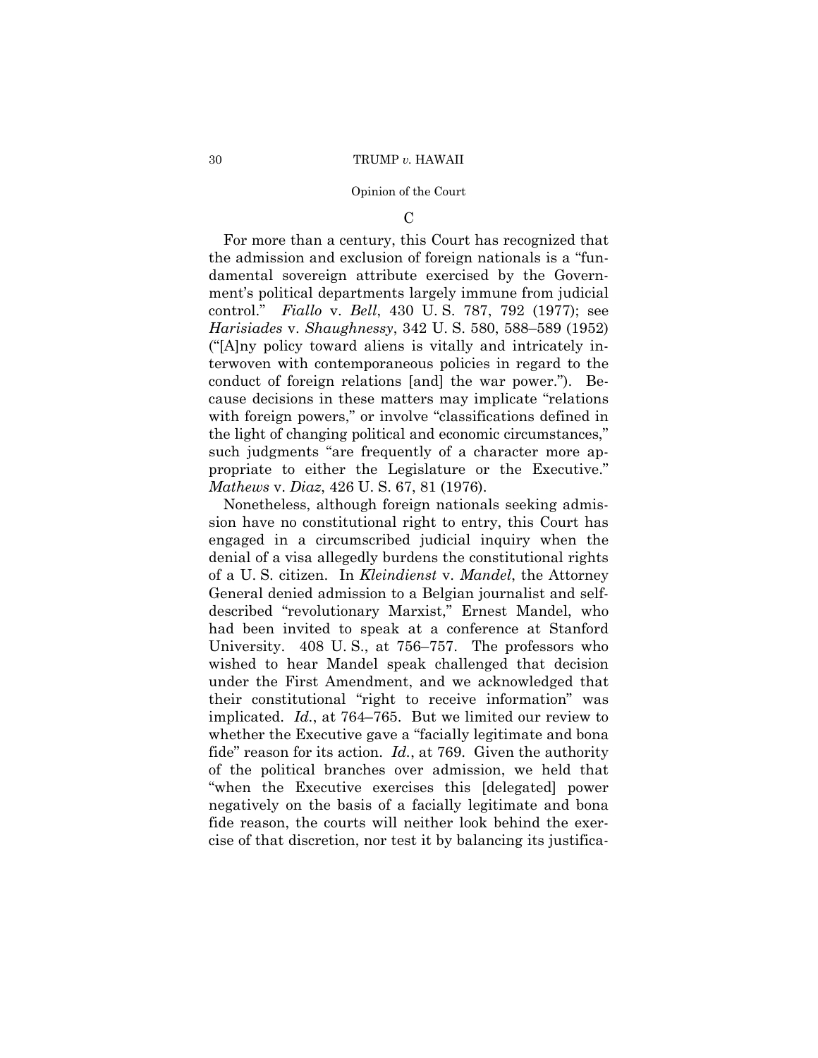### C

For more than a century, this Court has recognized that the admission and exclusion of foreign nationals is a "fundamental sovereign attribute exercised by the Government's political departments largely immune from judicial control." *Fiallo* v. *Bell*, 430 U. S. 787, 792 (1977); see *Harisiades* v. *Shaughnessy*, 342 U. S. 580, 588–589 (1952) ("[A]ny policy toward aliens is vitally and intricately interwoven with contemporaneous policies in regard to the conduct of foreign relations [and] the war power."). Because decisions in these matters may implicate "relations with foreign powers," or involve "classifications defined in the light of changing political and economic circumstances," such judgments "are frequently of a character more appropriate to either the Legislature or the Executive." *Mathews* v. *Diaz*, 426 U. S. 67, 81 (1976).

Nonetheless, although foreign nationals seeking admission have no constitutional right to entry, this Court has engaged in a circumscribed judicial inquiry when the denial of a visa allegedly burdens the constitutional rights of a U. S. citizen. In *Kleindienst* v. *Mandel*, the Attorney General denied admission to a Belgian journalist and self-described "revolutionary Marxist," Ernest Mandel, who had been invited to speak at a conference at Stanford University. 408 U. S., at 756–757. The professors who wished to hear Mandel speak challenged that decision under the First Amendment, and we acknowledged that their constitutional "right to receive information" was implicated. *Id.*, at 764–765. But we limited our review to whether the Executive gave a "facially legitimate and bona fide" reason for its action. *Id.*, at 769. Given the authority of the political branches over admission, we held that "when the Executive exercises this [delegated] power negatively on the basis of a facially legitimate and bona fide reason, the courts will neither look behind the exercise of that discretion, nor test it by balancing its justifica-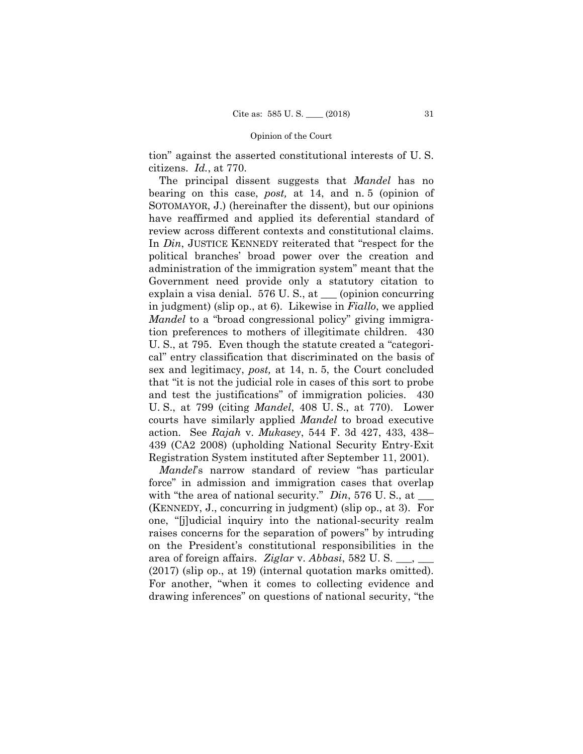tion" against the asserted constitutional interests of U. S. citizens. *Id.*, at 770.

The principal dissent suggests that *Mandel* has no bearing on this case, *post,* at 14, and n. 5 (opinion of SOTOMAYOR, J.) (hereinafter the dissent), but our opinions have reaffirmed and applied its deferential standard of review across different contexts and constitutional claims. In *Din*, JUSTICE KENNEDY reiterated that "respect for the political branches' broad power over the creation and administration of the immigration system" meant that the Government need provide only a statutory citation to explain a visa denial. 576 U. S., at ___ (opinion concurring in judgment) (slip op., at 6). Likewise in *Fiallo*, we applied *Mandel* to a "broad congressional policy" giving immigration preferences to mothers of illegitimate children. 430 U. S., at 795. Even though the statute created a "categorical" entry classification that discriminated on the basis of sex and legitimacy, *post,* at 14, n. 5, the Court concluded that "it is not the judicial role in cases of this sort to probe and test the justifications" of immigration policies. 430 U. S., at 799 (citing *Mandel*, 408 U. S., at 770). Lower courts have similarly applied *Mandel* to broad executive action. See *Rajah* v. *Mukasey*, 544 F. 3d 427, 433, 438–439 (CA2 2008) (upholding National Security Entry-Exit Registration System instituted after September 11, 2001).

*Mandel*'s narrow standard of review "has particular force" in admission and immigration cases that overlap with "the area of national security." *Din*, 576 U. S., at ___ (KENNEDY, J., concurring in judgment) (slip op., at 3). For one, "[j]udicial inquiry into the national-security realm raises concerns for the separation of powers" by intruding on the President's constitutional responsibilities in the area of foreign affairs. *Ziglar* v. *Abbasi*, 582 U. S. ___, ___ (2017) (slip op., at 19) (internal quotation marks omitted). For another, "when it comes to collecting evidence and drawing inferences" on questions of national security, "the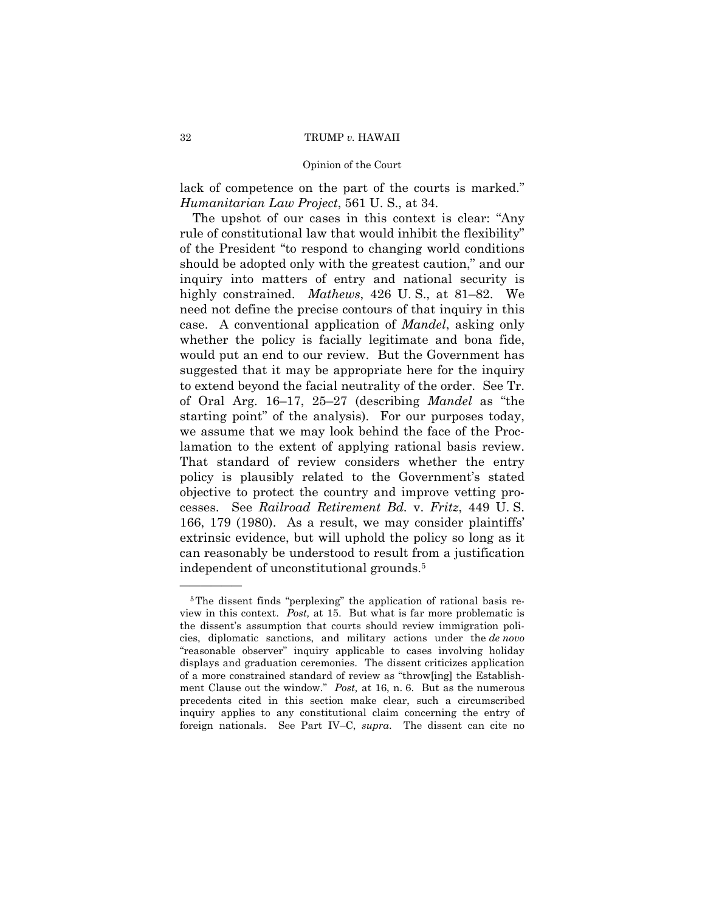lack of competence on the part of the courts is marked." *Humanitarian Law Project*, 561 U. S., at 34.

The upshot of our cases in this context is clear: "Any rule of constitutional law that would inhibit the flexibility" of the President "to respond to changing world conditions should be adopted only with the greatest caution," and our inquiry into matters of entry and national security is highly constrained. *Mathews*, 426 U. S., at 81–82. We need not define the precise contours of that inquiry in this case. A conventional application of *Mandel*, asking only whether the policy is facially legitimate and bona fide, would put an end to our review. But the Government has suggested that it may be appropriate here for the inquiry to extend beyond the facial neutrality of the order. See Tr. of Oral Arg. 16–17, 25–27 (describing *Mandel* as "the starting point" of the analysis). For our purposes today, we assume that we may look behind the face of the Proclamation to the extent of applying rational basis review. That standard of review considers whether the entry policy is plausibly related to the Government's stated objective to protect the country and improve vetting processes. See *Railroad Retirement Bd.* v. *Fritz*, 449 U. S. 166, 179 (1980). As a result, we may consider plaintiffs' extrinsic evidence, but will uphold the policy so long as it can reasonably be understood to result from a justification independent of unconstitutional grounds.[5]

---

[5] The dissent finds "perplexing" the application of rational basis review in this context. *Post,* at 15. But what is far more problematic is the dissent's assumption that courts should review immigration policies, diplomatic sanctions, and military actions under the *de novo* "reasonable observer" inquiry applicable to cases involving holiday displays and graduation ceremonies. The dissent criticizes application of a more constrained standard of review as "throw[ing] the Establishment Clause out the window." *Post,* at 16, n. 6. But as the numerous precedents cited in this section make clear, such a circumscribed inquiry applies to any constitutional claim concerning the entry of foreign nationals. See Part IV–C, *supra*. The dissent can cite no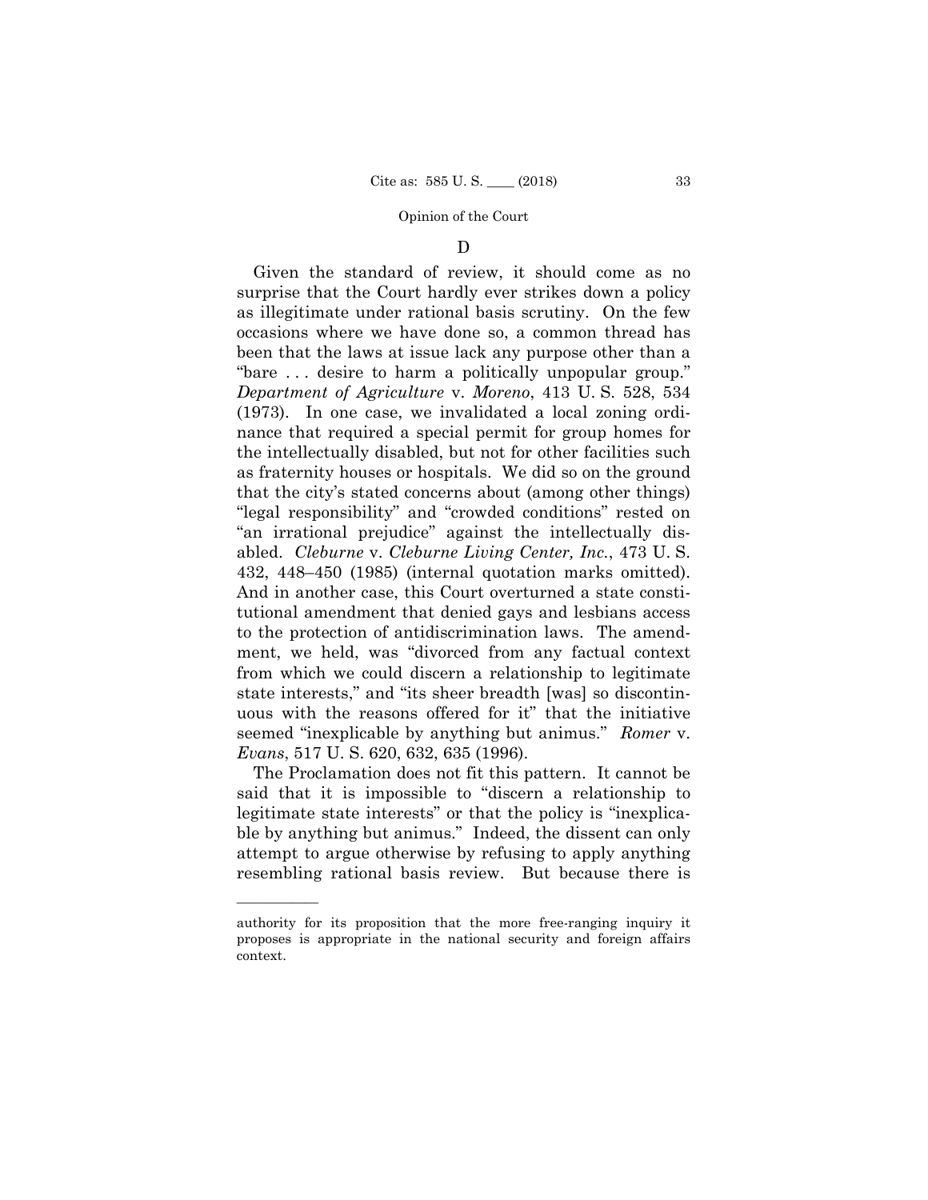### D

Given the standard of review, it should come as no surprise that the Court hardly ever strikes down a policy as illegitimate under rational basis scrutiny. On the few occasions where we have done so, a common thread has been that the laws at issue lack any purpose other than a "bare . . . desire to harm a politically unpopular group." *Department of Agriculture* v. *Moreno*, 413 U. S. 528, 534 (1973). In one case, we invalidated a local zoning ordinance that required a special permit for group homes for the intellectually disabled, but not for other facilities such as fraternity houses or hospitals. We did so on the ground that the city's stated concerns about (among other things) "legal responsibility" and "crowded conditions" rested on "an irrational prejudice" against the intellectually disabled. *Cleburne* v. *Cleburne Living Center, Inc.*, 473 U. S. 432, 448–450 (1985) (internal quotation marks omitted). And in another case, this Court overturned a state constitutional amendment that denied gays and lesbians access to the protection of antidiscrimination laws. The amendment, we held, was "divorced from any factual context from which we could discern a relationship to legitimate state interests," and "its sheer breadth [was] so discontinuous with the reasons offered for it" that the initiative seemed "inexplicable by anything but animus." *Romer* v. *Evans*, 517 U. S. 620, 632, 635 (1996).

The Proclamation does not fit this pattern. It cannot be said that it is impossible to "discern a relationship to legitimate state interests" or that the policy is "inexplicable by anything but animus." Indeed, the dissent can only attempt to argue otherwise by refusing to apply anything resembling rational basis review. But because there is

---

authority for its proposition that the more free-ranging inquiry it proposes is appropriate in the national security and foreign affairs context.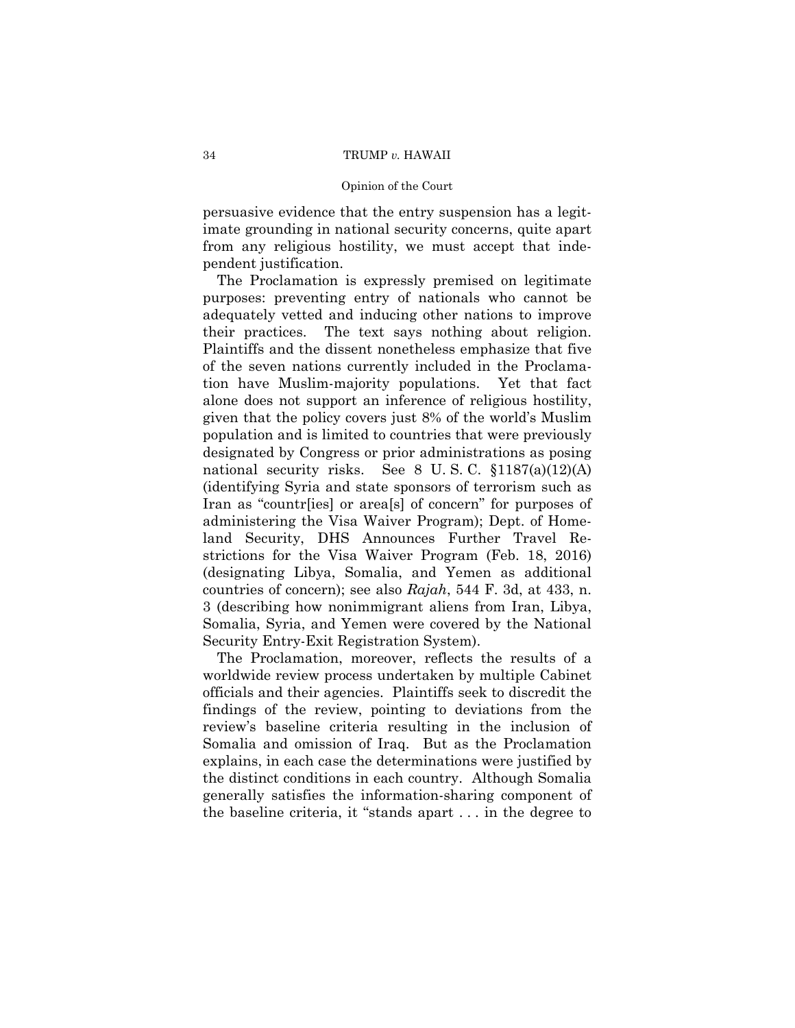persuasive evidence that the entry suspension has a legitimate grounding in national security concerns, quite apart from any religious hostility, we must accept that independent justification.

The Proclamation is expressly premised on legitimate purposes: preventing entry of nationals who cannot be adequately vetted and inducing other nations to improve their practices. The text says nothing about religion. Plaintiffs and the dissent nonetheless emphasize that five of the seven nations currently included in the Proclamation have Muslim-majority populations. Yet that fact alone does not support an inference of religious hostility, given that the policy covers just 8% of the world's Muslim population and is limited to countries that were previously designated by Congress or prior administrations as posing national security risks. See 8 U. S. C. §1187(a)(12)(A) (identifying Syria and state sponsors of terrorism such as Iran as "countr[ies] or area[s] of concern" for purposes of administering the Visa Waiver Program); Dept. of Homeland Security, DHS Announces Further Travel Restrictions for the Visa Waiver Program (Feb. 18, 2016) (designating Libya, Somalia, and Yemen as additional countries of concern); see also *Rajah*, 544 F. 3d, at 433, n. 3 (describing how nonimmigrant aliens from Iran, Libya, Somalia, Syria, and Yemen were covered by the National Security Entry-Exit Registration System).

The Proclamation, moreover, reflects the results of a worldwide review process undertaken by multiple Cabinet officials and their agencies. Plaintiffs seek to discredit the findings of the review, pointing to deviations from the review's baseline criteria resulting in the inclusion of Somalia and omission of Iraq. But as the Proclamation explains, in each case the determinations were justified by the distinct conditions in each country. Although Somalia generally satisfies the information-sharing component of the baseline criteria, it "stands apart . . . in the degree to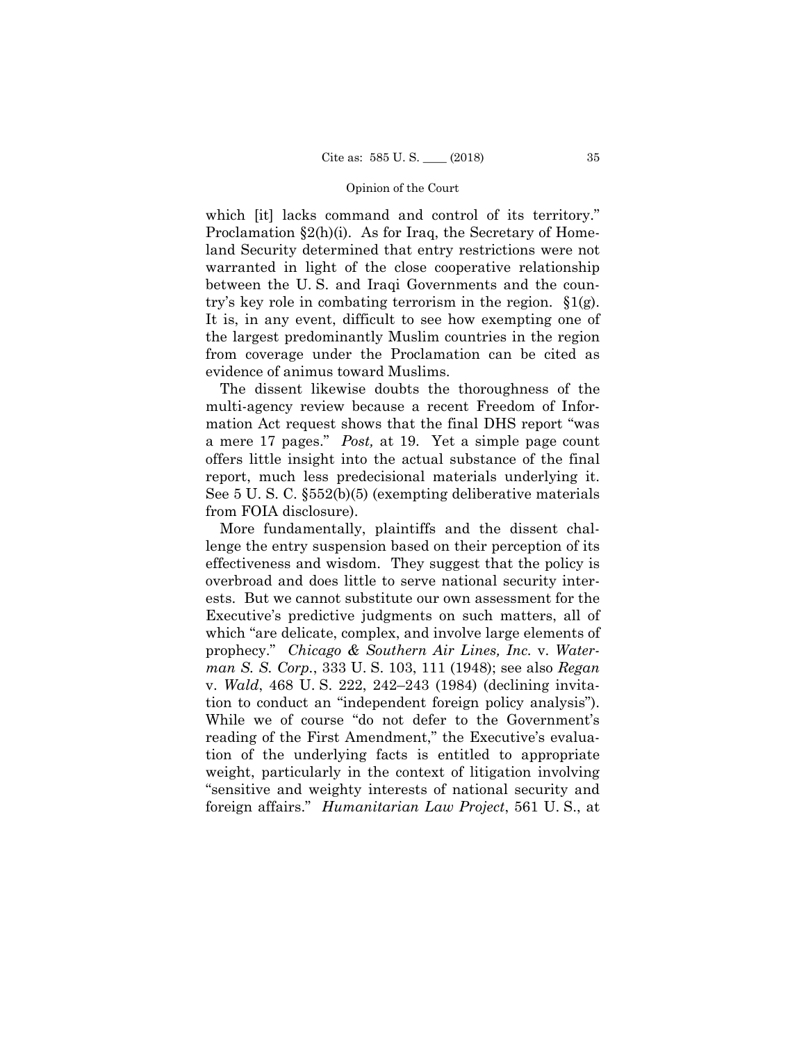which [it] lacks command and control of its territory." Proclamation §2(h)(i). As for Iraq, the Secretary of Homeland Security determined that entry restrictions were not warranted in light of the close cooperative relationship between the U. S. and Iraqi Governments and the country's key role in combating terrorism in the region. §1(g). It is, in any event, difficult to see how exempting one of the largest predominantly Muslim countries in the region from coverage under the Proclamation can be cited as evidence of animus toward Muslims.

The dissent likewise doubts the thoroughness of the multi-agency review because a recent Freedom of Information Act request shows that the final DHS report "was a mere 17 pages." *Post,* at 19. Yet a simple page count offers little insight into the actual substance of the final report, much less predecisional materials underlying it. See 5 U. S. C. §552(b)(5) (exempting deliberative materials from FOIA disclosure).

More fundamentally, plaintiffs and the dissent challenge the entry suspension based on their perception of its effectiveness and wisdom. They suggest that the policy is overbroad and does little to serve national security interests. But we cannot substitute our own assessment for the Executive's predictive judgments on such matters, all of which "are delicate, complex, and involve large elements of prophecy." *Chicago & Southern Air Lines, Inc.* v. *Waterman S. S. Corp.*, 333 U. S. 103, 111 (1948); see also *Regan* v. *Wald*, 468 U. S. 222, 242–243 (1984) (declining invitation to conduct an "independent foreign policy analysis"). While we of course "do not defer to the Government's reading of the First Amendment," the Executive's evaluation of the underlying facts is entitled to appropriate weight, particularly in the context of litigation involving "sensitive and weighty interests of national security and foreign affairs." *Humanitarian Law Project*, 561 U. S., at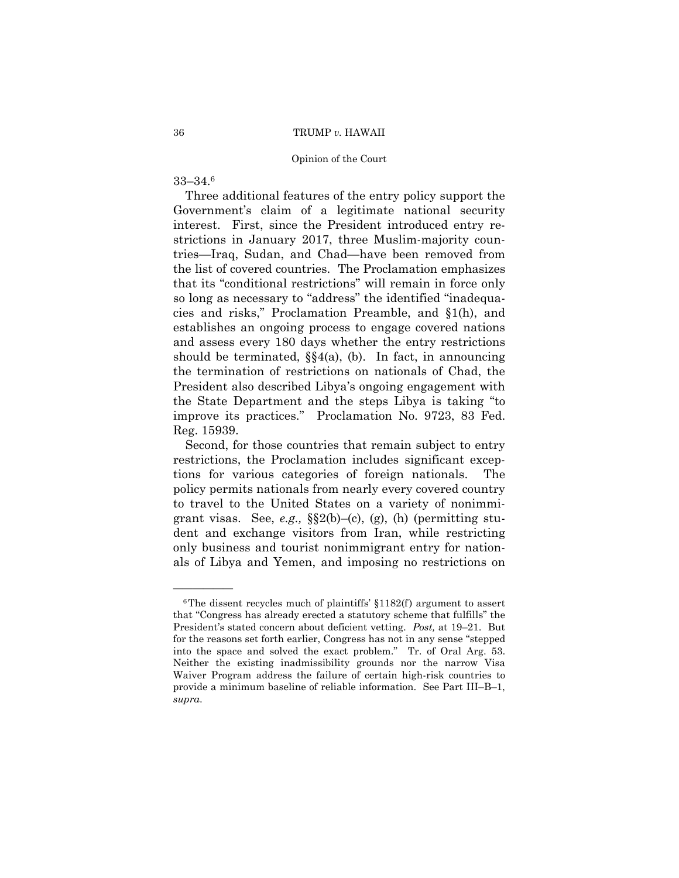33–34.[6]

Three additional features of the entry policy support the Government's claim of a legitimate national security interest. First, since the President introduced entry restrictions in January 2017, three Muslim-majority countries—Iraq, Sudan, and Chad—have been removed from the list of covered countries. The Proclamation emphasizes that its "conditional restrictions" will remain in force only so long as necessary to "address" the identified "inadequacies and risks," Proclamation Preamble, and §1(h), and establishes an ongoing process to engage covered nations and assess every 180 days whether the entry restrictions should be terminated, §§4(a), (b). In fact, in announcing the termination of restrictions on nationals of Chad, the President also described Libya's ongoing engagement with the State Department and the steps Libya is taking "to improve its practices." Proclamation No. 9723, 83 Fed. Reg. 15939.

Second, for those countries that remain subject to entry restrictions, the Proclamation includes significant exceptions for various categories of foreign nationals. The policy permits nationals from nearly every covered country to travel to the United States on a variety of nonimmigrant visas. See, *e.g.,* §§2(b)–(c), (g), (h) (permitting student and exchange visitors from Iran, while restricting only business and tourist nonimmigrant entry for nationals of Libya and Yemen, and imposing no restrictions on

---

[6] The dissent recycles much of plaintiffs' §1182(f) argument to assert that "Congress has already erected a statutory scheme that fulfills" the President's stated concern about deficient vetting. *Post,* at 19–21. But for the reasons set forth earlier, Congress has not in any sense "stepped into the space and solved the exact problem." Tr. of Oral Arg. 53. Neither the existing inadmissibility grounds nor the narrow Visa Waiver Program address the failure of certain high-risk countries to provide a minimum baseline of reliable information. See Part III–B–1, *supra.*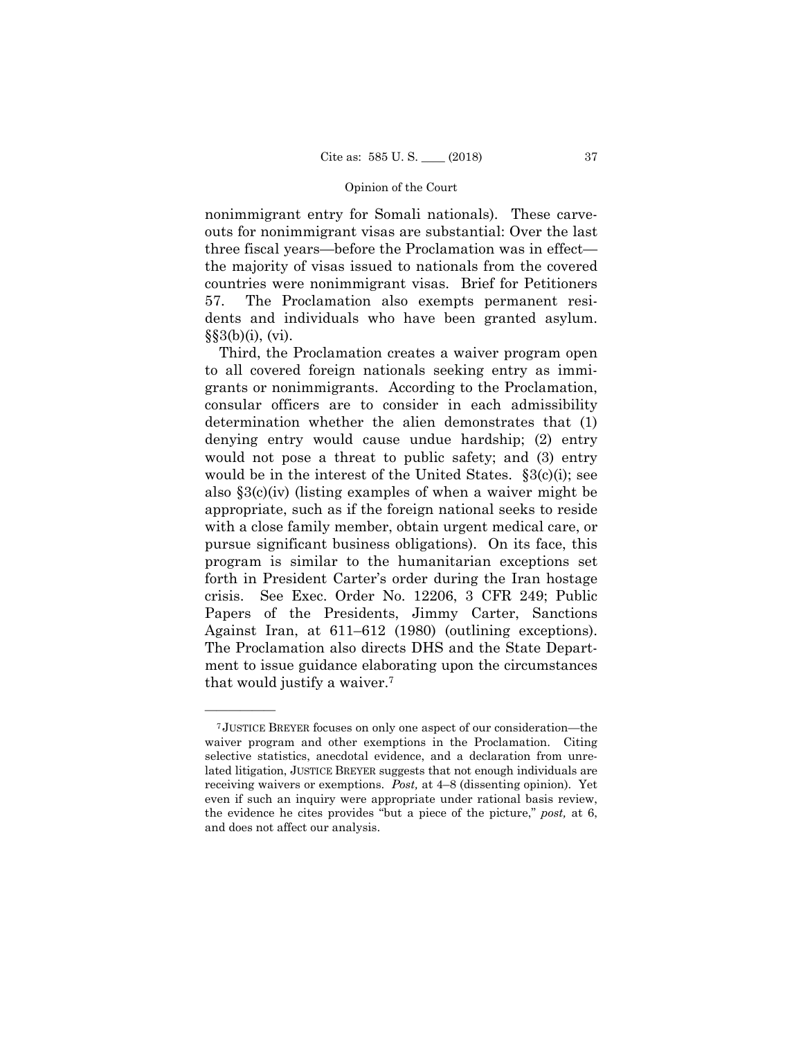nonimmigrant entry for Somali nationals). These carve-outs for nonimmigrant visas are substantial: Over the last three fiscal years—before the Proclamation was in effect—the majority of visas issued to nationals from the covered countries were nonimmigrant visas. Brief for Petitioners 57. The Proclamation also exempts permanent residents and individuals who have been granted asylum. §§3(b)(i), (vi).

Third, the Proclamation creates a waiver program open to all covered foreign nationals seeking entry as immigrants or nonimmigrants. According to the Proclamation, consular officers are to consider in each admissibility determination whether the alien demonstrates that (1) denying entry would cause undue hardship; (2) entry would not pose a threat to public safety; and (3) entry would be in the interest of the United States. §3(c)(i); see also §3(c)(iv) (listing examples of when a waiver might be appropriate, such as if the foreign national seeks to reside with a close family member, obtain urgent medical care, or pursue significant business obligations). On its face, this program is similar to the humanitarian exceptions set forth in President Carter's order during the Iran hostage crisis. See Exec. Order No. 12206, 3 CFR 249; Public Papers of the Presidents, Jimmy Carter, Sanctions Against Iran, at 611–612 (1980) (outlining exceptions). The Proclamation also directs DHS and the State Department to issue guidance elaborating upon the circumstances that would justify a waiver.[7]

---

[7] JUSTICE BREYER focuses on only one aspect of our consideration—the waiver program and other exemptions in the Proclamation. Citing selective statistics, anecdotal evidence, and a declaration from unrelated litigation, JUSTICE BREYER suggests that not enough individuals are receiving waivers or exemptions. *Post,* at 4–8 (dissenting opinion). Yet even if such an inquiry were appropriate under rational basis review, the evidence he cites provides "but a piece of the picture," *post,* at 6, and does not affect our analysis.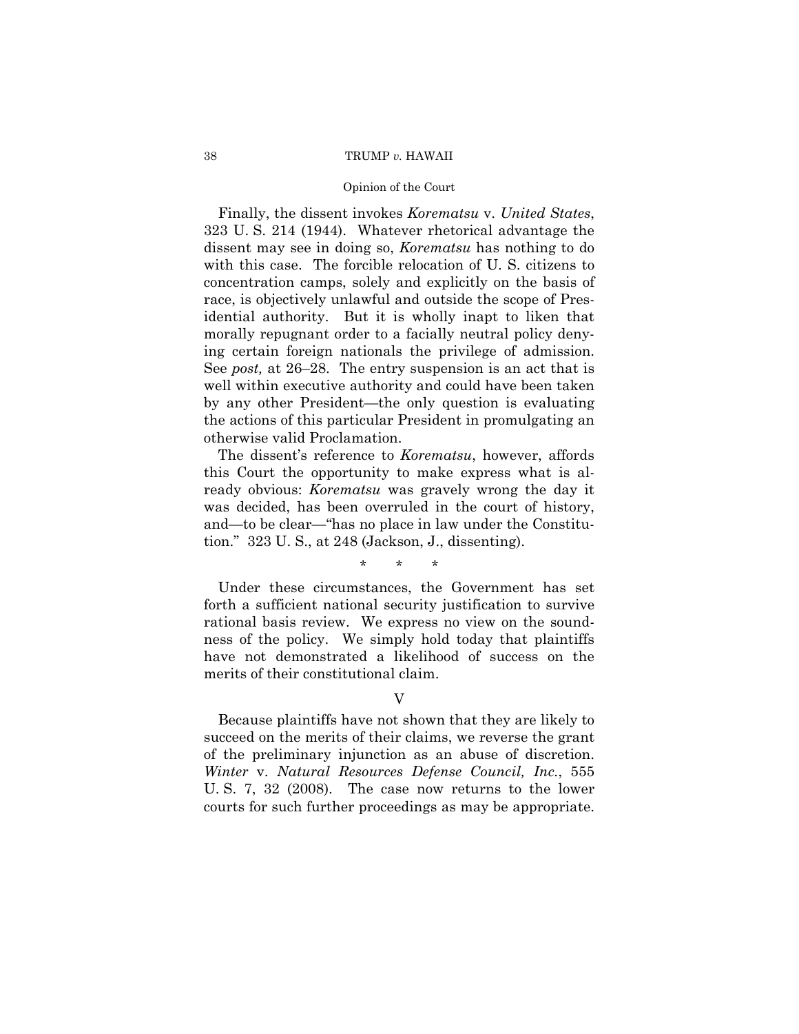Finally, the dissent invokes *Korematsu* v. *United States*, 323 U. S. 214 (1944). Whatever rhetorical advantage the dissent may see in doing so, *Korematsu* has nothing to do with this case. The forcible relocation of U. S. citizens to concentration camps, solely and explicitly on the basis of race, is objectively unlawful and outside the scope of Presidential authority. But it is wholly inapt to liken that morally repugnant order to a facially neutral policy denying certain foreign nationals the privilege of admission. See *post,* at 26–28. The entry suspension is an act that is well within executive authority and could have been taken by any other President—the only question is evaluating the actions of this particular President in promulgating an otherwise valid Proclamation.

The dissent's reference to *Korematsu*, however, affords this Court the opportunity to make express what is already obvious: *Korematsu* was gravely wrong the day it was decided, has been overruled in the court of history, and—to be clear—"has no place in law under the Constitution." 323 U. S., at 248 (Jackson, J., dissenting).

\* \* \*

Under these circumstances, the Government has set forth a sufficient national security justification to survive rational basis review. We express no view on the soundness of the policy. We simply hold today that plaintiffs have not demonstrated a likelihood of success on the merits of their constitutional claim.

## V

Because plaintiffs have not shown that they are likely to succeed on the merits of their claims, we reverse the grant of the preliminary injunction as an abuse of discretion. *Winter* v. *Natural Resources Defense Council, Inc.*, 555 U. S. 7, 32 (2008). The case now returns to the lower courts for such further proceedings as may be appropriate.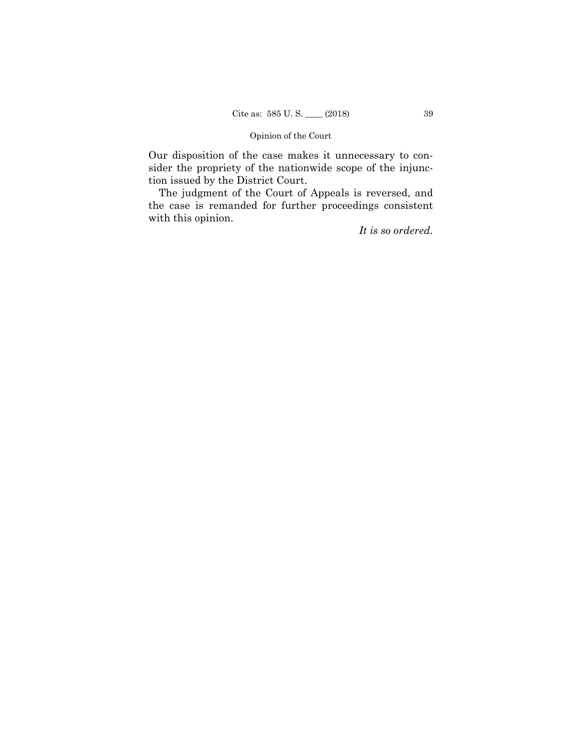Our disposition of the case makes it unnecessary to consider the propriety of the nationwide scope of the injunction issued by the District Court.

The judgment of the Court of Appeals is reversed, and the case is remanded for further proceedings consistent with this opinion.

*It is so ordered.*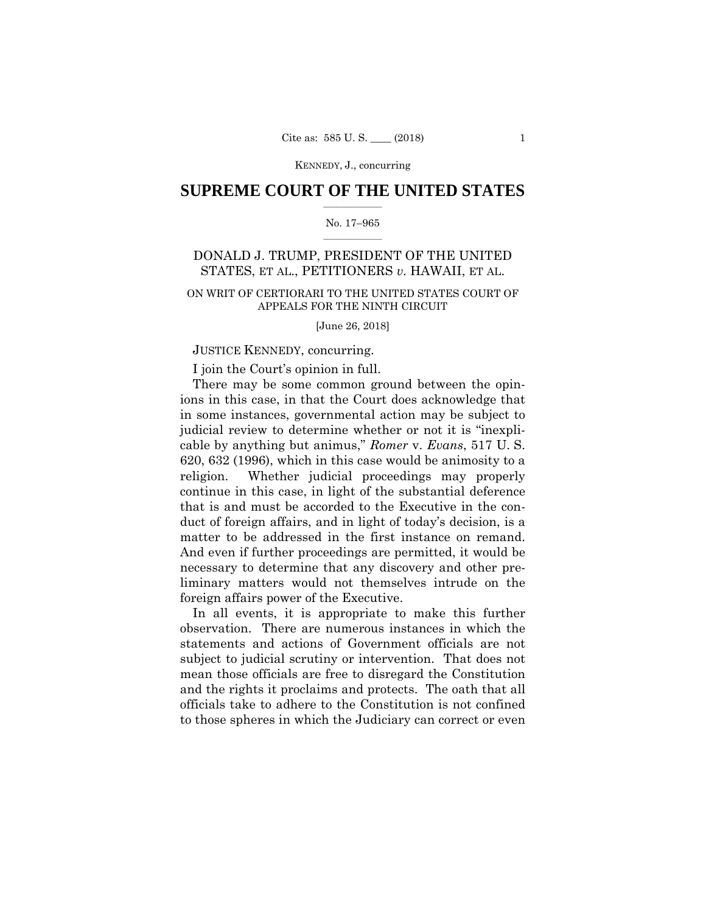# SUPREME COURT OF THE UNITED STATES

No. 17–965

DONALD J. TRUMP, PRESIDENT OF THE UNITED STATES, ET AL., PETITIONERS *v.* HAWAII, ET AL.

ON WRIT OF CERTIORARI TO THE UNITED STATES COURT OF APPEALS FOR THE NINTH CIRCUIT

[June 26, 2018]

JUSTICE KENNEDY, concurring.

I join the Court's opinion in full.

There may be some common ground between the opinions in this case, in that the Court does acknowledge that in some instances, governmental action may be subject to judicial review to determine whether or not it is "inexplicable by anything but animus," *Romer* v. *Evans*, 517 U. S. 620, 632 (1996), which in this case would be animosity to a religion. Whether judicial proceedings may properly continue in this case, in light of the substantial deference that is and must be accorded to the Executive in the conduct of foreign affairs, and in light of today's decision, is a matter to be addressed in the first instance on remand. And even if further proceedings are permitted, it would be necessary to determine that any discovery and other preliminary matters would not themselves intrude on the foreign affairs power of the Executive.

In all events, it is appropriate to make this further observation. There are numerous instances in which the statements and actions of Government officials are not subject to judicial scrutiny or intervention. That does not mean those officials are free to disregard the Constitution and the rights it proclaims and protects. The oath that all officials take to adhere to the Constitution is not confined to those spheres in which the Judiciary can correct or even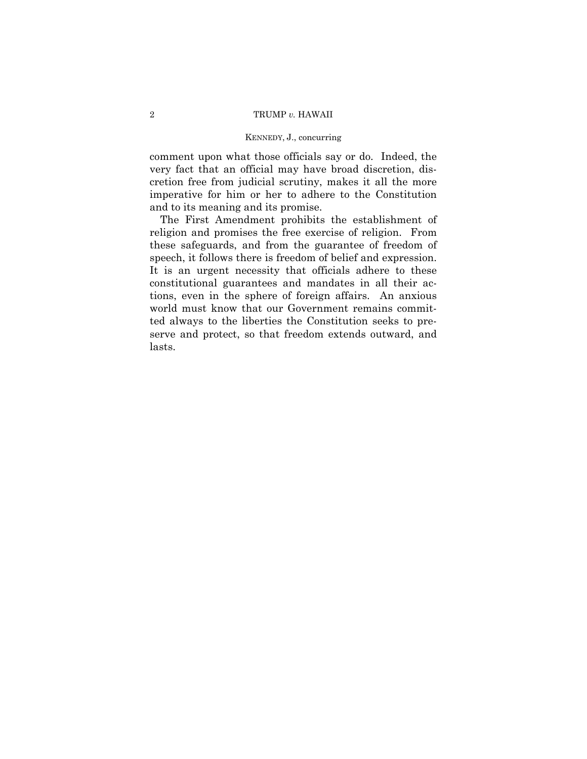comment upon what those officials say or do. Indeed, the very fact that an official may have broad discretion, discretion free from judicial scrutiny, makes it all the more imperative for him or her to adhere to the Constitution and to its meaning and its promise.

The First Amendment prohibits the establishment of religion and promises the free exercise of religion. From these safeguards, and from the guarantee of freedom of speech, it follows there is freedom of belief and expression. It is an urgent necessity that officials adhere to these constitutional guarantees and mandates in all their actions, even in the sphere of foreign affairs. An anxious world must know that our Government remains committed always to the liberties the Constitution seeks to preserve and protect, so that freedom extends outward, and lasts.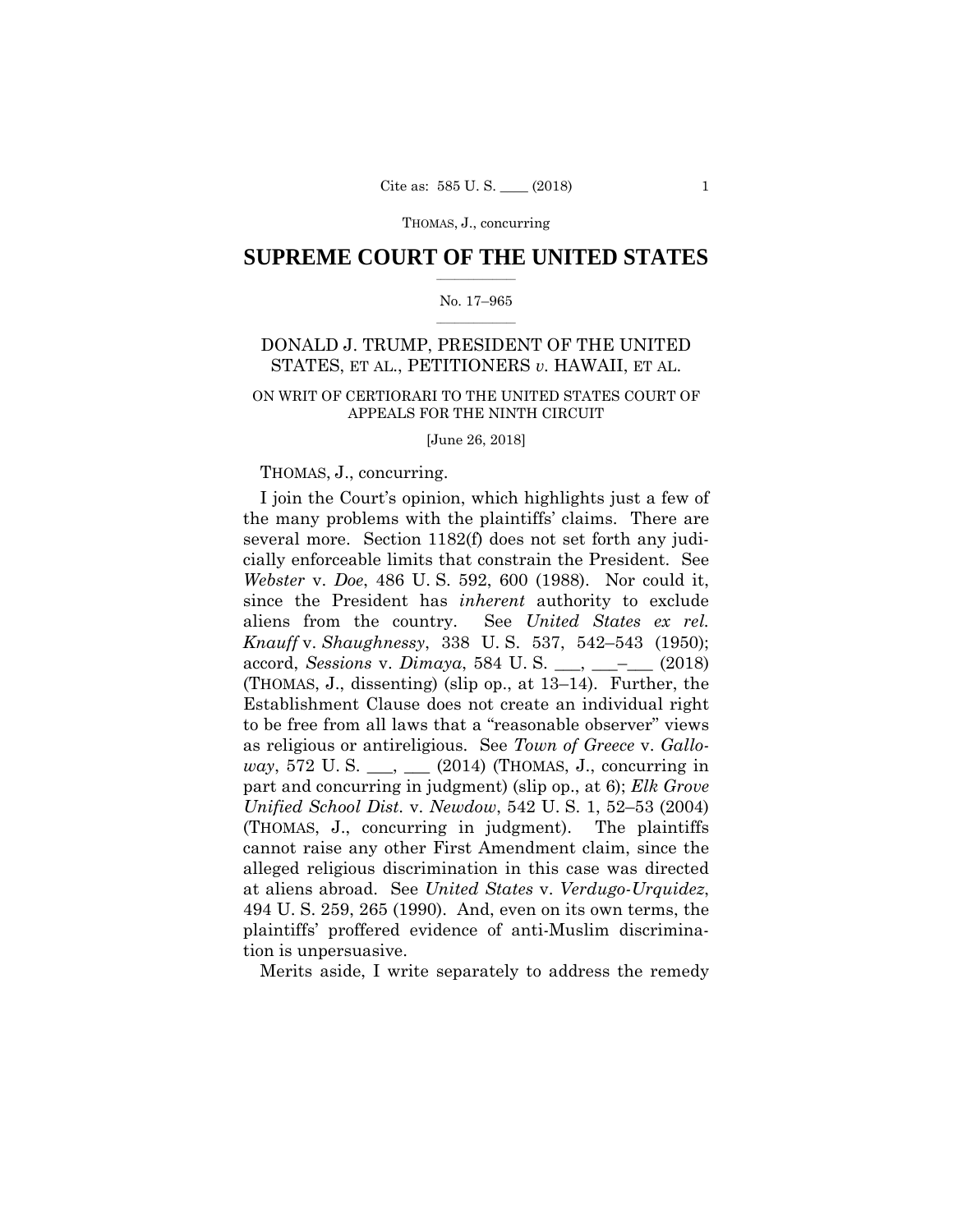## SUPREME COURT OF THE UNITED STATES

No. 17–965

DONALD J. TRUMP, PRESIDENT OF THE UNITED STATES, ET AL., PETITIONERS *v.* HAWAII, ET AL.

ON WRIT OF CERTIORARI TO THE UNITED STATES COURT OF APPEALS FOR THE NINTH CIRCUIT

[June 26, 2018]

THOMAS, J., concurring.

I join the Court's opinion, which highlights just a few of the many problems with the plaintiffs' claims. There are several more. Section 1182(f) does not set forth any judicially enforceable limits that constrain the President. See *Webster* v. *Doe*, 486 U. S. 592, 600 (1988). Nor could it, since the President has *inherent* authority to exclude aliens from the country. See *United States ex rel. Knauff* v. *Shaughnessy*, 338 U. S. 537, 542–543 (1950); accord, *Sessions* v. *Dimaya*, 584 U. S. ___, ___–___ (2018) (THOMAS, J., dissenting) (slip op., at 13–14). Further, the Establishment Clause does not create an individual right to be free from all laws that a "reasonable observer" views as religious or antireligious. See *Town of Greece* v. *Galloway*, 572 U. S. ___, ___ (2014) (THOMAS, J., concurring in part and concurring in judgment) (slip op., at 6); *Elk Grove Unified School Dist.* v. *Newdow*, 542 U. S. 1, 52–53 (2004) (THOMAS, J., concurring in judgment). The plaintiffs cannot raise any other First Amendment claim, since the alleged religious discrimination in this case was directed at aliens abroad. See *United States* v. *Verdugo-Urquidez*, 494 U. S. 259, 265 (1990). And, even on its own terms, the plaintiffs' proffered evidence of anti-Muslim discrimination is unpersuasive.

Merits aside, I write separately to address the remedy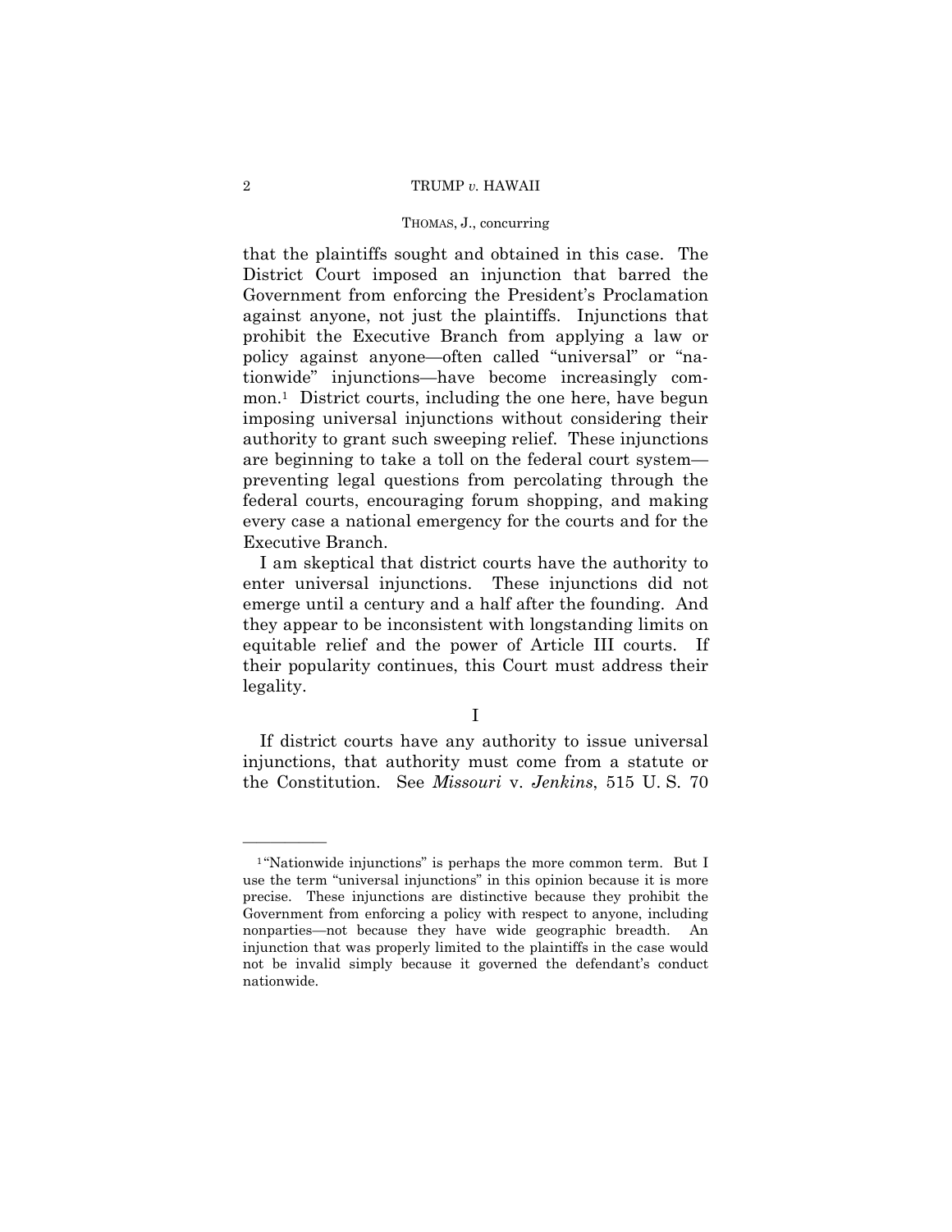that the plaintiffs sought and obtained in this case. The District Court imposed an injunction that barred the Government from enforcing the President's Proclamation against anyone, not just the plaintiffs. Injunctions that prohibit the Executive Branch from applying a law or policy against anyone—often called "universal" or "nationwide" injunctions—have become increasingly common.[1] District courts, including the one here, have begun imposing universal injunctions without considering their authority to grant such sweeping relief. These injunctions are beginning to take a toll on the federal court system—preventing legal questions from percolating through the federal courts, encouraging forum shopping, and making every case a national emergency for the courts and for the Executive Branch.

I am skeptical that district courts have the authority to enter universal injunctions. These injunctions did not emerge until a century and a half after the founding. And they appear to be inconsistent with longstanding limits on equitable relief and the power of Article III courts. If their popularity continues, this Court must address their legality.

I

If district courts have any authority to issue universal injunctions, that authority must come from a statute or the Constitution. See *Missouri* v. *Jenkins*, 515 U. S. 70

---

[1] "Nationwide injunctions" is perhaps the more common term. But I use the term "universal injunctions" in this opinion because it is more precise. These injunctions are distinctive because they prohibit the Government from enforcing a policy with respect to anyone, including nonparties—not because they have wide geographic breadth. An injunction that was properly limited to the plaintiffs in the case would not be invalid simply because it governed the defendant's conduct nationwide.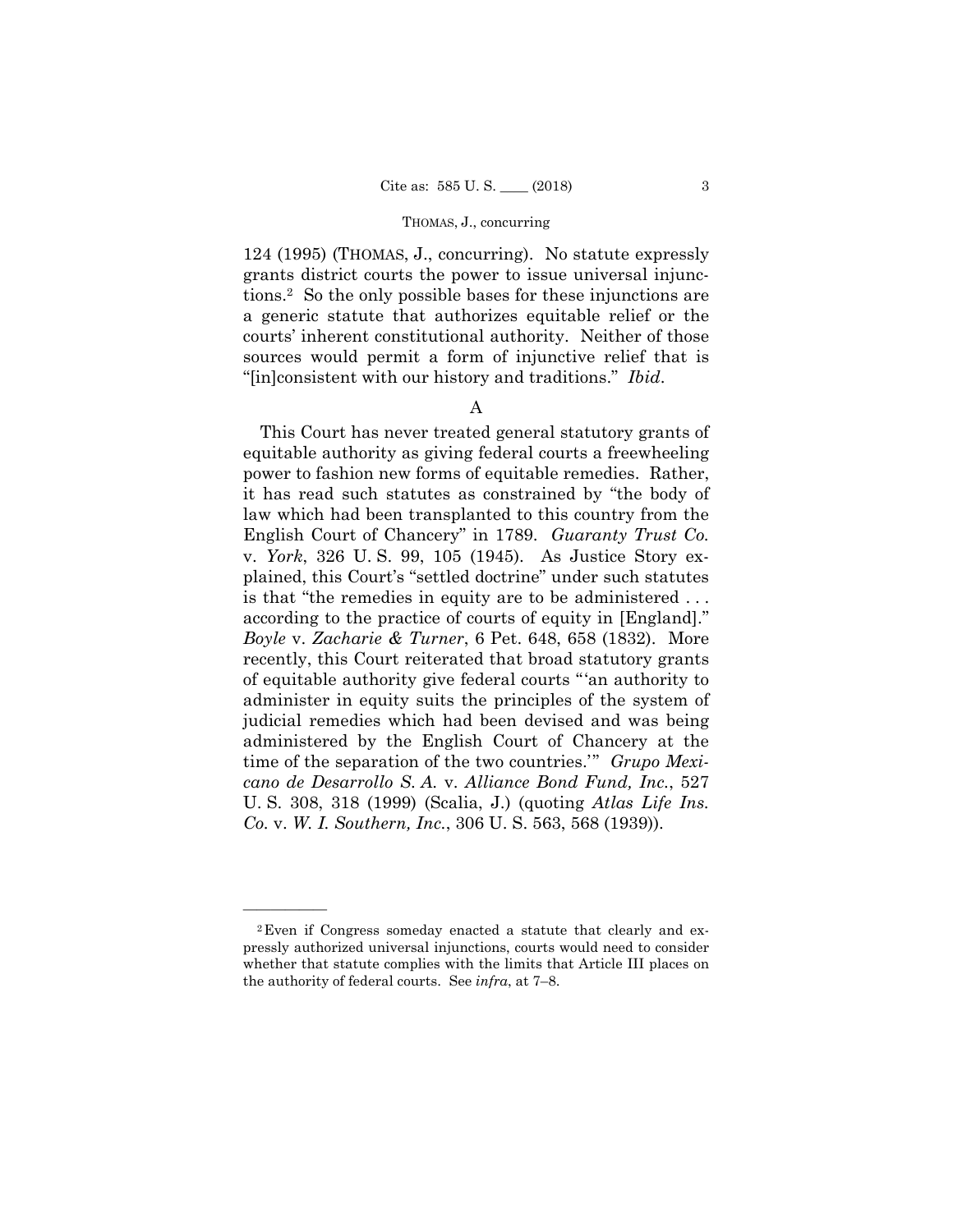124 (1995) (THOMAS, J., concurring). No statute expressly grants district courts the power to issue universal injunctions.[2] So the only possible bases for these injunctions are a generic statute that authorizes equitable relief or the courts' inherent constitutional authority. Neither of those sources would permit a form of injunctive relief that is "[in]consistent with our history and traditions." *Ibid*.

A

This Court has never treated general statutory grants of equitable authority as giving federal courts a freewheeling power to fashion new forms of equitable remedies. Rather, it has read such statutes as constrained by "the body of law which had been transplanted to this country from the English Court of Chancery" in 1789. *Guaranty Trust Co.* v. *York*, 326 U. S. 99, 105 (1945). As Justice Story explained, this Court's "settled doctrine" under such statutes is that "the remedies in equity are to be administered . . . according to the practice of courts of equity in [England]." *Boyle* v. *Zacharie & Turner*, 6 Pet. 648, 658 (1832). More recently, this Court reiterated that broad statutory grants of equitable authority give federal courts "'an authority to administer in equity suits the principles of the system of judicial remedies which had been devised and was being administered by the English Court of Chancery at the time of the separation of the two countries.'" *Grupo Mexicano de Desarrollo S. A.* v. *Alliance Bond Fund, Inc.*, 527 U. S. 308, 318 (1999) (Scalia, J.) (quoting *Atlas Life Ins. Co.* v. *W. I. Southern, Inc.*, 306 U. S. 563, 568 (1939)).

---

[2] Even if Congress someday enacted a statute that clearly and expressly authorized universal injunctions, courts would need to consider whether that statute complies with the limits that Article III places on the authority of federal courts. See *infra*, at 7–8.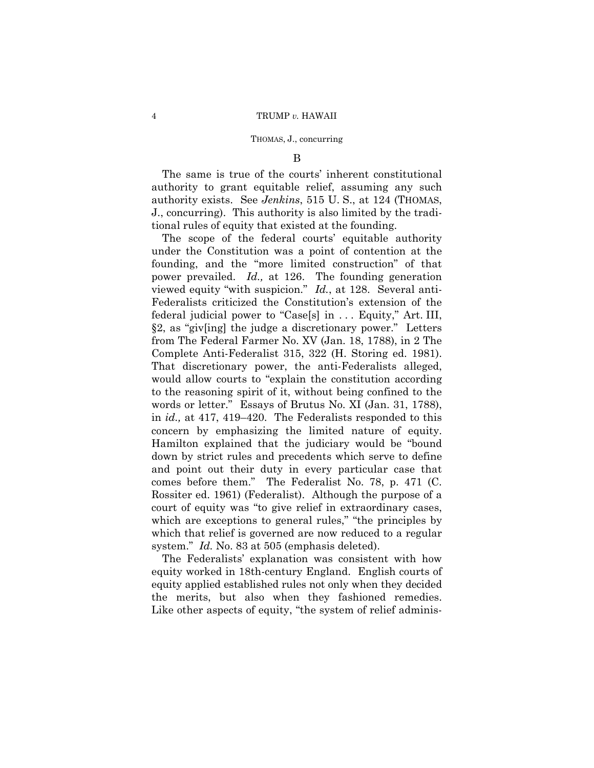### B

The same is true of the courts' inherent constitutional authority to grant equitable relief, assuming any such authority exists. See *Jenkins*, 515 U. S., at 124 (THOMAS, J., concurring). This authority is also limited by the traditional rules of equity that existed at the founding.

The scope of the federal courts' equitable authority under the Constitution was a point of contention at the founding, and the "more limited construction" of that power prevailed. *Id.,* at 126. The founding generation viewed equity "with suspicion." *Id.*, at 128. Several anti-Federalists criticized the Constitution's extension of the federal judicial power to "Case[s] in . . . Equity," Art. III, §2, as "giv[ing] the judge a discretionary power." Letters from The Federal Farmer No. XV (Jan. 18, 1788), in 2 The Complete Anti-Federalist 315, 322 (H. Storing ed. 1981). That discretionary power, the anti-Federalists alleged, would allow courts to "explain the constitution according to the reasoning spirit of it, without being confined to the words or letter." Essays of Brutus No. XI (Jan. 31, 1788), in *id.,* at 417, 419–420. The Federalists responded to this concern by emphasizing the limited nature of equity. Hamilton explained that the judiciary would be "bound down by strict rules and precedents which serve to define and point out their duty in every particular case that comes before them." The Federalist No. 78, p. 471 (C. Rossiter ed. 1961) (Federalist). Although the purpose of a court of equity was "to give relief in extraordinary cases, which are exceptions to general rules," "the principles by which that relief is governed are now reduced to a regular system." *Id.* No. 83 at 505 (emphasis deleted).

The Federalists' explanation was consistent with how equity worked in 18th-century England. English courts of equity applied established rules not only when they decided the merits, but also when they fashioned remedies. Like other aspects of equity, "the system of relief adminis-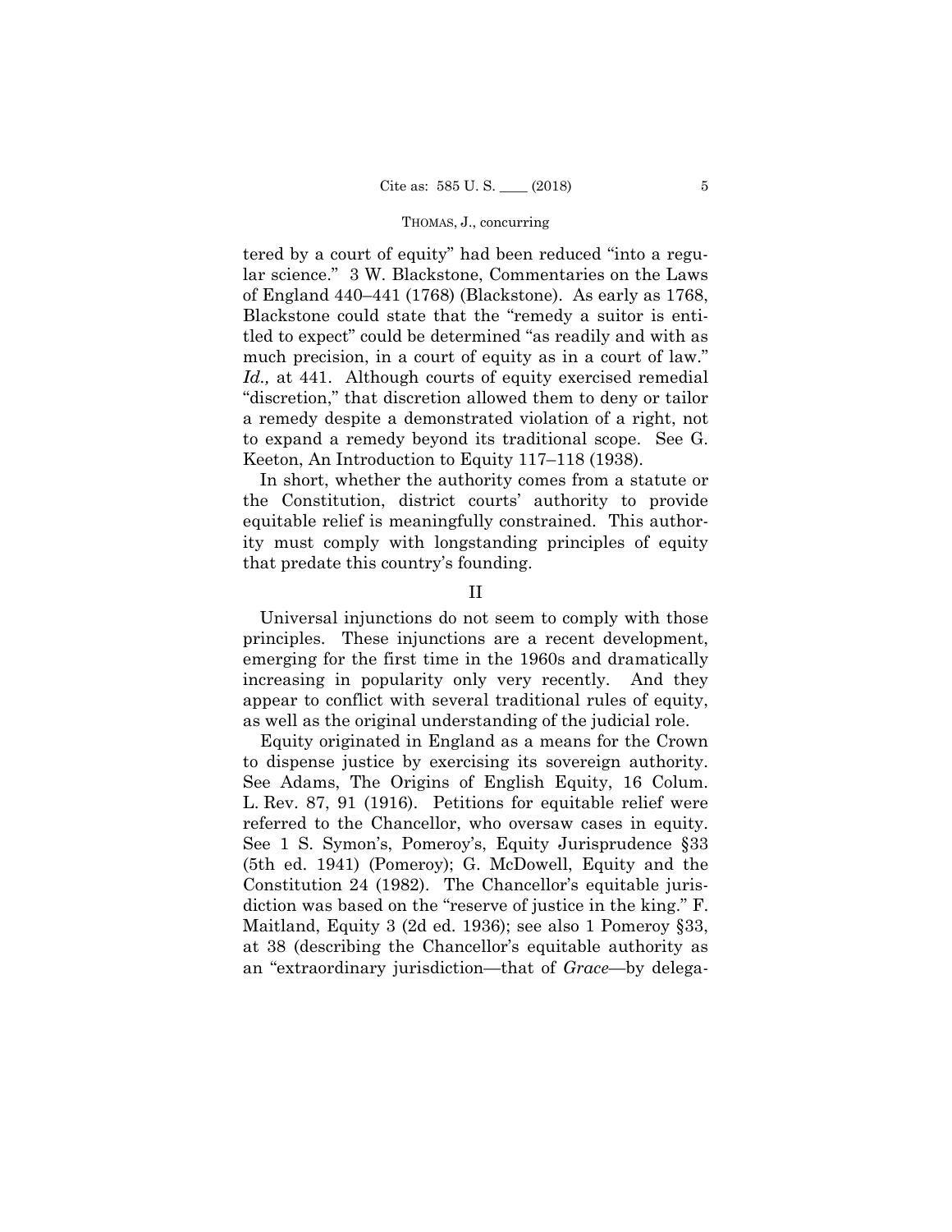tered by a court of equity" had been reduced "into a regular science." 3 W. Blackstone, Commentaries on the Laws of England 440–441 (1768) (Blackstone). As early as 1768, Blackstone could state that the "remedy a suitor is entitled to expect" could be determined "as readily and with as much precision, in a court of equity as in a court of law." *Id.,* at 441. Although courts of equity exercised remedial "discretion," that discretion allowed them to deny or tailor a remedy despite a demonstrated violation of a right, not to expand a remedy beyond its traditional scope. See G. Keeton, An Introduction to Equity 117–118 (1938).

In short, whether the authority comes from a statute or the Constitution, district courts' authority to provide equitable relief is meaningfully constrained. This authority must comply with longstanding principles of equity that predate this country's founding.

## II

Universal injunctions do not seem to comply with those principles. These injunctions are a recent development, emerging for the first time in the 1960s and dramatically increasing in popularity only very recently. And they appear to conflict with several traditional rules of equity, as well as the original understanding of the judicial role.

Equity originated in England as a means for the Crown to dispense justice by exercising its sovereign authority. See Adams, The Origins of English Equity, 16 Colum. L. Rev. 87, 91 (1916). Petitions for equitable relief were referred to the Chancellor, who oversaw cases in equity. See 1 S. Symon's, Pomeroy's, Equity Jurisprudence §33 (5th ed. 1941) (Pomeroy); G. McDowell, Equity and the Constitution 24 (1982). The Chancellor's equitable jurisdiction was based on the "reserve of justice in the king." F. Maitland, Equity 3 (2d ed. 1936); see also 1 Pomeroy §33, at 38 (describing the Chancellor's equitable authority as an "extraordinary jurisdiction—that of *Grace*—by delega-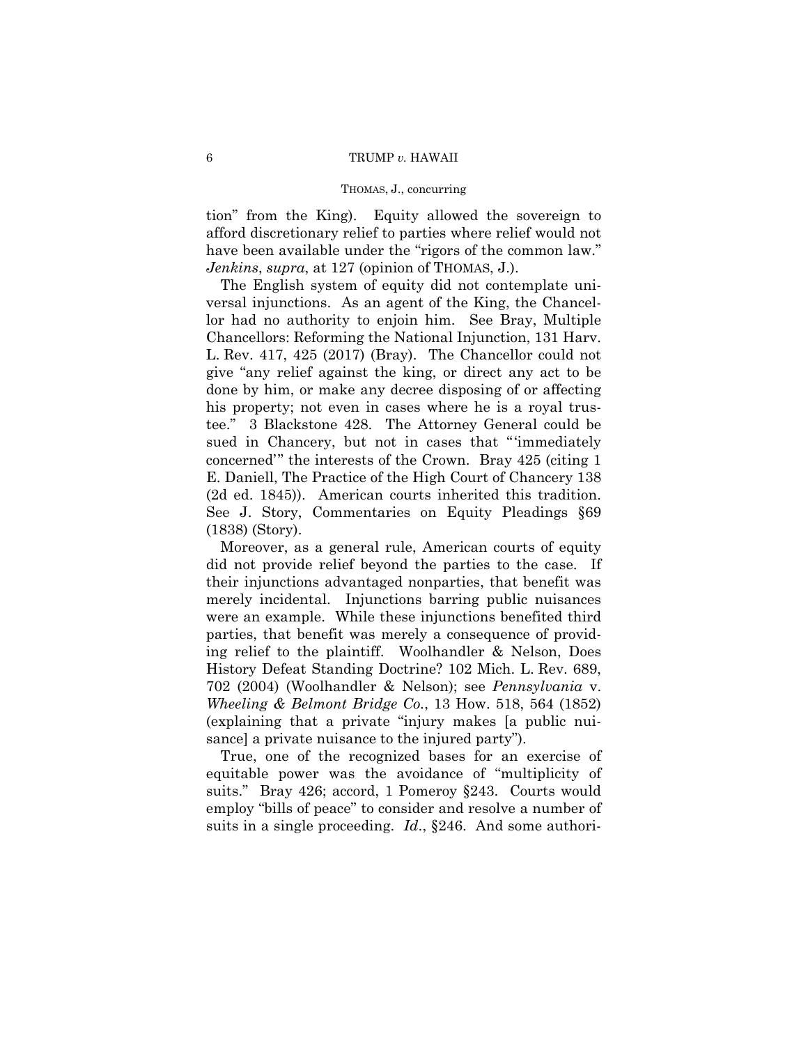tion" from the King). Equity allowed the sovereign to afford discretionary relief to parties where relief would not have been available under the "rigors of the common law." *Jenkins*, *supra*, at 127 (opinion of THOMAS, J.).

The English system of equity did not contemplate universal injunctions. As an agent of the King, the Chancellor had no authority to enjoin him. See Bray, Multiple Chancellors: Reforming the National Injunction, 131 Harv. L. Rev. 417, 425 (2017) (Bray). The Chancellor could not give "any relief against the king, or direct any act to be done by him, or make any decree disposing of or affecting his property; not even in cases where he is a royal trustee." 3 Blackstone 428. The Attorney General could be sued in Chancery, but not in cases that "'immediately concerned'" the interests of the Crown. Bray 425 (citing 1 E. Daniell, The Practice of the High Court of Chancery 138 (2d ed. 1845)). American courts inherited this tradition. See J. Story, Commentaries on Equity Pleadings §69 (1838) (Story).

Moreover, as a general rule, American courts of equity did not provide relief beyond the parties to the case. If their injunctions advantaged nonparties, that benefit was merely incidental. Injunctions barring public nuisances were an example. While these injunctions benefited third parties, that benefit was merely a consequence of providing relief to the plaintiff. Woolhandler & Nelson, Does History Defeat Standing Doctrine? 102 Mich. L. Rev. 689, 702 (2004) (Woolhandler & Nelson); see *Pennsylvania* v. *Wheeling & Belmont Bridge Co.*, 13 How. 518, 564 (1852) (explaining that a private "injury makes [a public nuisance] a private nuisance to the injured party").

True, one of the recognized bases for an exercise of equitable power was the avoidance of "multiplicity of suits." Bray 426; accord, 1 Pomeroy §243. Courts would employ "bills of peace" to consider and resolve a number of suits in a single proceeding. *Id.*, §246. And some authori-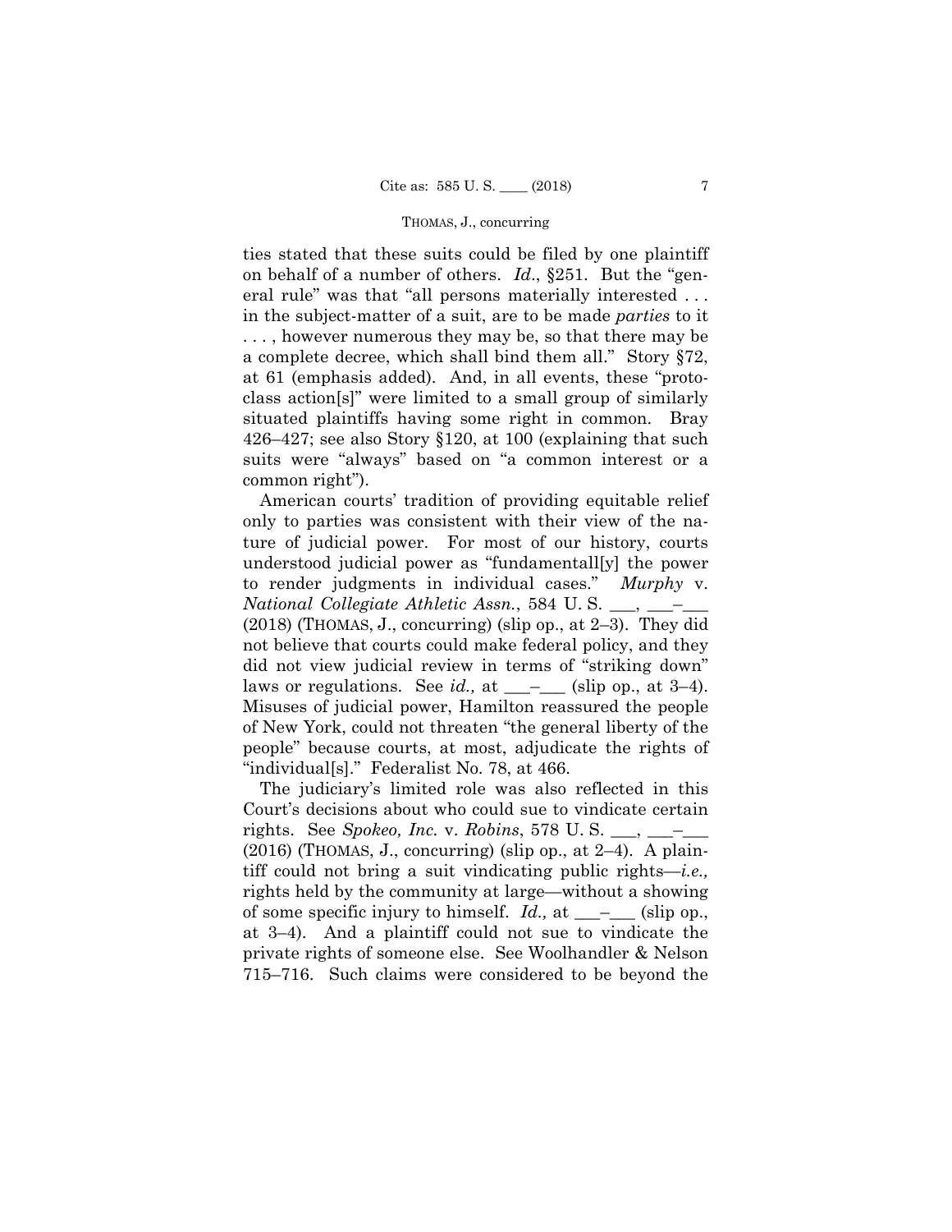ties stated that these suits could be filed by one plaintiff on behalf of a number of others. *Id*., §251. But the "general rule" was that "all persons materially interested . . . in the subject-matter of a suit, are to be made *parties* to it . . . , however numerous they may be, so that there may be a complete decree, which shall bind them all." Story §72, at 61 (emphasis added). And, in all events, these "protoclass action[s]" were limited to a small group of similarly situated plaintiffs having some right in common. Bray 426–427; see also Story §120, at 100 (explaining that such suits were "always" based on "a common interest or a common right").

American courts' tradition of providing equitable relief only to parties was consistent with their view of the nature of judicial power. For most of our history, courts understood judicial power as "fundamentall[y] the power to render judgments in individual cases." *Murphy* v. *National Collegiate Athletic Assn.*, 584 U. S. ___, ___–___ (2018) (THOMAS, J., concurring) (slip op., at 2–3). They did not believe that courts could make federal policy, and they did not view judicial review in terms of "striking down" laws or regulations. See *id.,* at ___–___ (slip op., at 3–4). Misuses of judicial power, Hamilton reassured the people of New York, could not threaten "the general liberty of the people" because courts, at most, adjudicate the rights of "individual[s]." Federalist No. 78, at 466.

The judiciary's limited role was also reflected in this Court's decisions about who could sue to vindicate certain rights. See *Spokeo, Inc.* v. *Robins*, 578 U. S. ___, ___–___ (2016) (THOMAS, J., concurring) (slip op., at 2–4). A plaintiff could not bring a suit vindicating public rights—*i.e.,* rights held by the community at large—without a showing of some specific injury to himself. *Id.,* at ___–___ (slip op., at 3–4). And a plaintiff could not sue to vindicate the private rights of someone else. See Woolhandler & Nelson 715–716. Such claims were considered to be beyond the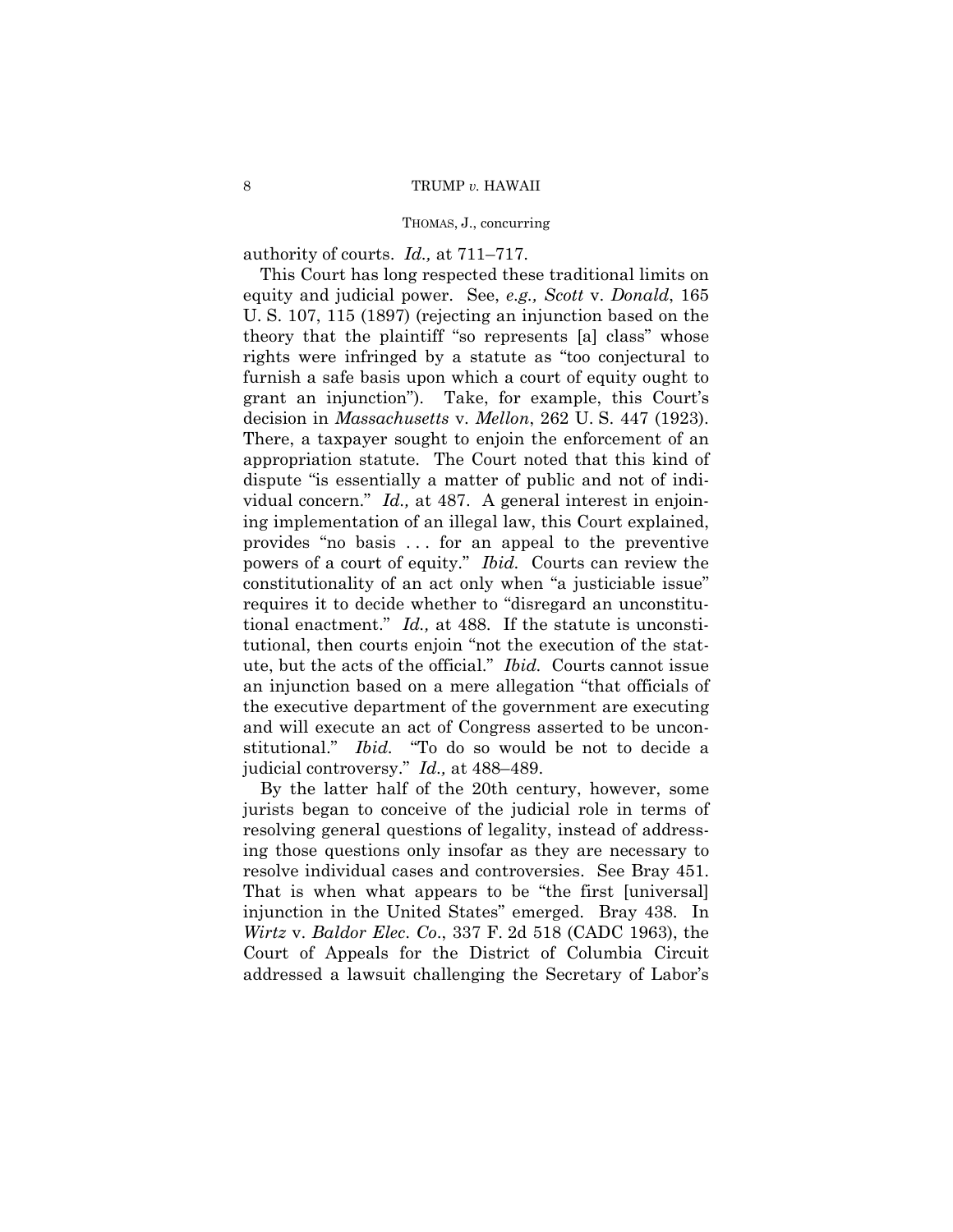authority of courts. *Id.,* at 711–717.

This Court has long respected these traditional limits on equity and judicial power. See, *e.g., Scott* v. *Donald*, 165 U. S. 107, 115 (1897) (rejecting an injunction based on the theory that the plaintiff "so represents [a] class" whose rights were infringed by a statute as "too conjectural to furnish a safe basis upon which a court of equity ought to grant an injunction"). Take, for example, this Court's decision in *Massachusetts* v. *Mellon*, 262 U. S. 447 (1923). There, a taxpayer sought to enjoin the enforcement of an appropriation statute. The Court noted that this kind of dispute "is essentially a matter of public and not of individual concern." *Id.,* at 487. A general interest in enjoining implementation of an illegal law, this Court explained, provides "no basis . . . for an appeal to the preventive powers of a court of equity." *Ibid.* Courts can review the constitutionality of an act only when "a justiciable issue" requires it to decide whether to "disregard an unconstitutional enactment." *Id.,* at 488. If the statute is unconstitutional, then courts enjoin "not the execution of the statute, but the acts of the official." *Ibid.* Courts cannot issue an injunction based on a mere allegation "that officials of the executive department of the government are executing and will execute an act of Congress asserted to be unconstitutional." *Ibid.* "To do so would be not to decide a judicial controversy." *Id.,* at 488–489.

By the latter half of the 20th century, however, some jurists began to conceive of the judicial role in terms of resolving general questions of legality, instead of addressing those questions only insofar as they are necessary to resolve individual cases and controversies. See Bray 451. That is when what appears to be "the first [universal] injunction in the United States" emerged. Bray 438. In *Wirtz* v. *Baldor Elec. Co.*, 337 F. 2d 518 (CADC 1963), the Court of Appeals for the District of Columbia Circuit addressed a lawsuit challenging the Secretary of Labor's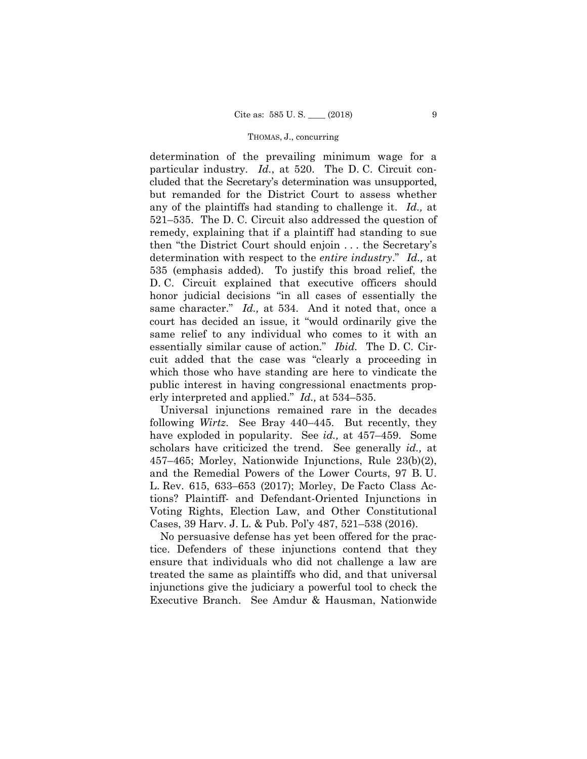determination of the prevailing minimum wage for a particular industry. *Id.*, at 520. The D. C. Circuit concluded that the Secretary's determination was unsupported, but remanded for the District Court to assess whether any of the plaintiffs had standing to challenge it. *Id.,* at 521–535. The D. C. Circuit also addressed the question of remedy, explaining that if a plaintiff had standing to sue then "the District Court should enjoin . . . the Secretary's determination with respect to the *entire industry*." *Id.,* at 535 (emphasis added). To justify this broad relief, the D. C. Circuit explained that executive officers should honor judicial decisions "in all cases of essentially the same character." *Id.,* at 534. And it noted that, once a court has decided an issue, it "would ordinarily give the same relief to any individual who comes to it with an essentially similar cause of action." *Ibid.* The D. C. Circuit added that the case was "clearly a proceeding in which those who have standing are here to vindicate the public interest in having congressional enactments properly interpreted and applied." *Id.,* at 534–535.

Universal injunctions remained rare in the decades following *Wirtz*. See Bray 440–445. But recently, they have exploded in popularity. See *id.,* at 457–459. Some scholars have criticized the trend. See generally *id.,* at 457–465; Morley, Nationwide Injunctions, Rule 23(b)(2), and the Remedial Powers of the Lower Courts, 97 B. U. L. Rev. 615, 633–653 (2017); Morley, De Facto Class Actions? Plaintiff- and Defendant-Oriented Injunctions in Voting Rights, Election Law, and Other Constitutional Cases, 39 Harv. J. L. & Pub. Pol'y 487, 521–538 (2016).

No persuasive defense has yet been offered for the practice. Defenders of these injunctions contend that they ensure that individuals who did not challenge a law are treated the same as plaintiffs who did, and that universal injunctions give the judiciary a powerful tool to check the Executive Branch. See Amdur & Hausman, Nationwide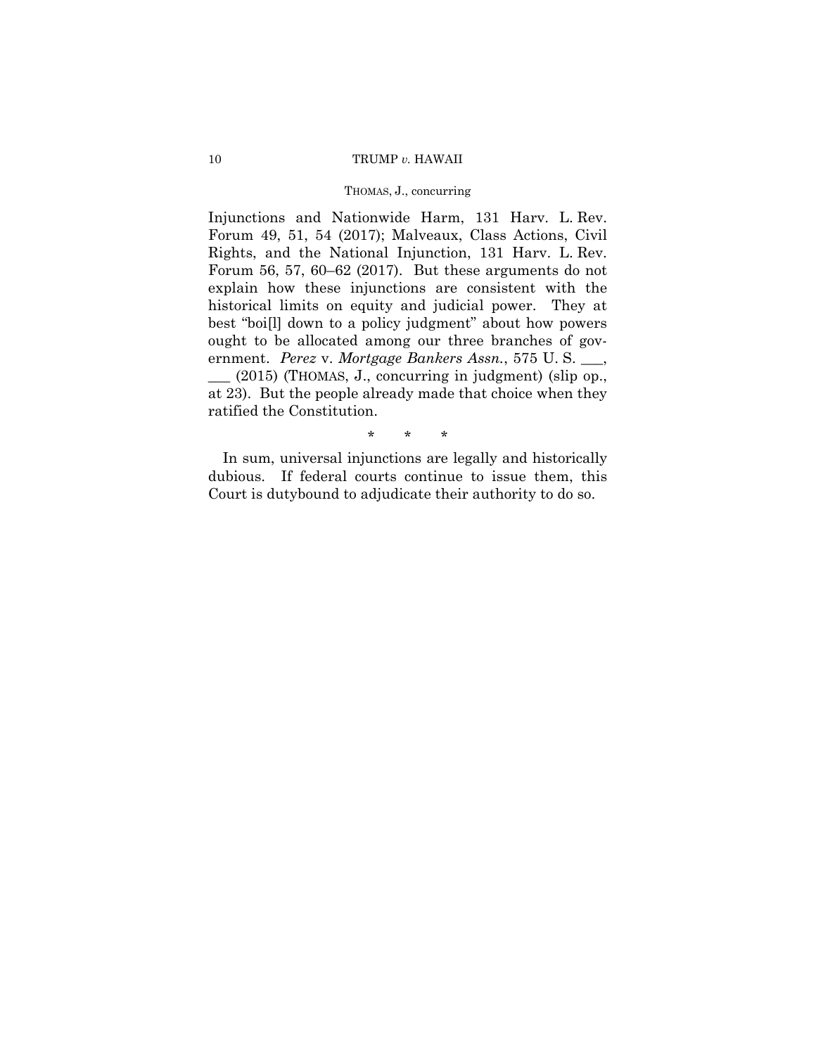Injunctions and Nationwide Harm, 131 Harv. L. Rev. Forum 49, 51, 54 (2017); Malveaux, Class Actions, Civil Rights, and the National Injunction, 131 Harv. L. Rev. Forum 56, 57, 60–62 (2017). But these arguments do not explain how these injunctions are consistent with the historical limits on equity and judicial power. They at best "boi[l] down to a policy judgment" about how powers ought to be allocated among our three branches of government. *Perez* v. *Mortgage Bankers Assn.*, 575 U. S. ___, ___ (2015) (THOMAS, J., concurring in judgment) (slip op., at 23). But the people already made that choice when they ratified the Constitution.

\* \* \*

In sum, universal injunctions are legally and historically dubious. If federal courts continue to issue them, this Court is dutybound to adjudicate their authority to do so.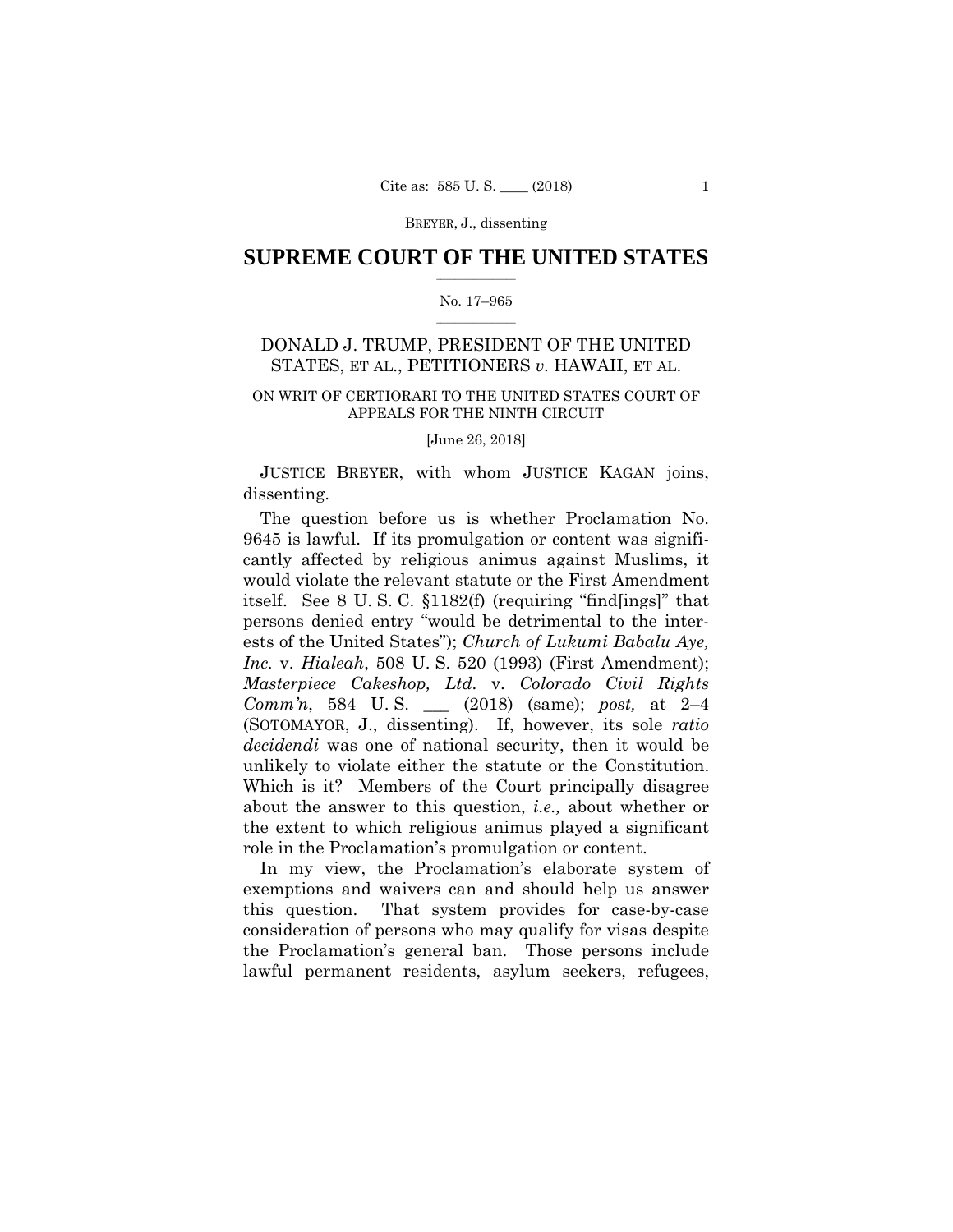BREYER, J., dissenting

# SUPREME COURT OF THE UNITED STATES

No. 17–965

DONALD J. TRUMP, PRESIDENT OF THE UNITED STATES, ET AL., PETITIONERS *v.* HAWAII, ET AL.

ON WRIT OF CERTIORARI TO THE UNITED STATES COURT OF APPEALS FOR THE NINTH CIRCUIT

[June 26, 2018]

JUSTICE BREYER, with whom JUSTICE KAGAN joins, dissenting.

The question before us is whether Proclamation No. 9645 is lawful. If its promulgation or content was significantly affected by religious animus against Muslims, it would violate the relevant statute or the First Amendment itself. See 8 U. S. C. §1182(f) (requiring "find[ings]" that persons denied entry "would be detrimental to the interests of the United States"); *Church of Lukumi Babalu Aye, Inc.* v. *Hialeah*, 508 U. S. 520 (1993) (First Amendment); *Masterpiece Cakeshop, Ltd.* v. *Colorado Civil Rights Comm'n*, 584 U. S. ___ (2018) (same); *post,* at 2–4 (SOTOMAYOR, J., dissenting). If, however, its sole *ratio decidendi* was one of national security, then it would be unlikely to violate either the statute or the Constitution. Which is it? Members of the Court principally disagree about the answer to this question, *i.e.,* about whether or the extent to which religious animus played a significant role in the Proclamation's promulgation or content.

In my view, the Proclamation's elaborate system of exemptions and waivers can and should help us answer this question. That system provides for case-by-case consideration of persons who may qualify for visas despite the Proclamation's general ban. Those persons include lawful permanent residents, asylum seekers, refugees,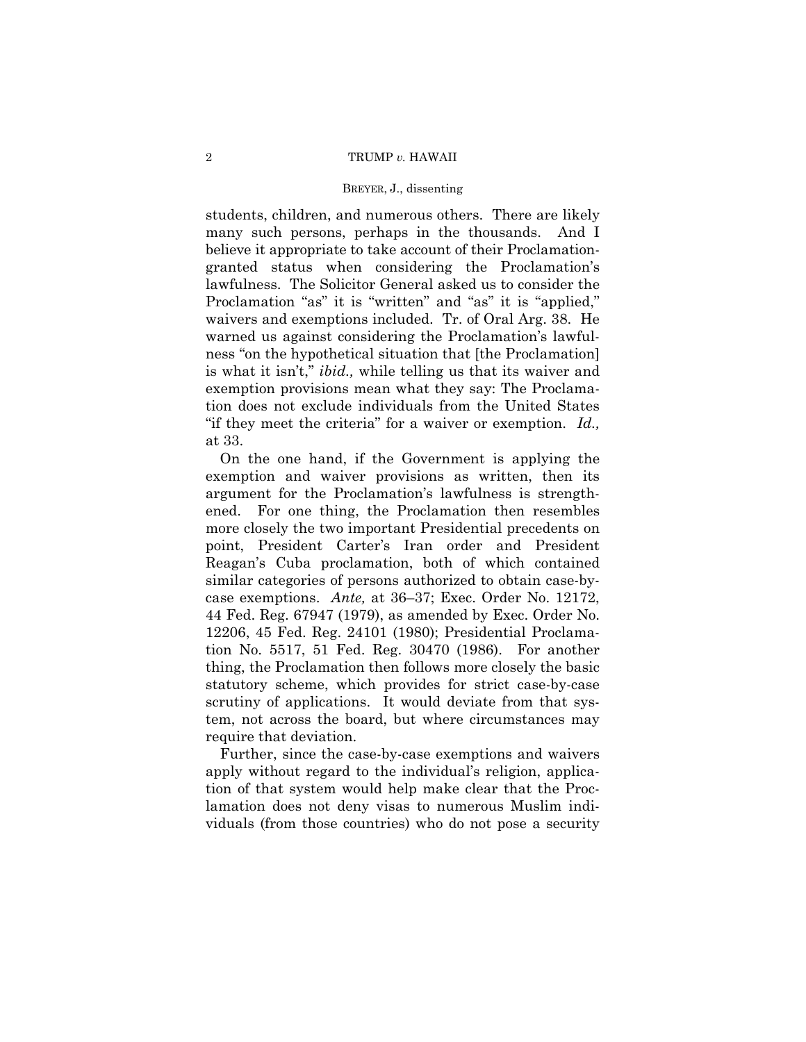students, children, and numerous others. There are likely many such persons, perhaps in the thousands. And I believe it appropriate to take account of their Proclamation-granted status when considering the Proclamation's lawfulness. The Solicitor General asked us to consider the Proclamation "as" it is "written" and "as" it is "applied," waivers and exemptions included. Tr. of Oral Arg. 38. He warned us against considering the Proclamation's lawfulness "on the hypothetical situation that [the Proclamation] is what it isn't," *ibid.,* while telling us that its waiver and exemption provisions mean what they say: The Proclamation does not exclude individuals from the United States "if they meet the criteria" for a waiver or exemption. *Id.,* at 33.

On the one hand, if the Government is applying the exemption and waiver provisions as written, then its argument for the Proclamation's lawfulness is strengthened. For one thing, the Proclamation then resembles more closely the two important Presidential precedents on point, President Carter's Iran order and President Reagan's Cuba proclamation, both of which contained similar categories of persons authorized to obtain case-by-case exemptions. *Ante,* at 36–37; Exec. Order No. 12172, 44 Fed. Reg. 67947 (1979), as amended by Exec. Order No. 12206, 45 Fed. Reg. 24101 (1980); Presidential Proclamation No. 5517, 51 Fed. Reg. 30470 (1986). For another thing, the Proclamation then follows more closely the basic statutory scheme, which provides for strict case-by-case scrutiny of applications. It would deviate from that system, not across the board, but where circumstances may require that deviation.

Further, since the case-by-case exemptions and waivers apply without regard to the individual's religion, application of that system would help make clear that the Proclamation does not deny visas to numerous Muslim individuals (from those countries) who do not pose a security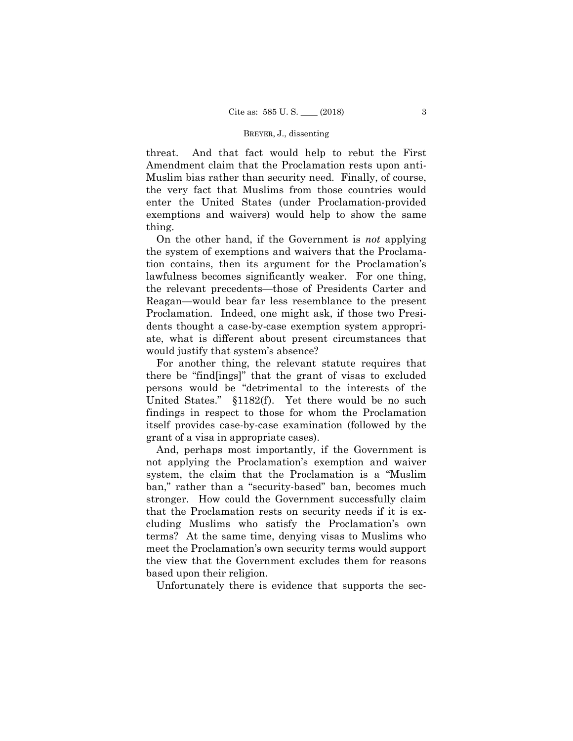threat. And that fact would help to rebut the First Amendment claim that the Proclamation rests upon anti-Muslim bias rather than security need. Finally, of course, the very fact that Muslims from those countries would enter the United States (under Proclamation-provided exemptions and waivers) would help to show the same thing.

On the other hand, if the Government is *not* applying the system of exemptions and waivers that the Proclamation contains, then its argument for the Proclamation's lawfulness becomes significantly weaker. For one thing, the relevant precedents—those of Presidents Carter and Reagan—would bear far less resemblance to the present Proclamation. Indeed, one might ask, if those two Presidents thought a case-by-case exemption system appropriate, what is different about present circumstances that would justify that system's absence?

For another thing, the relevant statute requires that there be "find[ings]" that the grant of visas to excluded persons would be "detrimental to the interests of the United States." §1182(f). Yet there would be no such findings in respect to those for whom the Proclamation itself provides case-by-case examination (followed by the grant of a visa in appropriate cases).

And, perhaps most importantly, if the Government is not applying the Proclamation's exemption and waiver system, the claim that the Proclamation is a "Muslim ban," rather than a "security-based" ban, becomes much stronger. How could the Government successfully claim that the Proclamation rests on security needs if it is excluding Muslims who satisfy the Proclamation's own terms? At the same time, denying visas to Muslims who meet the Proclamation's own security terms would support the view that the Government excludes them for reasons based upon their religion.

Unfortunately there is evidence that supports the sec-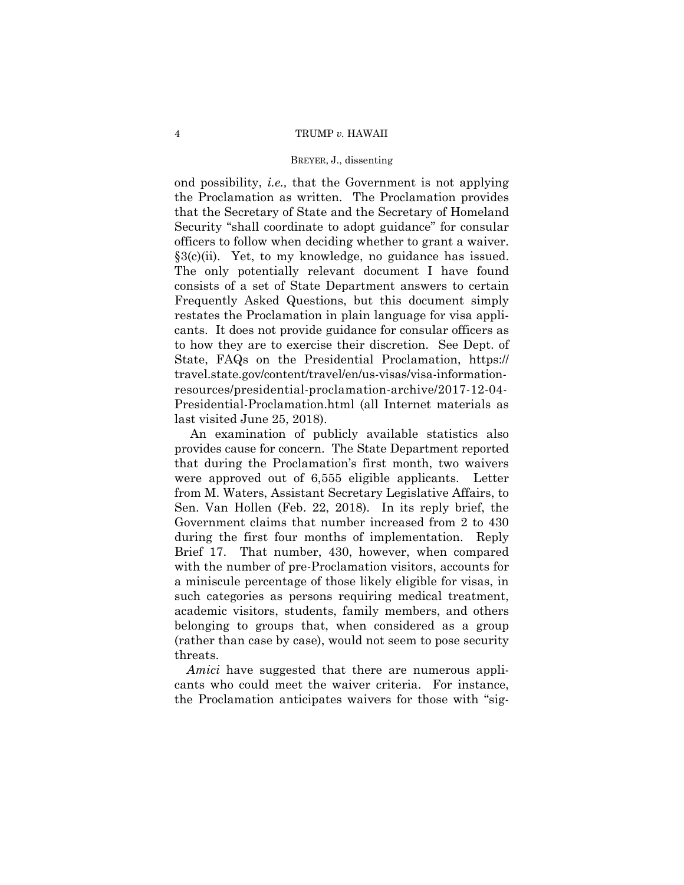ond possibility, *i.e.,* that the Government is not applying the Proclamation as written. The Proclamation provides that the Secretary of State and the Secretary of Homeland Security "shall coordinate to adopt guidance" for consular officers to follow when deciding whether to grant a waiver. §3(c)(ii). Yet, to my knowledge, no guidance has issued. The only potentially relevant document I have found consists of a set of State Department answers to certain Frequently Asked Questions, but this document simply restates the Proclamation in plain language for visa applicants. It does not provide guidance for consular officers as to how they are to exercise their discretion. See Dept. of State, FAQs on the Presidential Proclamation, https://travel.state.gov/content/travel/en/us-visas/visa-information-resources/presidential-proclamation-archive/2017-12-04-Presidential-Proclamation.html (all Internet materials as last visited June 25, 2018).

An examination of publicly available statistics also provides cause for concern. The State Department reported that during the Proclamation's first month, two waivers were approved out of 6,555 eligible applicants. Letter from M. Waters, Assistant Secretary Legislative Affairs, to Sen. Van Hollen (Feb. 22, 2018). In its reply brief, the Government claims that number increased from 2 to 430 during the first four months of implementation. Reply Brief 17. That number, 430, however, when compared with the number of pre-Proclamation visitors, accounts for a miniscule percentage of those likely eligible for visas, in such categories as persons requiring medical treatment, academic visitors, students, family members, and others belonging to groups that, when considered as a group (rather than case by case), would not seem to pose security threats.

*Amici* have suggested that there are numerous applicants who could meet the waiver criteria. For instance, the Proclamation anticipates waivers for those with "sig-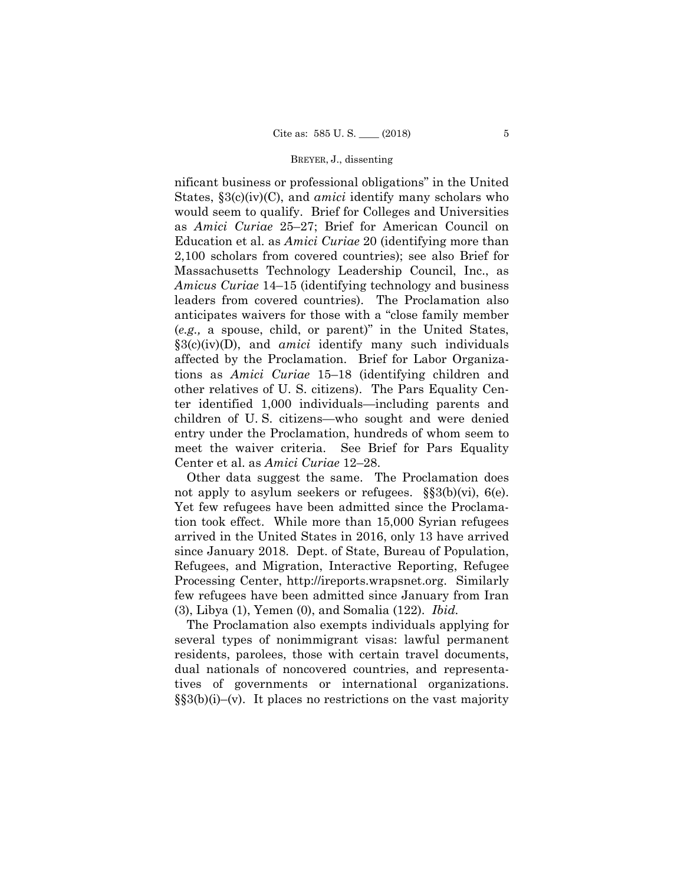nificant business or professional obligations" in the United States, §3(c)(iv)(C), and *amici* identify many scholars who would seem to qualify. Brief for Colleges and Universities as *Amici Curiae* 25–27; Brief for American Council on Education et al. as *Amici Curiae* 20 (identifying more than 2,100 scholars from covered countries); see also Brief for Massachusetts Technology Leadership Council, Inc., as *Amicus Curiae* 14–15 (identifying technology and business leaders from covered countries). The Proclamation also anticipates waivers for those with a "close family member (*e.g.,* a spouse, child, or parent)" in the United States, §3(c)(iv)(D), and *amici* identify many such individuals affected by the Proclamation. Brief for Labor Organizations as *Amici Curiae* 15–18 (identifying children and other relatives of U. S. citizens). The Pars Equality Center identified 1,000 individuals—including parents and children of U. S. citizens—who sought and were denied entry under the Proclamation, hundreds of whom seem to meet the waiver criteria. See Brief for Pars Equality Center et al. as *Amici Curiae* 12–28.

Other data suggest the same. The Proclamation does not apply to asylum seekers or refugees. §§3(b)(vi), 6(e). Yet few refugees have been admitted since the Proclamation took effect. While more than 15,000 Syrian refugees arrived in the United States in 2016, only 13 have arrived since January 2018. Dept. of State, Bureau of Population, Refugees, and Migration, Interactive Reporting, Refugee Processing Center, http://ireports.wrapsnet.org. Similarly few refugees have been admitted since January from Iran (3), Libya (1), Yemen (0), and Somalia (122). *Ibid.*

The Proclamation also exempts individuals applying for several types of nonimmigrant visas: lawful permanent residents, parolees, those with certain travel documents, dual nationals of noncovered countries, and representatives of governments or international organizations. §§3(b)(i)–(v). It places no restrictions on the vast majority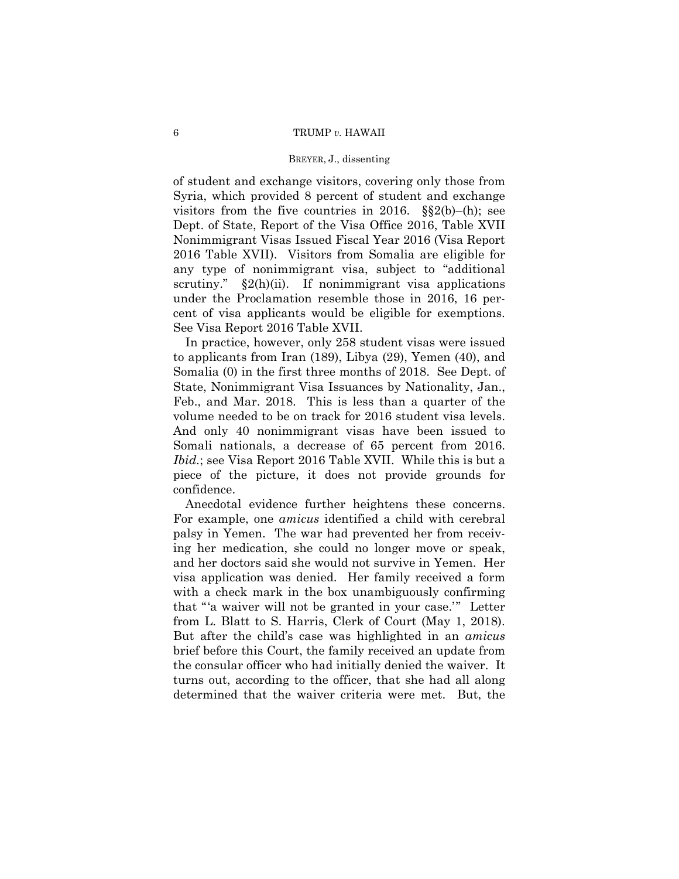of student and exchange visitors, covering only those from Syria, which provided 8 percent of student and exchange visitors from the five countries in 2016. §§2(b)–(h); see Dept. of State, Report of the Visa Office 2016, Table XVII Nonimmigrant Visas Issued Fiscal Year 2016 (Visa Report 2016 Table XVII). Visitors from Somalia are eligible for any type of nonimmigrant visa, subject to "additional scrutiny." §2(h)(ii). If nonimmigrant visa applications under the Proclamation resemble those in 2016, 16 percent of visa applicants would be eligible for exemptions. See Visa Report 2016 Table XVII.

In practice, however, only 258 student visas were issued to applicants from Iran (189), Libya (29), Yemen (40), and Somalia (0) in the first three months of 2018. See Dept. of State, Nonimmigrant Visa Issuances by Nationality, Jan., Feb., and Mar. 2018. This is less than a quarter of the volume needed to be on track for 2016 student visa levels. And only 40 nonimmigrant visas have been issued to Somali nationals, a decrease of 65 percent from 2016. *Ibid.*; see Visa Report 2016 Table XVII. While this is but a piece of the picture, it does not provide grounds for confidence.

Anecdotal evidence further heightens these concerns. For example, one *amicus* identified a child with cerebral palsy in Yemen. The war had prevented her from receiving her medication, she could no longer move or speak, and her doctors said she would not survive in Yemen. Her visa application was denied. Her family received a form with a check mark in the box unambiguously confirming that "'a waiver will not be granted in your case.'" Letter from L. Blatt to S. Harris, Clerk of Court (May 1, 2018). But after the child's case was highlighted in an *amicus* brief before this Court, the family received an update from the consular officer who had initially denied the waiver. It turns out, according to the officer, that she had all along determined that the waiver criteria were met. But, the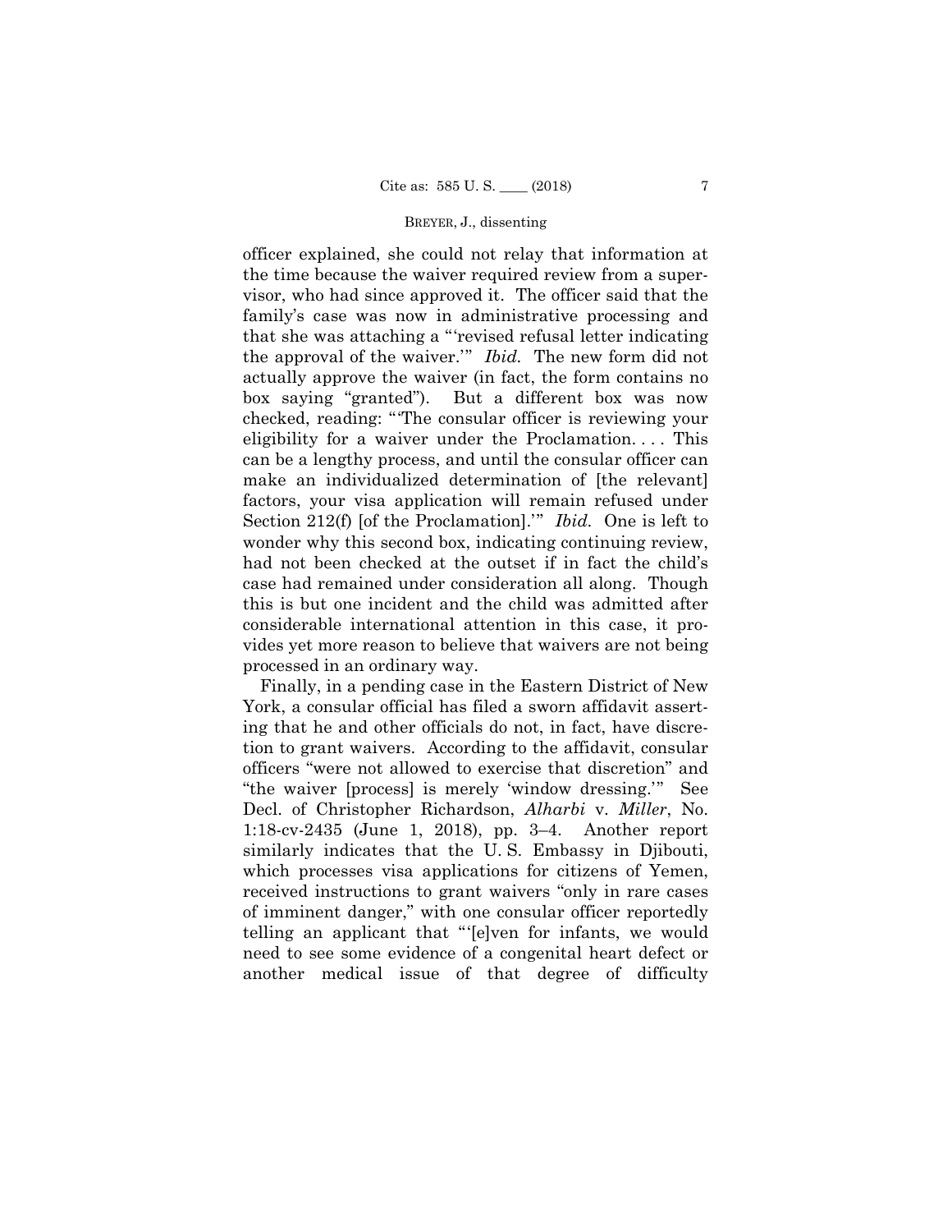officer explained, she could not relay that information at the time because the waiver required review from a supervisor, who had since approved it. The officer said that the family's case was now in administrative processing and that she was attaching a "'revised refusal letter indicating the approval of the waiver.'" *Ibid.* The new form did not actually approve the waiver (in fact, the form contains no box saying "granted"). But a different box was now checked, reading: "'The consular officer is reviewing your eligibility for a waiver under the Proclamation. . . . This can be a lengthy process, and until the consular officer can make an individualized determination of [the relevant] factors, your visa application will remain refused under Section 212(f) [of the Proclamation].'" *Ibid.* One is left to wonder why this second box, indicating continuing review, had not been checked at the outset if in fact the child's case had remained under consideration all along. Though this is but one incident and the child was admitted after considerable international attention in this case, it provides yet more reason to believe that waivers are not being processed in an ordinary way.

Finally, in a pending case in the Eastern District of New York, a consular official has filed a sworn affidavit asserting that he and other officials do not, in fact, have discretion to grant waivers. According to the affidavit, consular officers "were not allowed to exercise that discretion" and "the waiver [process] is merely 'window dressing.'" See Decl. of Christopher Richardson, *Alharbi* v. *Miller*, No. 1:18-cv-2435 (June 1, 2018), pp. 3–4. Another report similarly indicates that the U. S. Embassy in Djibouti, which processes visa applications for citizens of Yemen, received instructions to grant waivers "only in rare cases of imminent danger," with one consular officer reportedly telling an applicant that "'[e]ven for infants, we would need to see some evidence of a congenital heart defect or another medical issue of that degree of difficulty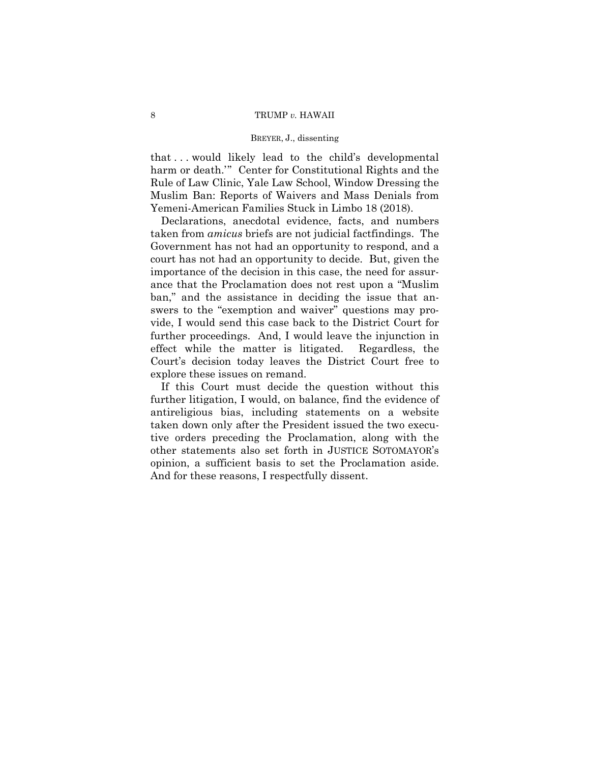that . . . would likely lead to the child's developmental harm or death.'" Center for Constitutional Rights and the Rule of Law Clinic, Yale Law School, Window Dressing the Muslim Ban: Reports of Waivers and Mass Denials from Yemeni-American Families Stuck in Limbo 18 (2018).

Declarations, anecdotal evidence, facts, and numbers taken from *amicus* briefs are not judicial factfindings. The Government has not had an opportunity to respond, and a court has not had an opportunity to decide. But, given the importance of the decision in this case, the need for assurance that the Proclamation does not rest upon a "Muslim ban," and the assistance in deciding the issue that answers to the "exemption and waiver" questions may provide, I would send this case back to the District Court for further proceedings. And, I would leave the injunction in effect while the matter is litigated. Regardless, the Court's decision today leaves the District Court free to explore these issues on remand.

If this Court must decide the question without this further litigation, I would, on balance, find the evidence of antireligious bias, including statements on a website taken down only after the President issued the two executive orders preceding the Proclamation, along with the other statements also set forth in JUSTICE SOTOMAYOR's opinion, a sufficient basis to set the Proclamation aside. And for these reasons, I respectfully dissent.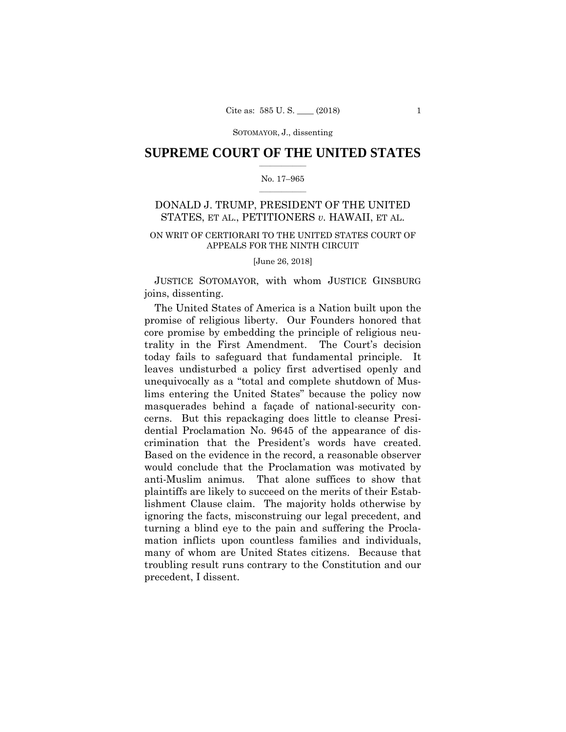# SUPREME COURT OF THE UNITED STATES

No. 17–965

DONALD J. TRUMP, PRESIDENT OF THE UNITED STATES, ET AL., PETITIONERS *v.* HAWAII, ET AL.

ON WRIT OF CERTIORARI TO THE UNITED STATES COURT OF APPEALS FOR THE NINTH CIRCUIT

[June 26, 2018]

JUSTICE SOTOMAYOR, with whom JUSTICE GINSBURG joins, dissenting.

The United States of America is a Nation built upon the promise of religious liberty. Our Founders honored that core promise by embedding the principle of religious neutrality in the First Amendment. The Court's decision today fails to safeguard that fundamental principle. It leaves undisturbed a policy first advertised openly and unequivocally as a "total and complete shutdown of Muslims entering the United States" because the policy now masquerades behind a façade of national-security concerns. But this repackaging does little to cleanse Presidential Proclamation No. 9645 of the appearance of discrimination that the President's words have created. Based on the evidence in the record, a reasonable observer would conclude that the Proclamation was motivated by anti-Muslim animus. That alone suffices to show that plaintiffs are likely to succeed on the merits of their Establishment Clause claim. The majority holds otherwise by ignoring the facts, misconstruing our legal precedent, and turning a blind eye to the pain and suffering the Proclamation inflicts upon countless families and individuals, many of whom are United States citizens. Because that troubling result runs contrary to the Constitution and our precedent, I dissent.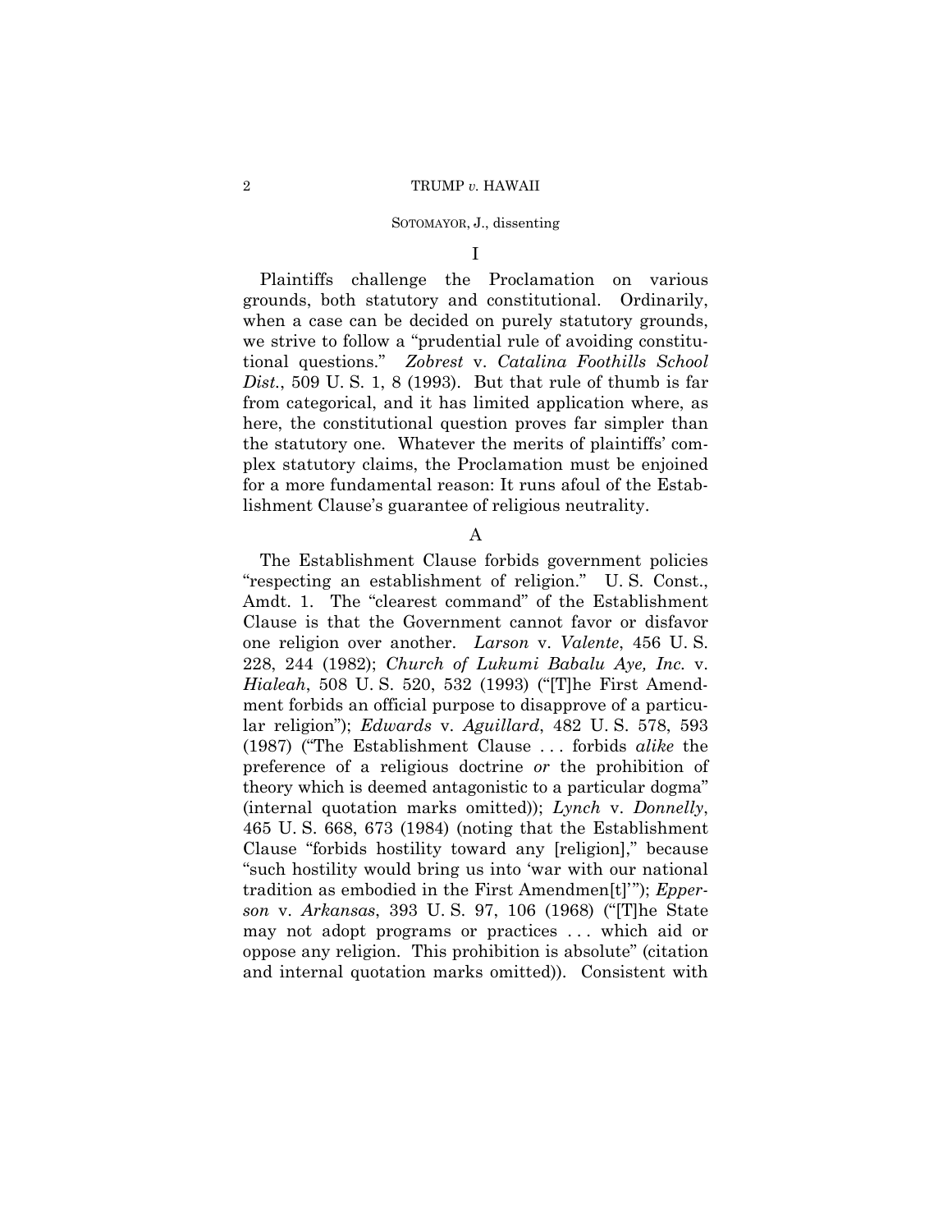## I

Plaintiffs challenge the Proclamation on various grounds, both statutory and constitutional. Ordinarily, when a case can be decided on purely statutory grounds, we strive to follow a "prudential rule of avoiding constitutional questions." *Zobrest* v. *Catalina Foothills School Dist.*, 509 U. S. 1, 8 (1993). But that rule of thumb is far from categorical, and it has limited application where, as here, the constitutional question proves far simpler than the statutory one. Whatever the merits of plaintiffs' complex statutory claims, the Proclamation must be enjoined for a more fundamental reason: It runs afoul of the Establishment Clause's guarantee of religious neutrality.

### A

The Establishment Clause forbids government policies "respecting an establishment of religion." U. S. Const., Amdt. 1. The "clearest command" of the Establishment Clause is that the Government cannot favor or disfavor one religion over another. *Larson* v. *Valente*, 456 U. S. 228, 244 (1982); *Church of Lukumi Babalu Aye, Inc.* v. *Hialeah*, 508 U. S. 520, 532 (1993) ("[T]he First Amendment forbids an official purpose to disapprove of a particular religion"); *Edwards* v. *Aguillard*, 482 U. S. 578, 593 (1987) ("The Establishment Clause . . . forbids *alike* the preference of a religious doctrine *or* the prohibition of theory which is deemed antagonistic to a particular dogma" (internal quotation marks omitted)); *Lynch* v. *Donnelly*, 465 U. S. 668, 673 (1984) (noting that the Establishment Clause "forbids hostility toward any [religion]," because "such hostility would bring us into 'war with our national tradition as embodied in the First Amendmen[t]'"); *Epperson* v. *Arkansas*, 393 U. S. 97, 106 (1968) ("[T]he State may not adopt programs or practices . . . which aid or oppose any religion. This prohibition is absolute" (citation and internal quotation marks omitted)). Consistent with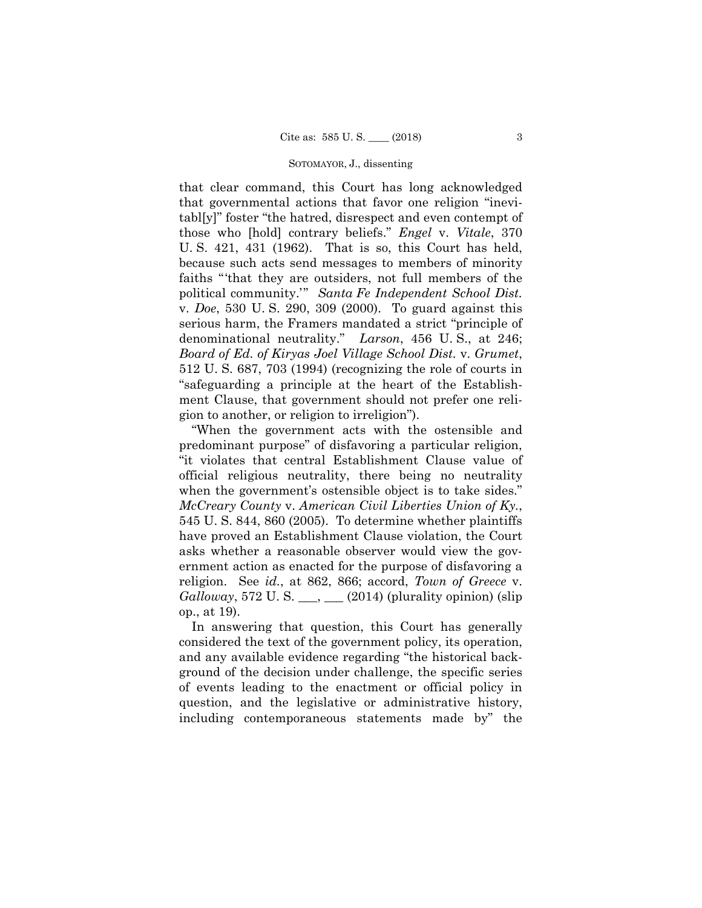that clear command, this Court has long acknowledged that governmental actions that favor one religion "inevitabl[y]" foster "the hatred, disrespect and even contempt of those who [hold] contrary beliefs." *Engel* v. *Vitale*, 370 U. S. 421, 431 (1962). That is so, this Court has held, because such acts send messages to members of minority faiths "'that they are outsiders, not full members of the political community.'" *Santa Fe Independent School Dist.* v. *Doe*, 530 U. S. 290, 309 (2000). To guard against this serious harm, the Framers mandated a strict "principle of denominational neutrality." *Larson*, 456 U. S., at 246; *Board of Ed. of Kiryas Joel Village School Dist.* v. *Grumet*, 512 U. S. 687, 703 (1994) (recognizing the role of courts in "safeguarding a principle at the heart of the Establishment Clause, that government should not prefer one religion to another, or religion to irreligion").

"When the government acts with the ostensible and predominant purpose" of disfavoring a particular religion, "it violates that central Establishment Clause value of official religious neutrality, there being no neutrality when the government's ostensible object is to take sides." *McCreary County* v. *American Civil Liberties Union of Ky.*, 545 U. S. 844, 860 (2005). To determine whether plaintiffs have proved an Establishment Clause violation, the Court asks whether a reasonable observer would view the government action as enacted for the purpose of disfavoring a religion. See *id.*, at 862, 866; accord, *Town of Greece* v. *Galloway*, 572 U. S. ___, ___ (2014) (plurality opinion) (slip op., at 19).

In answering that question, this Court has generally considered the text of the government policy, its operation, and any available evidence regarding "the historical background of the decision under challenge, the specific series of events leading to the enactment or official policy in question, and the legislative or administrative history, including contemporaneous statements made by" the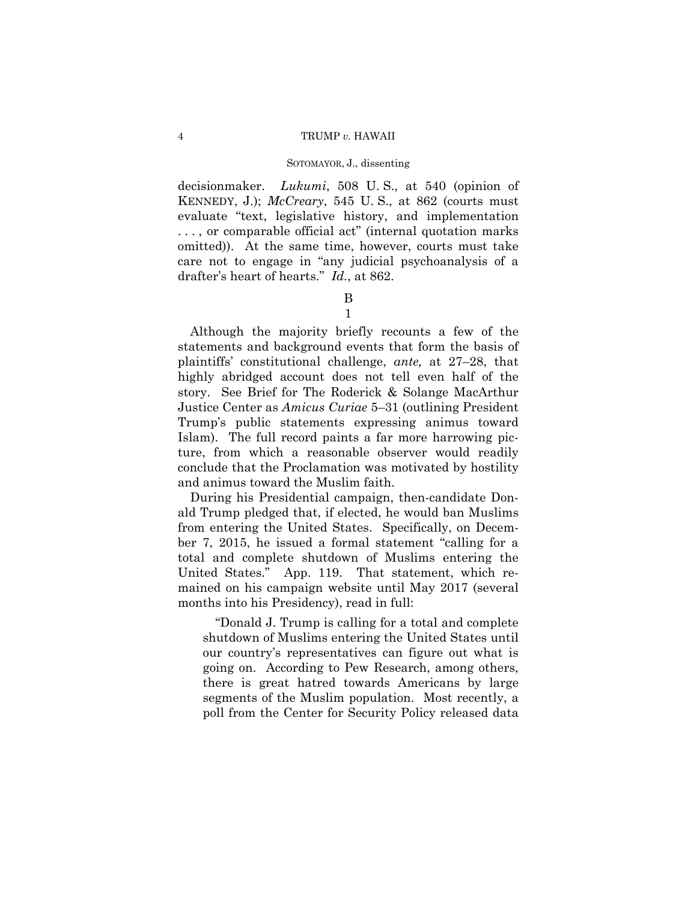decisionmaker. *Lukumi*, 508 U. S., at 540 (opinion of KENNEDY, J.); *McCreary*, 545 U. S., at 862 (courts must evaluate "text, legislative history, and implementation . . . , or comparable official act" (internal quotation marks omitted)). At the same time, however, courts must take care not to engage in "any judicial psychoanalysis of a drafter's heart of hearts." *Id.*, at 862.

### B

#### 1

Although the majority briefly recounts a few of the statements and background events that form the basis of plaintiffs' constitutional challenge, *ante,* at 27–28, that highly abridged account does not tell even half of the story. See Brief for The Roderick & Solange MacArthur Justice Center as *Amicus Curiae* 5–31 (outlining President Trump's public statements expressing animus toward Islam). The full record paints a far more harrowing picture, from which a reasonable observer would readily conclude that the Proclamation was motivated by hostility and animus toward the Muslim faith.

During his Presidential campaign, then-candidate Donald Trump pledged that, if elected, he would ban Muslims from entering the United States. Specifically, on December 7, 2015, he issued a formal statement "calling for a total and complete shutdown of Muslims entering the United States." App. 119. That statement, which remained on his campaign website until May 2017 (several months into his Presidency), read in full:

> "Donald J. Trump is calling for a total and complete shutdown of Muslims entering the United States until our country's representatives can figure out what is going on. According to Pew Research, among others, there is great hatred towards Americans by large segments of the Muslim population. Most recently, a poll from the Center for Security Policy released data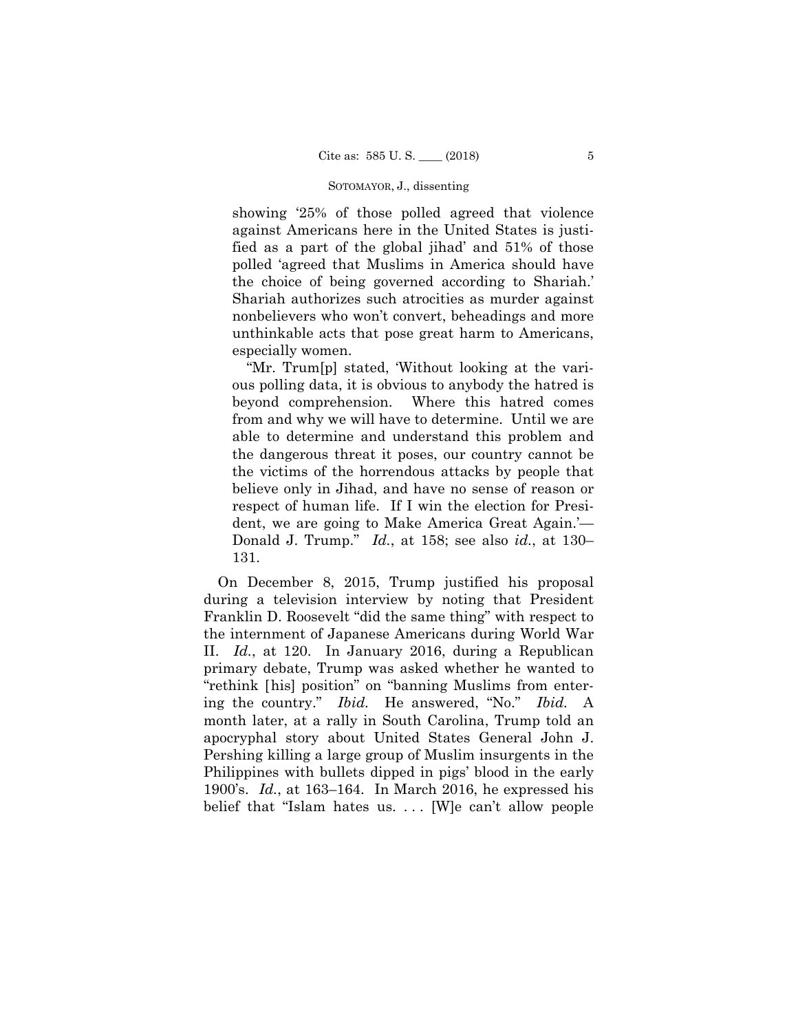showing '25% of those polled agreed that violence against Americans here in the United States is justified as a part of the global jihad' and 51% of those polled 'agreed that Muslims in America should have the choice of being governed according to Shariah.' Shariah authorizes such atrocities as murder against nonbelievers who won't convert, beheadings and more unthinkable acts that pose great harm to Americans, especially women.

"Mr. Trum[p] stated, 'Without looking at the various polling data, it is obvious to anybody the hatred is beyond comprehension. Where this hatred comes from and why we will have to determine. Until we are able to determine and understand this problem and the dangerous threat it poses, our country cannot be the victims of the horrendous attacks by people that believe only in Jihad, and have no sense of reason or respect of human life. If I win the election for President, we are going to Make America Great Again.'—Donald J. Trump." *Id.*, at 158; see also *id.*, at 130–131.

On December 8, 2015, Trump justified his proposal during a television interview by noting that President Franklin D. Roosevelt "did the same thing" with respect to the internment of Japanese Americans during World War II. *Id.*, at 120. In January 2016, during a Republican primary debate, Trump was asked whether he wanted to "rethink [his] position" on "banning Muslims from entering the country." *Ibid.* He answered, "No." *Ibid.* A month later, at a rally in South Carolina, Trump told an apocryphal story about United States General John J. Pershing killing a large group of Muslim insurgents in the Philippines with bullets dipped in pigs' blood in the early 1900's. *Id.*, at 163–164. In March 2016, he expressed his belief that "Islam hates us. . . . [W]e can't allow people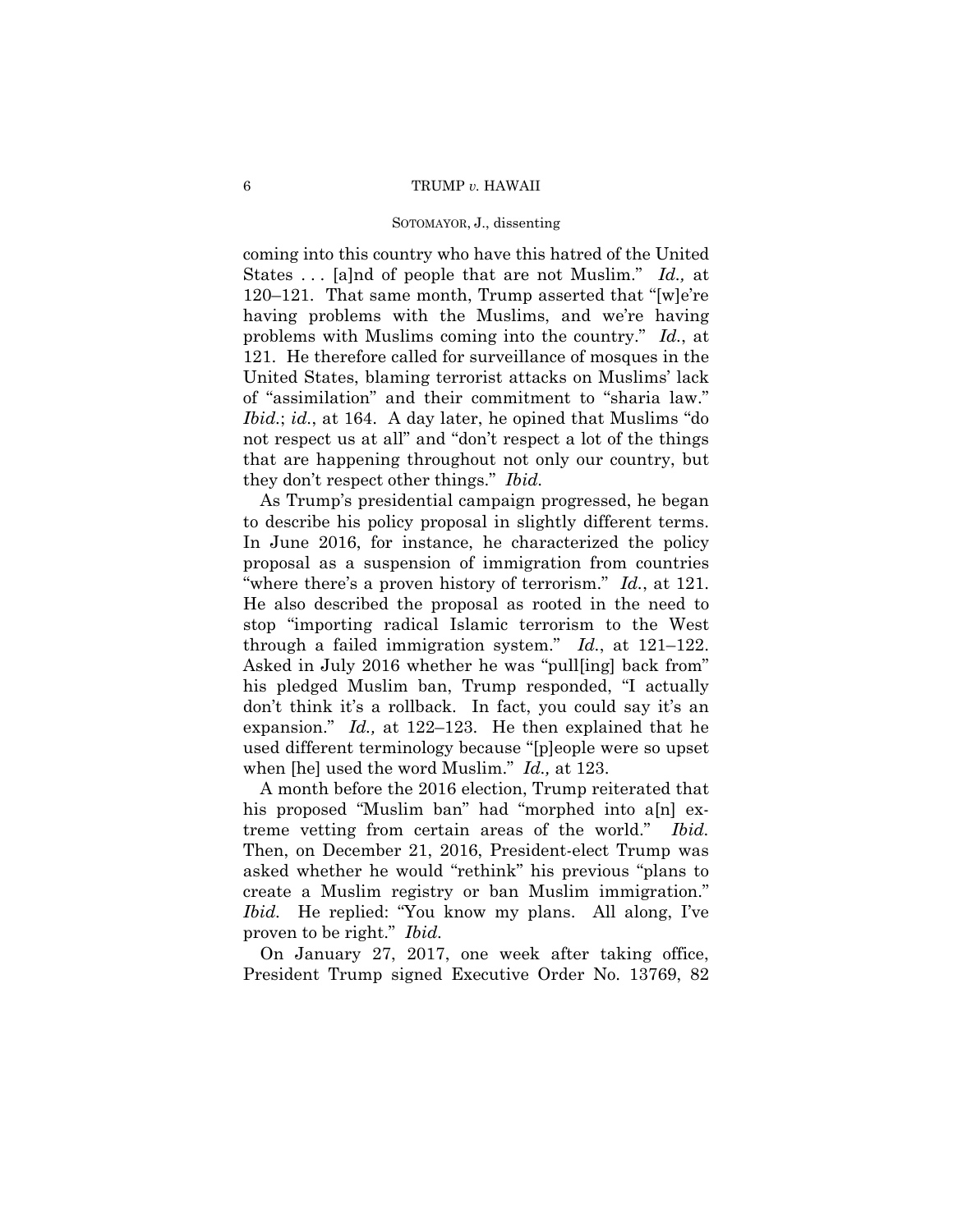coming into this country who have this hatred of the United States . . . [a]nd of people that are not Muslim." *Id.,* at 120–121. That same month, Trump asserted that "[w]e're having problems with the Muslims, and we're having problems with Muslims coming into the country." *Id.*, at 121. He therefore called for surveillance of mosques in the United States, blaming terrorist attacks on Muslims' lack of "assimilation" and their commitment to "sharia law." *Ibid.*; *id.*, at 164. A day later, he opined that Muslims "do not respect us at all" and "don't respect a lot of the things that are happening throughout not only our country, but they don't respect other things." *Ibid.*

As Trump's presidential campaign progressed, he began to describe his policy proposal in slightly different terms. In June 2016, for instance, he characterized the policy proposal as a suspension of immigration from countries "where there's a proven history of terrorism." *Id.*, at 121. He also described the proposal as rooted in the need to stop "importing radical Islamic terrorism to the West through a failed immigration system." *Id.*, at 121–122. Asked in July 2016 whether he was "pull[ing] back from" his pledged Muslim ban, Trump responded, "I actually don't think it's a rollback. In fact, you could say it's an expansion." *Id.,* at 122–123. He then explained that he used different terminology because "[p]eople were so upset when [he] used the word Muslim." *Id.,* at 123.

A month before the 2016 election, Trump reiterated that his proposed "Muslim ban" had "morphed into a[n] extreme vetting from certain areas of the world." *Ibid.* Then, on December 21, 2016, President-elect Trump was asked whether he would "rethink" his previous "plans to create a Muslim registry or ban Muslim immigration." *Ibid.* He replied: "You know my plans. All along, I've proven to be right." *Ibid.*

On January 27, 2017, one week after taking office, President Trump signed Executive Order No. 13769, 82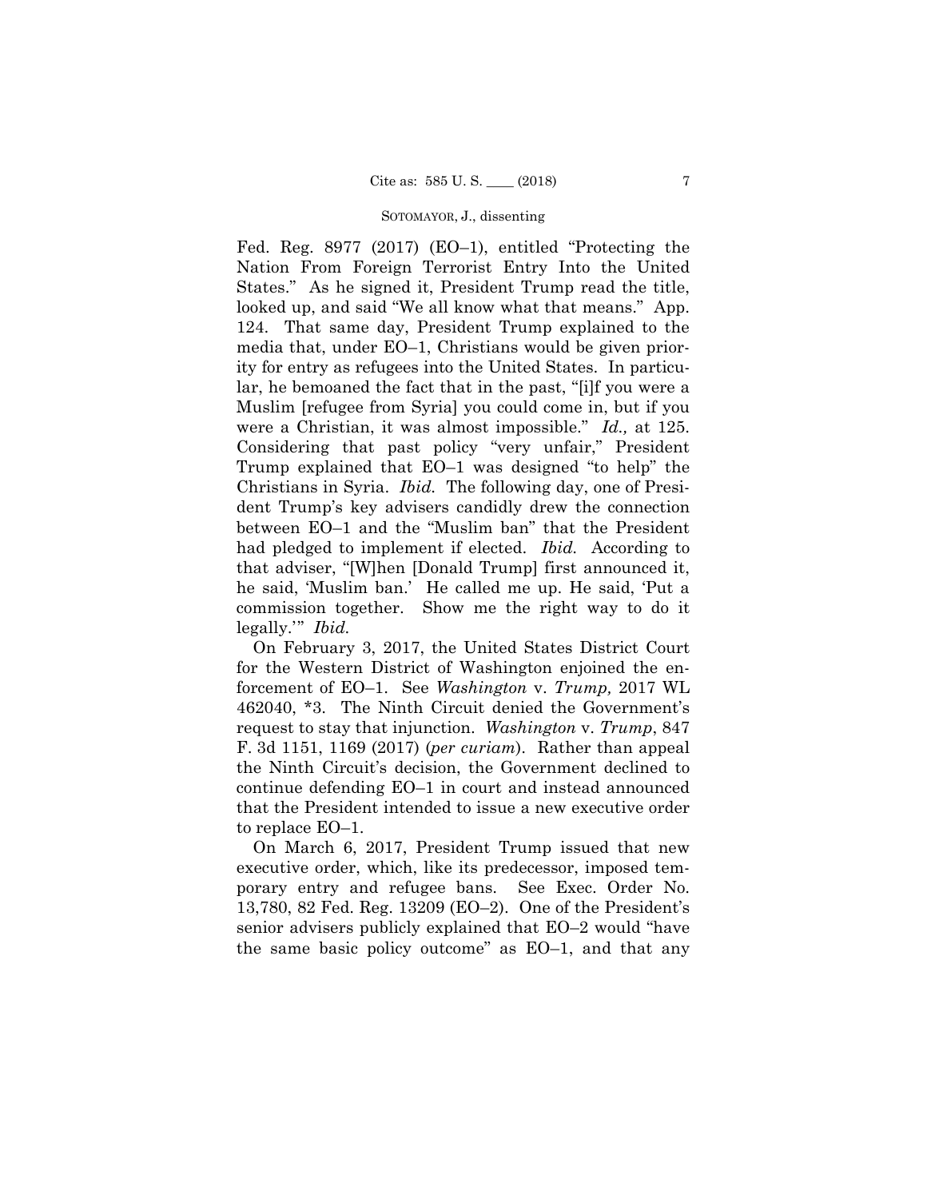Fed. Reg. 8977 (2017) (EO–1), entitled "Protecting the Nation From Foreign Terrorist Entry Into the United States." As he signed it, President Trump read the title, looked up, and said "We all know what that means." App. 124. That same day, President Trump explained to the media that, under EO–1, Christians would be given priority for entry as refugees into the United States. In particular, he bemoaned the fact that in the past, "[i]f you were a Muslim [refugee from Syria] you could come in, but if you were a Christian, it was almost impossible." *Id.,* at 125. Considering that past policy "very unfair," President Trump explained that EO–1 was designed "to help" the Christians in Syria. *Ibid.* The following day, one of President Trump's key advisers candidly drew the connection between EO–1 and the "Muslim ban" that the President had pledged to implement if elected. *Ibid.* According to that adviser, "[W]hen [Donald Trump] first announced it, he said, 'Muslim ban.' He called me up. He said, 'Put a commission together. Show me the right way to do it legally.'" *Ibid.*

On February 3, 2017, the United States District Court for the Western District of Washington enjoined the enforcement of EO–1. See *Washington* v. *Trump,* 2017 WL 462040, *3. The Ninth Circuit denied the Government's request to stay that injunction. *Washington* v. *Trump*, 847 F. 3d 1151, 1169 (2017) (*per curiam*). Rather than appeal the Ninth Circuit's decision, the Government declined to continue defending EO–1 in court and instead announced that the President intended to issue a new executive order to replace EO–1.

On March 6, 2017, President Trump issued that new executive order, which, like its predecessor, imposed temporary entry and refugee bans. See Exec. Order No. 13,780, 82 Fed. Reg. 13209 (EO–2). One of the President's senior advisers publicly explained that EO–2 would "have the same basic policy outcome" as EO–1, and that any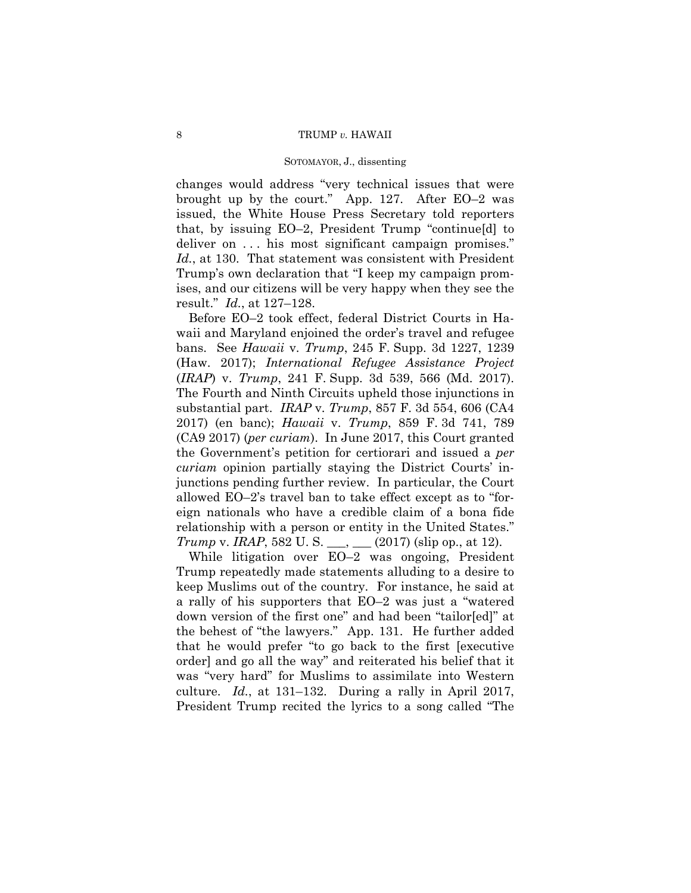changes would address "very technical issues that were brought up by the court." App. 127. After EO–2 was issued, the White House Press Secretary told reporters that, by issuing EO–2, President Trump "continue[d] to deliver on . . . his most significant campaign promises." *Id.*, at 130. That statement was consistent with President Trump's own declaration that "I keep my campaign promises, and our citizens will be very happy when they see the result." *Id.*, at 127–128.

Before EO–2 took effect, federal District Courts in Hawaii and Maryland enjoined the order's travel and refugee bans. See *Hawaii* v. *Trump*, 245 F. Supp. 3d 1227, 1239 (Haw. 2017); *International Refugee Assistance Project* (*IRAP*) v. *Trump*, 241 F. Supp. 3d 539, 566 (Md. 2017). The Fourth and Ninth Circuits upheld those injunctions in substantial part. *IRAP* v. *Trump*, 857 F. 3d 554, 606 (CA4 2017) (en banc); *Hawaii* v. *Trump*, 859 F. 3d 741, 789 (CA9 2017) (*per curiam*). In June 2017, this Court granted the Government's petition for certiorari and issued a *per curiam* opinion partially staying the District Courts' injunctions pending further review. In particular, the Court allowed EO–2's travel ban to take effect except as to "foreign nationals who have a credible claim of a bona fide relationship with a person or entity in the United States." *Trump* v. *IRAP*, 582 U. S. \_\_\_, \_\_\_ (2017) (slip op., at 12).

While litigation over EO–2 was ongoing, President Trump repeatedly made statements alluding to a desire to keep Muslims out of the country. For instance, he said at a rally of his supporters that EO–2 was just a "watered down version of the first one" and had been "tailor[ed]" at the behest of "the lawyers." App. 131. He further added that he would prefer "to go back to the first [executive order] and go all the way" and reiterated his belief that it was "very hard" for Muslims to assimilate into Western culture. *Id.*, at 131–132. During a rally in April 2017, President Trump recited the lyrics to a song called "The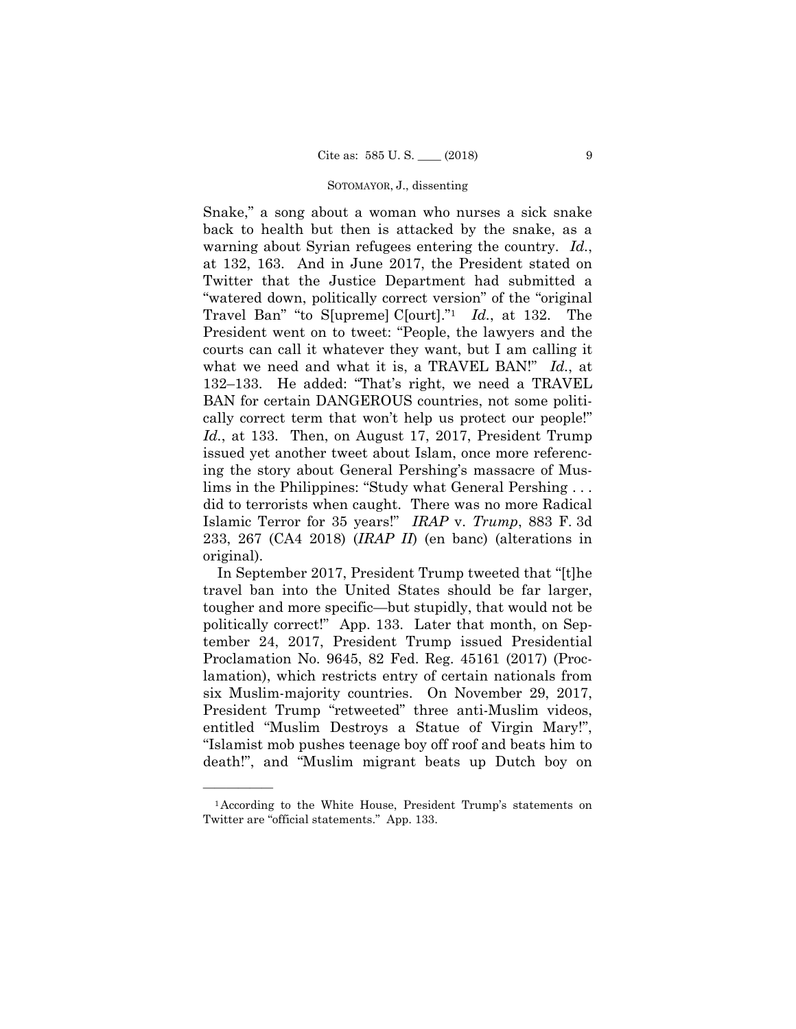Snake," a song about a woman who nurses a sick snake back to health but then is attacked by the snake, as a warning about Syrian refugees entering the country. *Id.*, at 132, 163. And in June 2017, the President stated on Twitter that the Justice Department had submitted a "watered down, politically correct version" of the "original Travel Ban" "to S[upreme] C[ourt]."[1] *Id.*, at 132. The President went on to tweet: "People, the lawyers and the courts can call it whatever they want, but I am calling it what we need and what it is, a TRAVEL BAN!" *Id.*, at 132–133. He added: "That's right, we need a TRAVEL BAN for certain DANGEROUS countries, not some politically correct term that won't help us protect our people!" *Id.*, at 133. Then, on August 17, 2017, President Trump issued yet another tweet about Islam, once more referencing the story about General Pershing's massacre of Muslims in the Philippines: "Study what General Pershing . . . did to terrorists when caught. There was no more Radical Islamic Terror for 35 years!" *IRAP* v. *Trump*, 883 F. 3d 233, 267 (CA4 2018) (*IRAP II*) (en banc) (alterations in original).

In September 2017, President Trump tweeted that "[t]he travel ban into the United States should be far larger, tougher and more specific—but stupidly, that would not be politically correct!" App. 133. Later that month, on September 24, 2017, President Trump issued Presidential Proclamation No. 9645, 82 Fed. Reg. 45161 (2017) (Proclamation), which restricts entry of certain nationals from six Muslim-majority countries. On November 29, 2017, President Trump "retweeted" three anti-Muslim videos, entitled "Muslim Destroys a Statue of Virgin Mary!", "Islamist mob pushes teenage boy off roof and beats him to death!", and "Muslim migrant beats up Dutch boy on

---

[1] According to the White House, President Trump's statements on Twitter are "official statements." App. 133.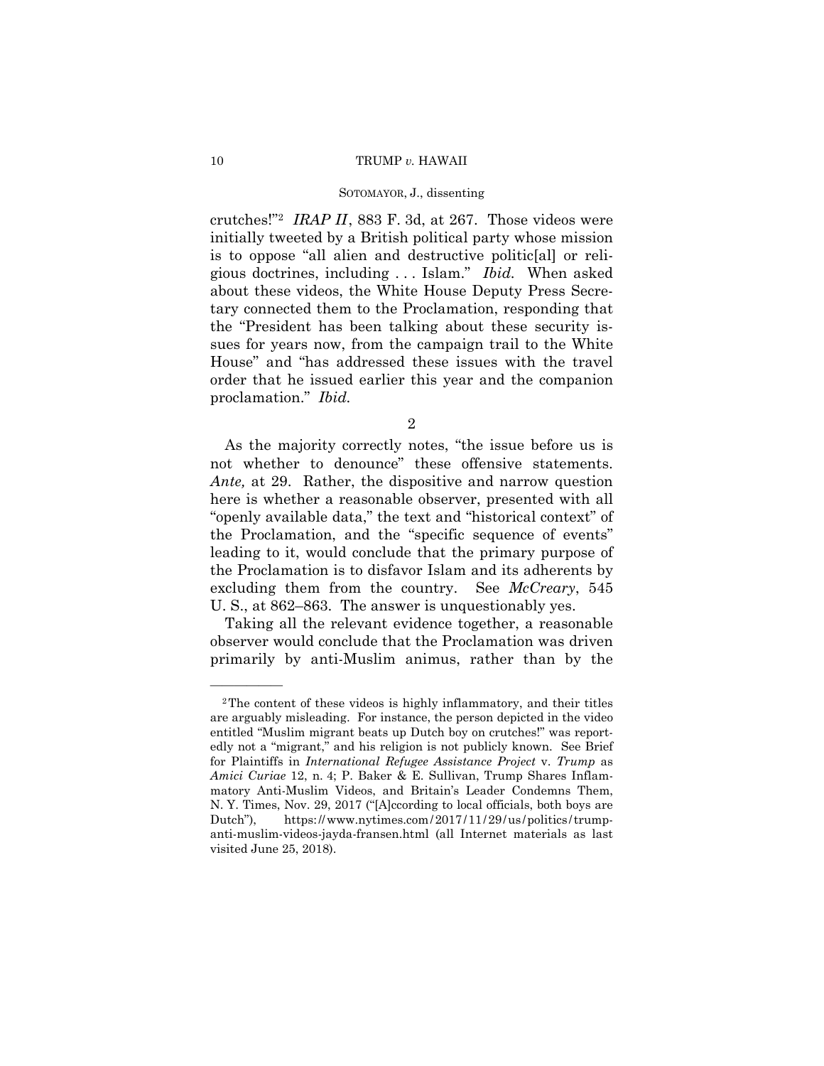crutches!"[2] *IRAP II*, 883 F. 3d, at 267. Those videos were initially tweeted by a British political party whose mission is to oppose "all alien and destructive politic[al] or religious doctrines, including . . . Islam." *Ibid.* When asked about these videos, the White House Deputy Press Secretary connected them to the Proclamation, responding that the "President has been talking about these security issues for years now, from the campaign trail to the White House" and "has addressed these issues with the travel order that he issued earlier this year and the companion proclamation." *Ibid.*

2

As the majority correctly notes, "the issue before us is not whether to denounce" these offensive statements. *Ante,* at 29. Rather, the dispositive and narrow question here is whether a reasonable observer, presented with all "openly available data," the text and "historical context" of the Proclamation, and the "specific sequence of events" leading to it, would conclude that the primary purpose of the Proclamation is to disfavor Islam and its adherents by excluding them from the country. See *McCreary*, 545 U. S., at 862–863. The answer is unquestionably yes.

Taking all the relevant evidence together, a reasonable observer would conclude that the Proclamation was driven primarily by anti-Muslim animus, rather than by the

---

[2] The content of these videos is highly inflammatory, and their titles are arguably misleading. For instance, the person depicted in the video entitled "Muslim migrant beats up Dutch boy on crutches!" was reportedly not a "migrant," and his religion is not publicly known. See Brief for Plaintiffs in *International Refugee Assistance Project* v. *Trump* as *Amici Curiae* 12, n. 4; P. Baker & E. Sullivan, Trump Shares Inflammatory Anti-Muslim Videos, and Britain's Leader Condemns Them, N. Y. Times, Nov. 29, 2017 ("[A]ccording to local officials, both boys are Dutch"), https://www.nytimes.com/2017/11/29/us/politics/trump-anti-muslim-videos-jayda-fransen.html (all Internet materials as last visited June 25, 2018).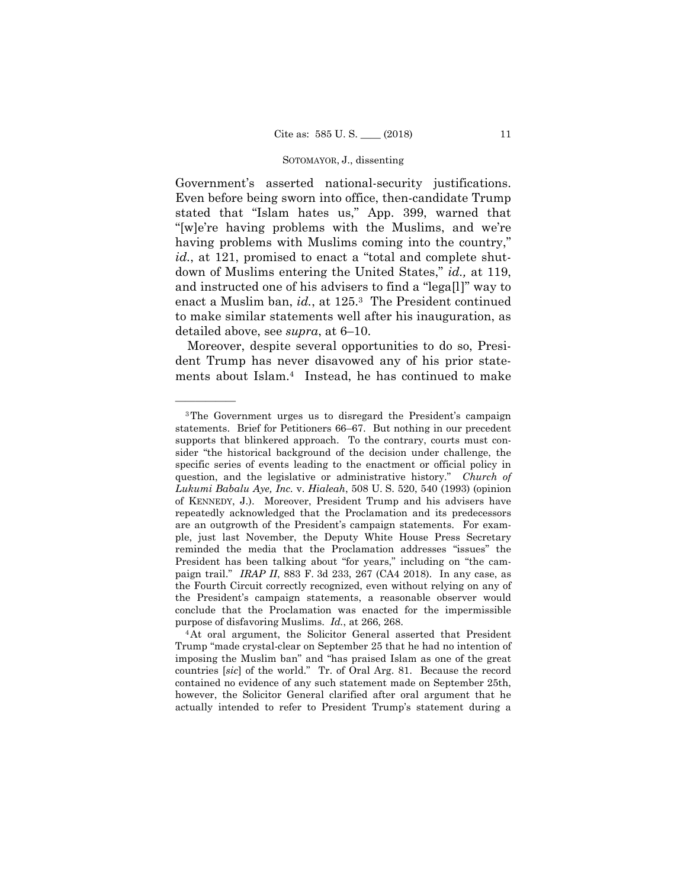Government's asserted national-security justifications. Even before being sworn into office, then-candidate Trump stated that "Islam hates us," App. 399, warned that "[w]e're having problems with the Muslims, and we're having problems with Muslims coming into the country," *id.*, at 121, promised to enact a "total and complete shutdown of Muslims entering the United States," *id.,* at 119, and instructed one of his advisers to find a "lega[l]" way to enact a Muslim ban, *id.*, at 125.[3] The President continued to make similar statements well after his inauguration, as detailed above, see *supra*, at 6–10.

Moreover, despite several opportunities to do so, President Trump has never disavowed any of his prior statements about Islam.[4] Instead, he has continued to make

---

[3] The Government urges us to disregard the President's campaign statements. Brief for Petitioners 66–67. But nothing in our precedent supports that blinkered approach. To the contrary, courts must consider "the historical background of the decision under challenge, the specific series of events leading to the enactment or official policy in question, and the legislative or administrative history." *Church of Lukumi Babalu Aye, Inc.* v. *Hialeah*, 508 U. S. 520, 540 (1993) (opinion of KENNEDY, J.). Moreover, President Trump and his advisers have repeatedly acknowledged that the Proclamation and its predecessors are an outgrowth of the President's campaign statements. For example, just last November, the Deputy White House Press Secretary reminded the media that the Proclamation addresses "issues" the President has been talking about "for years," including on "the campaign trail." *IRAP II*, 883 F. 3d 233, 267 (CA4 2018). In any case, as the Fourth Circuit correctly recognized, even without relying on any of the President's campaign statements, a reasonable observer would conclude that the Proclamation was enacted for the impermissible purpose of disfavoring Muslims. *Id.*, at 266, 268.

[4] At oral argument, the Solicitor General asserted that President Trump "made crystal-clear on September 25 that he had no intention of imposing the Muslim ban" and "has praised Islam as one of the great countries [*sic*] of the world." Tr. of Oral Arg. 81. Because the record contained no evidence of any such statement made on September 25th, however, the Solicitor General clarified after oral argument that he actually intended to refer to President Trump's statement during a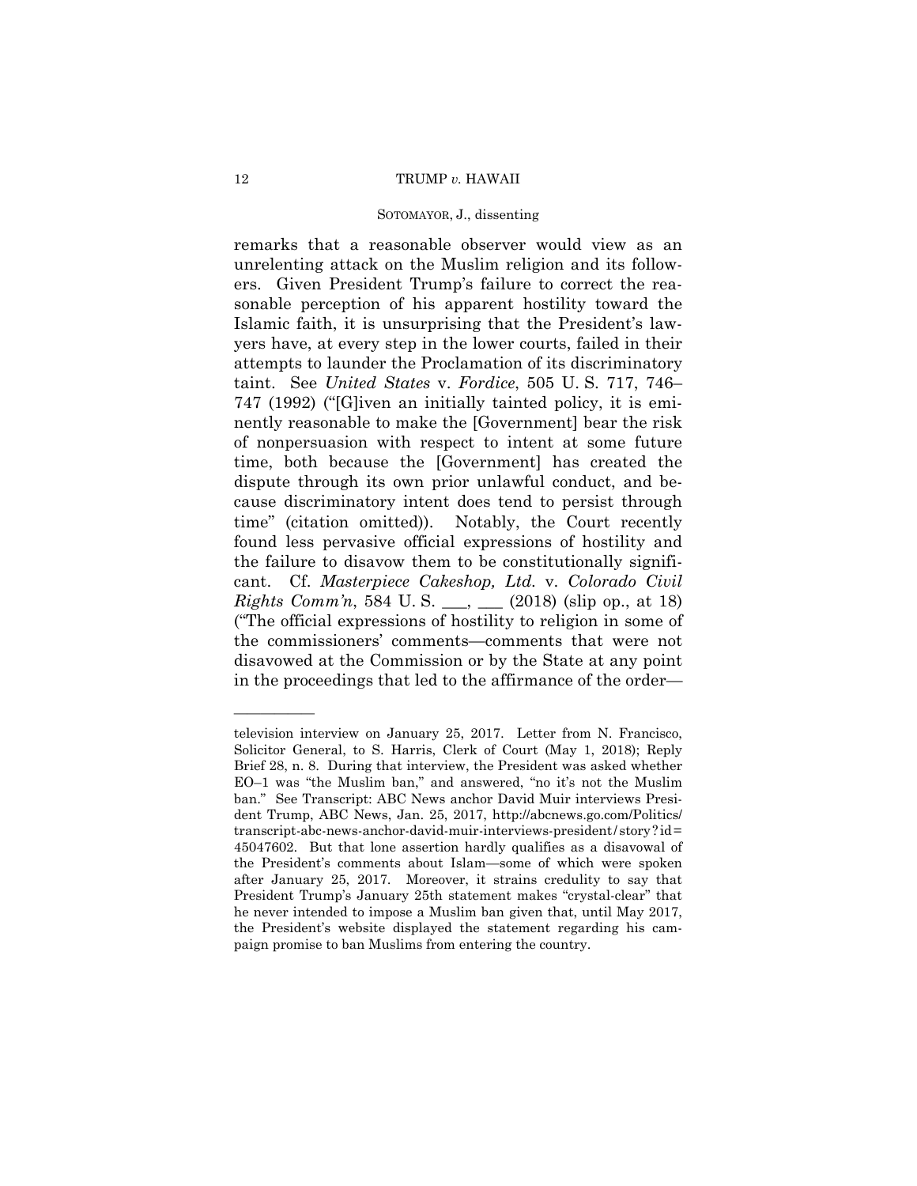remarks that a reasonable observer would view as an unrelenting attack on the Muslim religion and its followers. Given President Trump's failure to correct the reasonable perception of his apparent hostility toward the Islamic faith, it is unsurprising that the President's lawyers have, at every step in the lower courts, failed in their attempts to launder the Proclamation of its discriminatory taint. See *United States* v. *Fordice*, 505 U. S. 717, 746–747 (1992) ("[G]iven an initially tainted policy, it is eminently reasonable to make the [Government] bear the risk of nonpersuasion with respect to intent at some future time, both because the [Government] has created the dispute through its own prior unlawful conduct, and because discriminatory intent does tend to persist through time" (citation omitted)). Notably, the Court recently found less pervasive official expressions of hostility and the failure to disavow them to be constitutionally significant. Cf. *Masterpiece Cakeshop, Ltd.* v. *Colorado Civil Rights Comm'n*, 584 U. S. ___, ___ (2018) (slip op., at 18) ("The official expressions of hostility to religion in some of the commissioners' comments—comments that were not disavowed at the Commission or by the State at any point in the proceedings that led to the affirmance of the order—

———————

television interview on January 25, 2017. Letter from N. Francisco, Solicitor General, to S. Harris, Clerk of Court (May 1, 2018); Reply Brief 28, n. 8. During that interview, the President was asked whether EO–1 was "the Muslim ban," and answered, "no it's not the Muslim ban." See Transcript: ABC News anchor David Muir interviews President Trump, ABC News, Jan. 25, 2017, http://abcnews.go.com/Politics/transcript-abc-news-anchor-david-muir-interviews-president/story?id=45047602. But that lone assertion hardly qualifies as a disavowal of the President's comments about Islam—some of which were spoken after January 25, 2017. Moreover, it strains credulity to say that President Trump's January 25th statement makes "crystal-clear" that he never intended to impose a Muslim ban given that, until May 2017, the President's website displayed the statement regarding his campaign promise to ban Muslims from entering the country.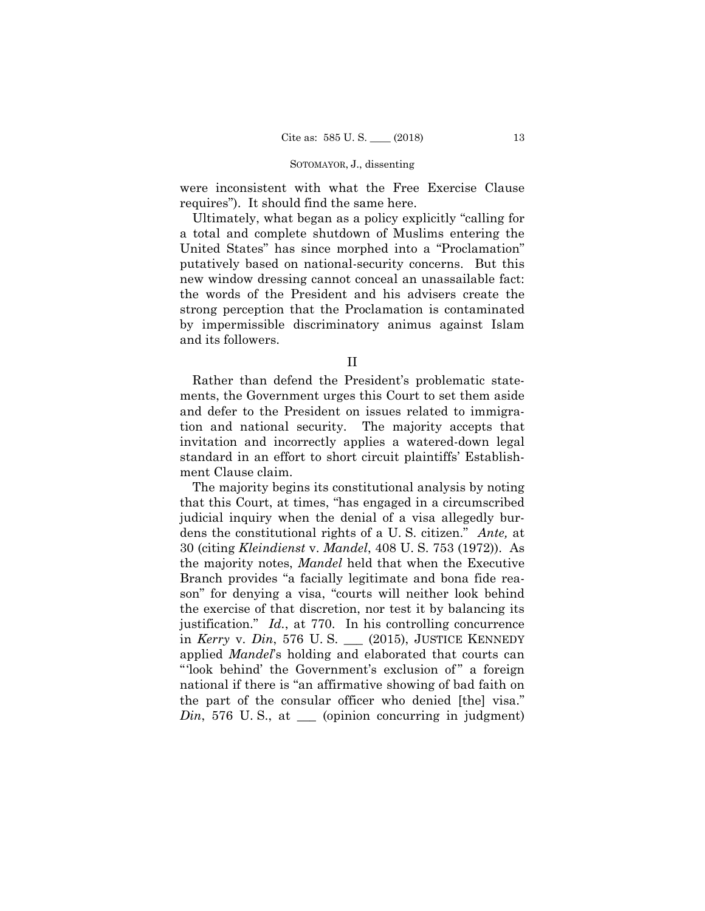were inconsistent with what the Free Exercise Clause requires"). It should find the same here.

Ultimately, what began as a policy explicitly "calling for a total and complete shutdown of Muslims entering the United States" has since morphed into a "Proclamation" putatively based on national-security concerns. But this new window dressing cannot conceal an unassailable fact: the words of the President and his advisers create the strong perception that the Proclamation is contaminated by impermissible discriminatory animus against Islam and its followers.

## II

Rather than defend the President's problematic statements, the Government urges this Court to set them aside and defer to the President on issues related to immigration and national security. The majority accepts that invitation and incorrectly applies a watered-down legal standard in an effort to short circuit plaintiffs' Establishment Clause claim.

The majority begins its constitutional analysis by noting that this Court, at times, "has engaged in a circumscribed judicial inquiry when the denial of a visa allegedly burdens the constitutional rights of a U. S. citizen." *Ante,* at 30 (citing *Kleindienst* v. *Mandel*, 408 U. S. 753 (1972)). As the majority notes, *Mandel* held that when the Executive Branch provides "a facially legitimate and bona fide reason" for denying a visa, "courts will neither look behind the exercise of that discretion, nor test it by balancing its justification." *Id.*, at 770. In his controlling concurrence in *Kerry* v. *Din*, 576 U. S. ___ (2015), JUSTICE KENNEDY applied *Mandel*'s holding and elaborated that courts can "'look behind' the Government's exclusion of" a foreign national if there is "an affirmative showing of bad faith on the part of the consular officer who denied [the] visa." *Din*, 576 U. S., at ___ (opinion concurring in judgment)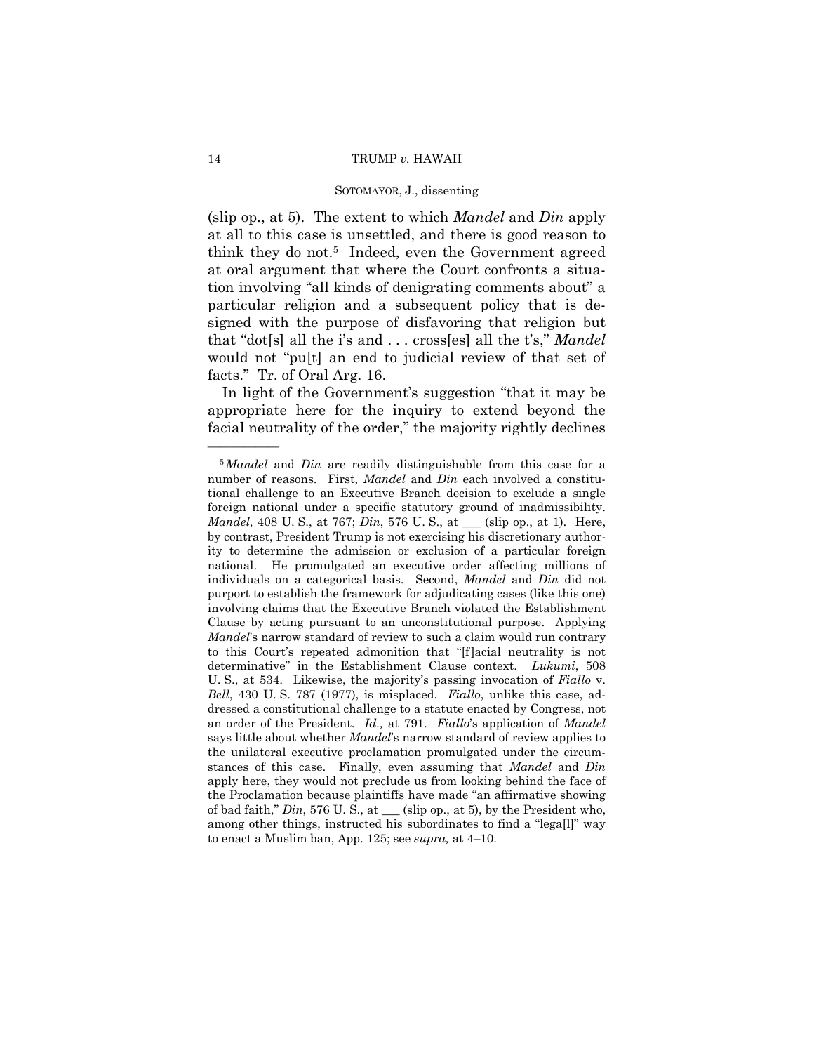(slip op., at 5). The extent to which *Mandel* and *Din* apply at all to this case is unsettled, and there is good reason to think they do not.[5] Indeed, even the Government agreed at oral argument that where the Court confronts a situation involving "all kinds of denigrating comments about" a particular religion and a subsequent policy that is designed with the purpose of disfavoring that religion but that "dot[s] all the i's and . . . cross[es] all the t's," *Mandel* would not "pu[t] an end to judicial review of that set of facts." Tr. of Oral Arg. 16.

In light of the Government's suggestion "that it may be appropriate here for the inquiry to extend beyond the facial neutrality of the order," the majority rightly declines

---

[5] *Mandel* and *Din* are readily distinguishable from this case for a number of reasons. First, *Mandel* and *Din* each involved a constitutional challenge to an Executive Branch decision to exclude a single foreign national under a specific statutory ground of inadmissibility. *Mandel*, 408 U. S., at 767; *Din*, 576 U. S., at ___ (slip op., at 1). Here, by contrast, President Trump is not exercising his discretionary authority to determine the admission or exclusion of a particular foreign national. He promulgated an executive order affecting millions of individuals on a categorical basis. Second, *Mandel* and *Din* did not purport to establish the framework for adjudicating cases (like this one) involving claims that the Executive Branch violated the Establishment Clause by acting pursuant to an unconstitutional purpose. Applying *Mandel*'s narrow standard of review to such a claim would run contrary to this Court's repeated admonition that "[f]acial neutrality is not determinative" in the Establishment Clause context. *Lukumi*, 508 U. S., at 534. Likewise, the majority's passing invocation of *Fiallo* v. *Bell*, 430 U. S. 787 (1977), is misplaced. *Fiallo*, unlike this case, addressed a constitutional challenge to a statute enacted by Congress, not an order of the President. *Id.,* at 791. *Fiallo*'s application of *Mandel* says little about whether *Mandel*'s narrow standard of review applies to the unilateral executive proclamation promulgated under the circumstances of this case. Finally, even assuming that *Mandel* and *Din* apply here, they would not preclude us from looking behind the face of the Proclamation because plaintiffs have made "an affirmative showing of bad faith," *Din*, 576 U. S., at ___ (slip op., at 5), by the President who, among other things, instructed his subordinates to find a "lega[l]" way to enact a Muslim ban, App. 125; see *supra,* at 4–10.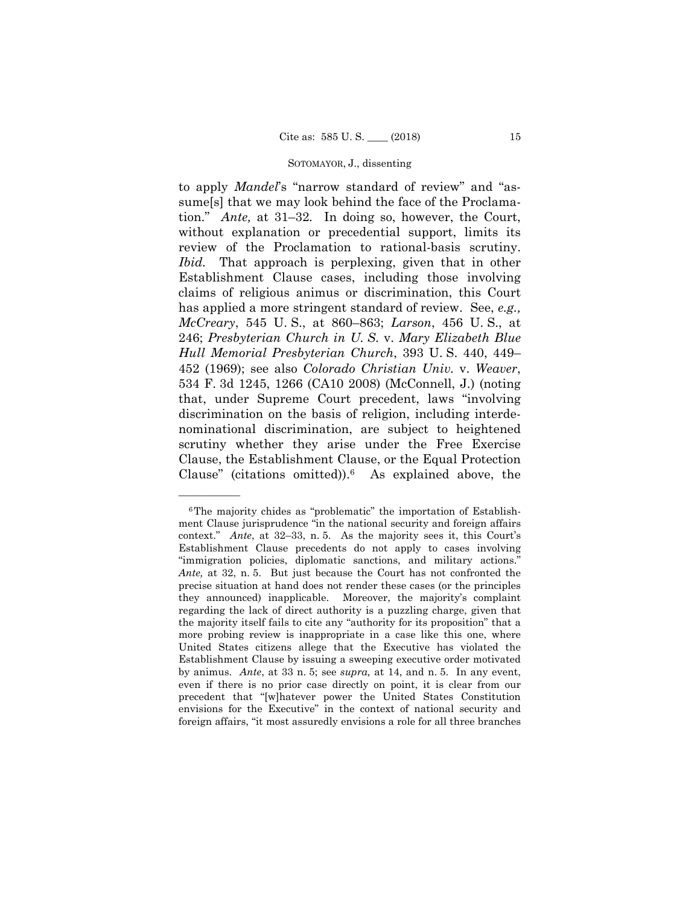to apply *Mandel*'s "narrow standard of review" and "assume[s] that we may look behind the face of the Proclamation." *Ante,* at 31–32. In doing so, however, the Court, without explanation or precedential support, limits its review of the Proclamation to rational-basis scrutiny. *Ibid.* That approach is perplexing, given that in other Establishment Clause cases, including those involving claims of religious animus or discrimination, this Court has applied a more stringent standard of review. See, *e.g., McCreary*, 545 U. S., at 860–863; *Larson*, 456 U. S., at 246; *Presbyterian Church in U. S.* v. *Mary Elizabeth Blue Hull Memorial Presbyterian Church*, 393 U. S. 440, 449–452 (1969); see also *Colorado Christian Univ.* v. *Weaver*, 534 F. 3d 1245, 1266 (CA10 2008) (McConnell, J.) (noting that, under Supreme Court precedent, laws "involving discrimination on the basis of religion, including interdenominational discrimination, are subject to heightened scrutiny whether they arise under the Free Exercise Clause, the Establishment Clause, or the Equal Protection Clause" (citations omitted)).[6] As explained above, the

---

[6] The majority chides as "problematic" the importation of Establishment Clause jurisprudence "in the national security and foreign affairs context." *Ante*, at 32–33, n. 5. As the majority sees it, this Court's Establishment Clause precedents do not apply to cases involving "immigration policies, diplomatic sanctions, and military actions." *Ante,* at 32, n. 5. But just because the Court has not confronted the precise situation at hand does not render these cases (or the principles they announced) inapplicable. Moreover, the majority's complaint regarding the lack of direct authority is a puzzling charge, given that the majority itself fails to cite any "authority for its proposition" that a more probing review is inappropriate in a case like this one, where United States citizens allege that the Executive has violated the Establishment Clause by issuing a sweeping executive order motivated by animus. *Ante*, at 33 n. 5; see *supra,* at 14, and n. 5. In any event, even if there is no prior case directly on point, it is clear from our precedent that "[w]hatever power the United States Constitution envisions for the Executive" in the context of national security and foreign affairs, "it most assuredly envisions a role for all three branches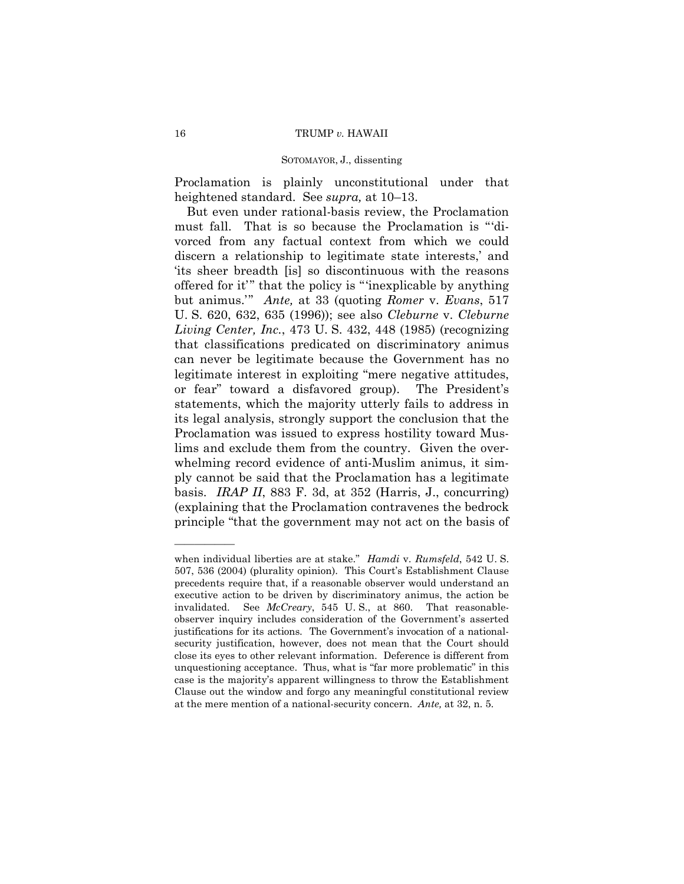Proclamation is plainly unconstitutional under that heightened standard. See *supra,* at 10–13.

But even under rational-basis review, the Proclamation must fall. That is so because the Proclamation is "'divorced from any factual context from which we could discern a relationship to legitimate state interests,' and 'its sheer breadth [is] so discontinuous with the reasons offered for it'" that the policy is "'inexplicable by anything but animus.'" *Ante,* at 33 (quoting *Romer* v. *Evans*, 517 U. S. 620, 632, 635 (1996)); see also *Cleburne* v. *Cleburne Living Center, Inc.*, 473 U. S. 432, 448 (1985) (recognizing that classifications predicated on discriminatory animus can never be legitimate because the Government has no legitimate interest in exploiting "mere negative attitudes, or fear" toward a disfavored group). The President's statements, which the majority utterly fails to address in its legal analysis, strongly support the conclusion that the Proclamation was issued to express hostility toward Muslims and exclude them from the country. Given the overwhelming record evidence of anti-Muslim animus, it simply cannot be said that the Proclamation has a legitimate basis. *IRAP II*, 883 F. 3d, at 352 (Harris, J., concurring) (explaining that the Proclamation contravenes the bedrock principle "that the government may not act on the basis of

---

when individual liberties are at stake." *Hamdi* v. *Rumsfeld*, 542 U. S. 507, 536 (2004) (plurality opinion). This Court's Establishment Clause precedents require that, if a reasonable observer would understand an executive action to be driven by discriminatory animus, the action be invalidated. See *McCreary*, 545 U. S., at 860. That reasonable-observer inquiry includes consideration of the Government's asserted justifications for its actions. The Government's invocation of a national-security justification, however, does not mean that the Court should close its eyes to other relevant information. Deference is different from unquestioning acceptance. Thus, what is "far more problematic" in this case is the majority's apparent willingness to throw the Establishment Clause out the window and forgo any meaningful constitutional review at the mere mention of a national-security concern. *Ante,* at 32, n. 5.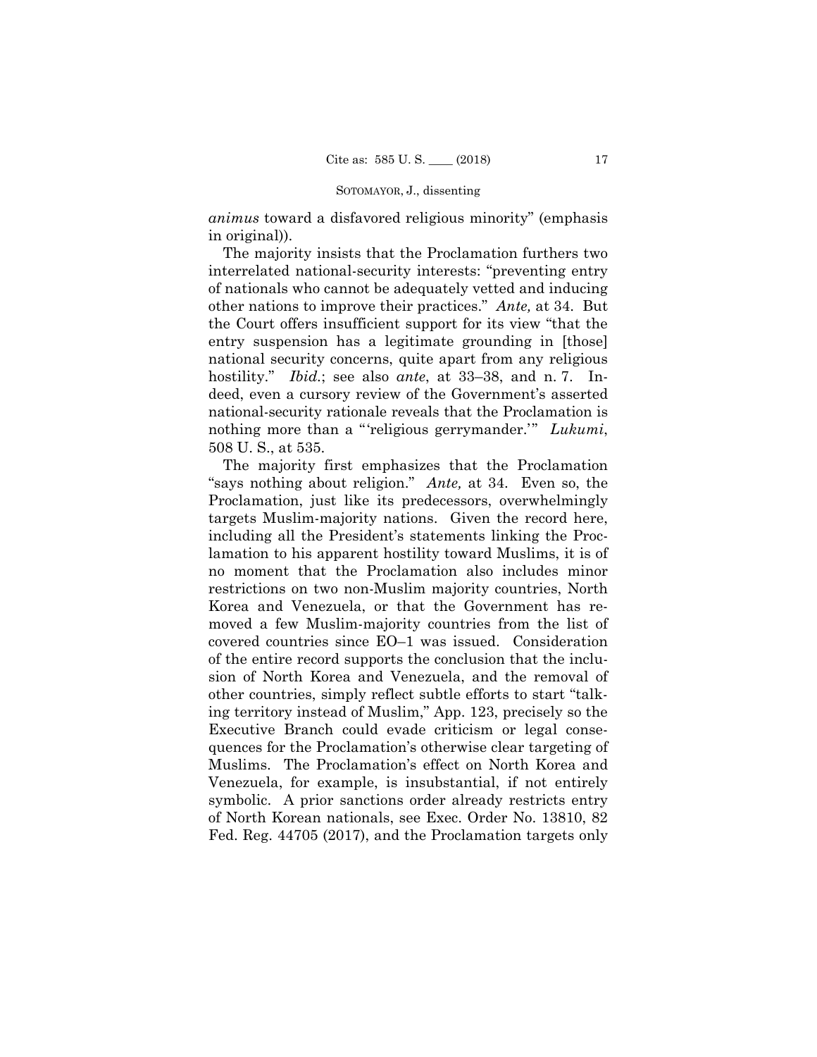*animus* toward a disfavored religious minority" (emphasis in original)).

The majority insists that the Proclamation furthers two interrelated national-security interests: "preventing entry of nationals who cannot be adequately vetted and inducing other nations to improve their practices." *Ante,* at 34. But the Court offers insufficient support for its view "that the entry suspension has a legitimate grounding in [those] national security concerns, quite apart from any religious hostility." *Ibid.*; see also *ante*, at 33–38, and n. 7. Indeed, even a cursory review of the Government's asserted national-security rationale reveals that the Proclamation is nothing more than a "'religious gerrymander.'" *Lukumi*, 508 U. S., at 535.

The majority first emphasizes that the Proclamation "says nothing about religion." *Ante,* at 34. Even so, the Proclamation, just like its predecessors, overwhelmingly targets Muslim-majority nations. Given the record here, including all the President's statements linking the Proclamation to his apparent hostility toward Muslims, it is of no moment that the Proclamation also includes minor restrictions on two non-Muslim majority countries, North Korea and Venezuela, or that the Government has removed a few Muslim-majority countries from the list of covered countries since EO–1 was issued. Consideration of the entire record supports the conclusion that the inclusion of North Korea and Venezuela, and the removal of other countries, simply reflect subtle efforts to start "talking territory instead of Muslim," App. 123, precisely so the Executive Branch could evade criticism or legal consequences for the Proclamation's otherwise clear targeting of Muslims. The Proclamation's effect on North Korea and Venezuela, for example, is insubstantial, if not entirely symbolic. A prior sanctions order already restricts entry of North Korean nationals, see Exec. Order No. 13810, 82 Fed. Reg. 44705 (2017), and the Proclamation targets only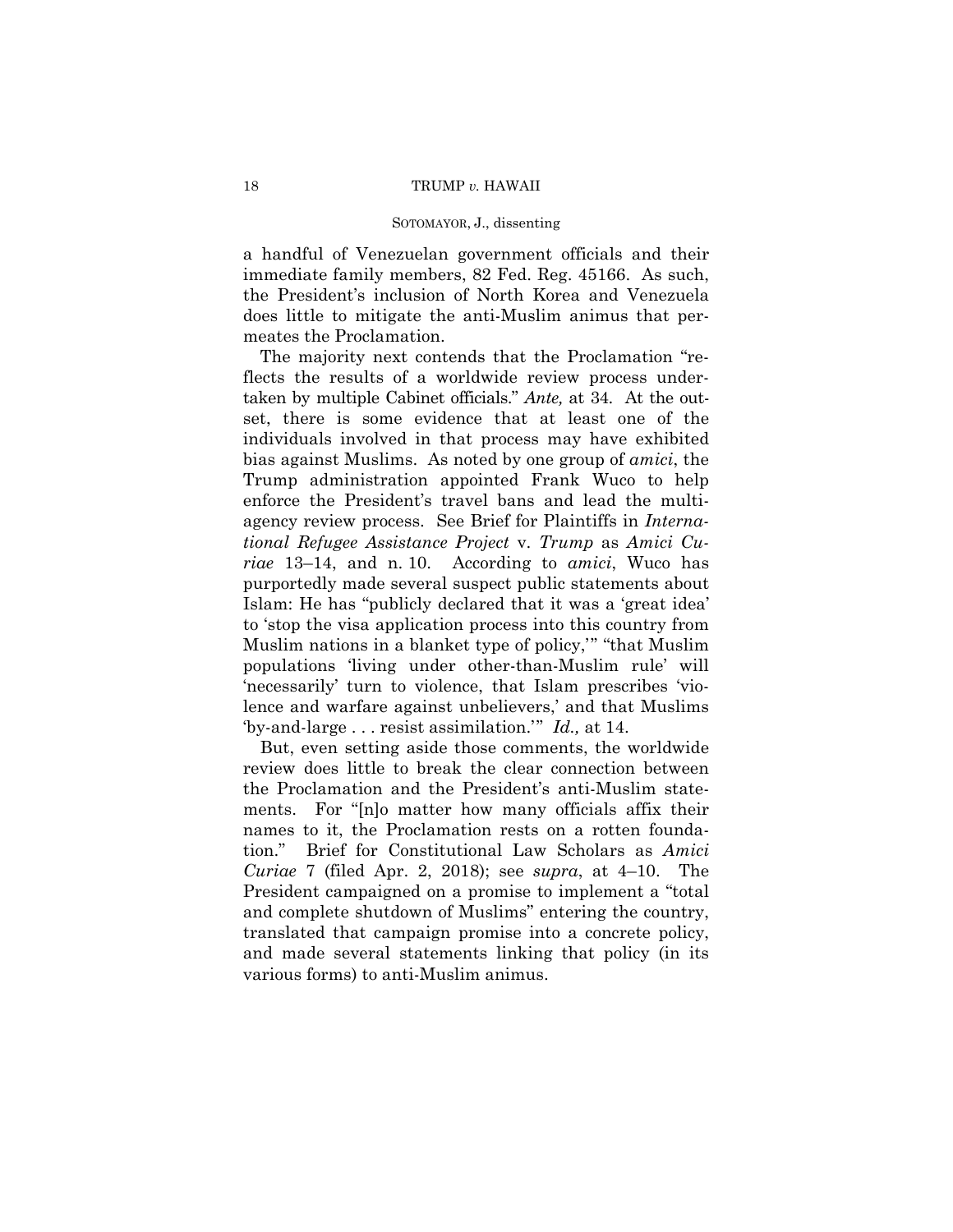a handful of Venezuelan government officials and their immediate family members, 82 Fed. Reg. 45166. As such, the President's inclusion of North Korea and Venezuela does little to mitigate the anti-Muslim animus that permeates the Proclamation.

The majority next contends that the Proclamation "reflects the results of a worldwide review process undertaken by multiple Cabinet officials." *Ante,* at 34. At the outset, there is some evidence that at least one of the individuals involved in that process may have exhibited bias against Muslims. As noted by one group of *amici*, the Trump administration appointed Frank Wuco to help enforce the President's travel bans and lead the multiagency review process. See Brief for Plaintiffs in *International Refugee Assistance Project* v. *Trump* as *Amici Curiae* 13–14, and n. 10. According to *amici*, Wuco has purportedly made several suspect public statements about Islam: He has "publicly declared that it was a 'great idea' to 'stop the visa application process into this country from Muslim nations in a blanket type of policy,'" "that Muslim populations 'living under other-than-Muslim rule' will 'necessarily' turn to violence, that Islam prescribes 'violence and warfare against unbelievers,' and that Muslims 'by-and-large . . . resist assimilation.'" *Id.,* at 14.

But, even setting aside those comments, the worldwide review does little to break the clear connection between the Proclamation and the President's anti-Muslim statements. For "[n]o matter how many officials affix their names to it, the Proclamation rests on a rotten foundation." Brief for Constitutional Law Scholars as *Amici Curiae* 7 (filed Apr. 2, 2018); see *supra*, at 4–10. The President campaigned on a promise to implement a "total and complete shutdown of Muslims" entering the country, translated that campaign promise into a concrete policy, and made several statements linking that policy (in its various forms) to anti-Muslim animus.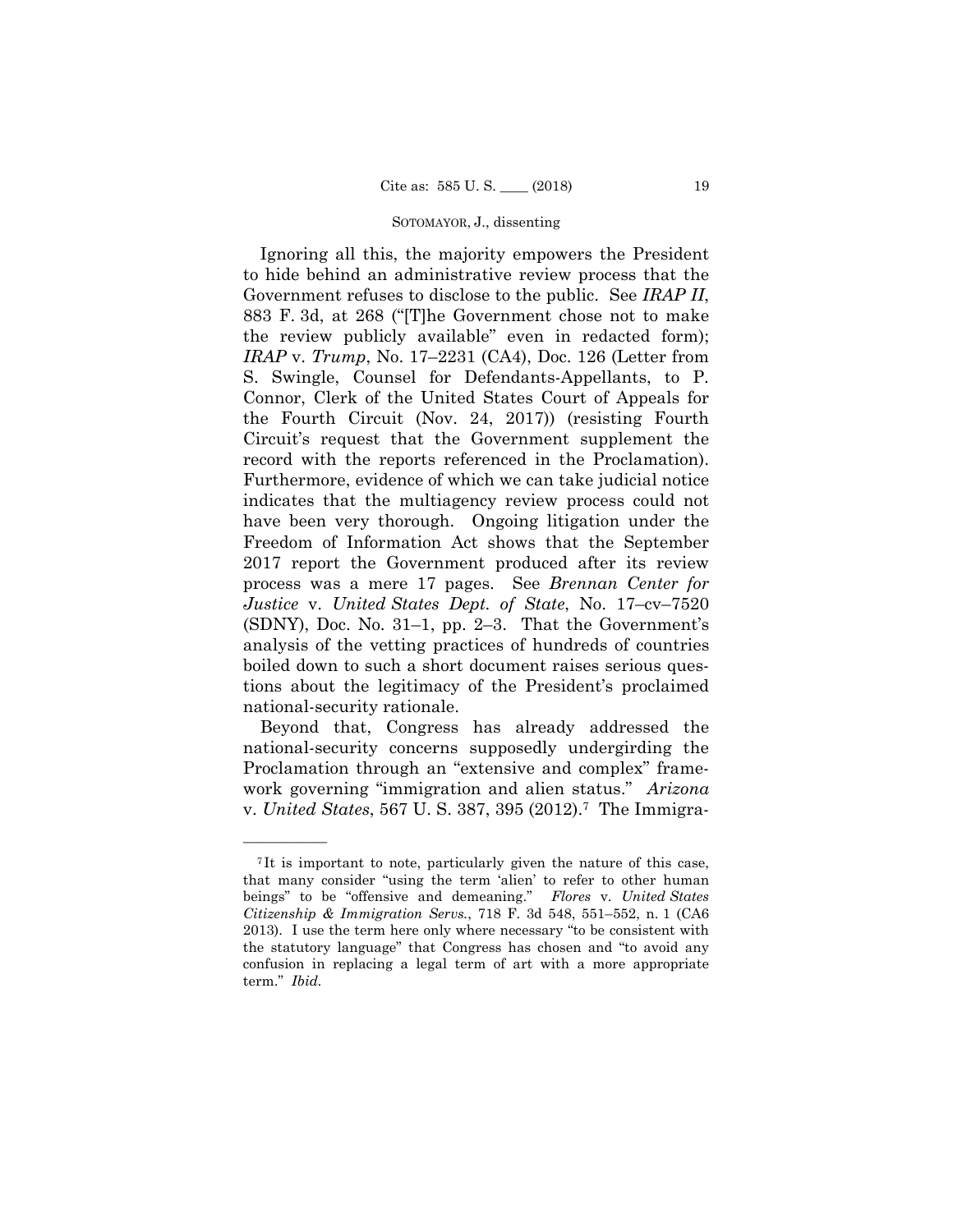Ignoring all this, the majority empowers the President to hide behind an administrative review process that the Government refuses to disclose to the public. See *IRAP II*, 883 F. 3d, at 268 ("[T]he Government chose not to make the review publicly available" even in redacted form); *IRAP* v. *Trump*, No. 17–2231 (CA4), Doc. 126 (Letter from S. Swingle, Counsel for Defendants-Appellants, to P. Connor, Clerk of the United States Court of Appeals for the Fourth Circuit (Nov. 24, 2017)) (resisting Fourth Circuit's request that the Government supplement the record with the reports referenced in the Proclamation). Furthermore, evidence of which we can take judicial notice indicates that the multiagency review process could not have been very thorough. Ongoing litigation under the Freedom of Information Act shows that the September 2017 report the Government produced after its review process was a mere 17 pages. See *Brennan Center for Justice* v. *United States Dept. of State*, No. 17–cv–7520 (SDNY), Doc. No. 31–1, pp. 2–3. That the Government's analysis of the vetting practices of hundreds of countries boiled down to such a short document raises serious questions about the legitimacy of the President's proclaimed national-security rationale.

Beyond that, Congress has already addressed the national-security concerns supposedly undergirding the Proclamation through an "extensive and complex" framework governing "immigration and alien status." *Arizona* v. *United States*, 567 U. S. 387, 395 (2012).[7] The Immigra-

---

[7] It is important to note, particularly given the nature of this case, that many consider "using the term 'alien' to refer to other human beings" to be "offensive and demeaning." *Flores* v. *United States Citizenship & Immigration Servs.*, 718 F. 3d 548, 551–552, n. 1 (CA6 2013). I use the term here only where necessary "to be consistent with the statutory language" that Congress has chosen and "to avoid any confusion in replacing a legal term of art with a more appropriate term." *Ibid.*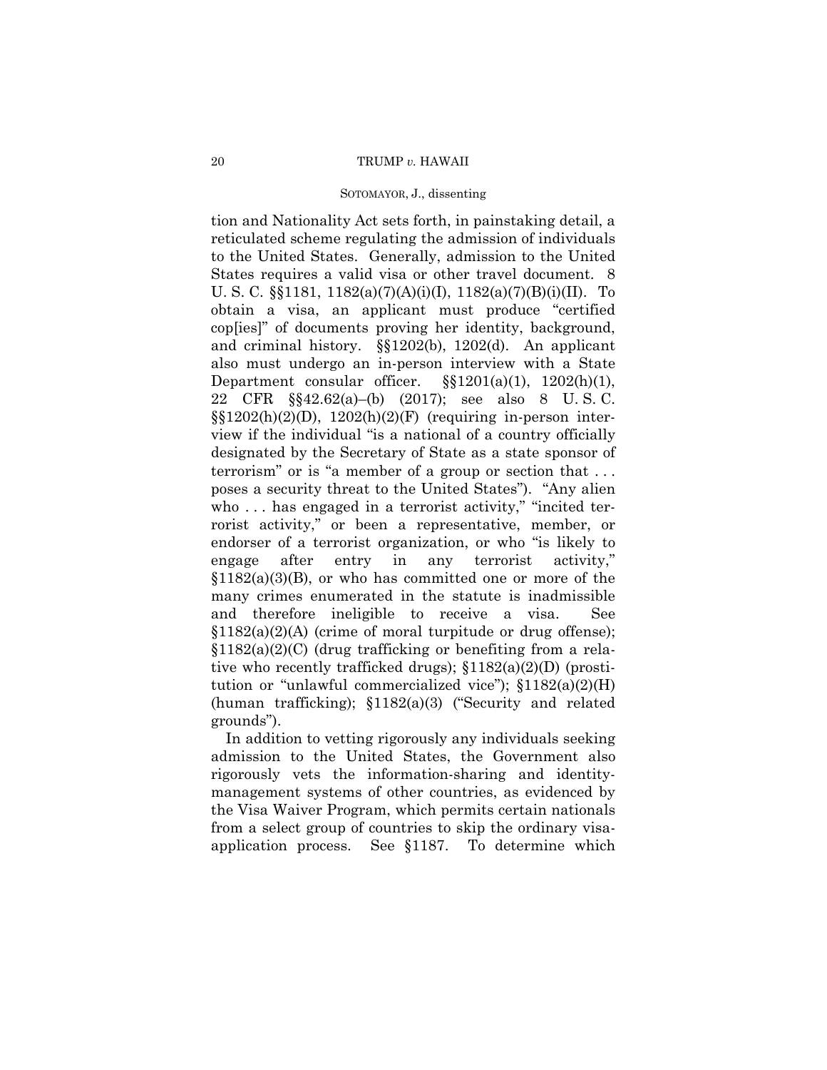tion and Nationality Act sets forth, in painstaking detail, a reticulated scheme regulating the admission of individuals to the United States. Generally, admission to the United States requires a valid visa or other travel document. 8 U. S. C. §§1181, 1182(a)(7)(A)(i)(I), 1182(a)(7)(B)(i)(II). To obtain a visa, an applicant must produce "certified cop[ies]" of documents proving her identity, background, and criminal history. §§1202(b), 1202(d). An applicant also must undergo an in-person interview with a State Department consular officer. §§1201(a)(1), 1202(h)(1), 22 CFR §§42.62(a)–(b) (2017); see also 8 U. S. C. §§1202(h)(2)(D), 1202(h)(2)(F) (requiring in-person interview if the individual "is a national of a country officially designated by the Secretary of State as a state sponsor of terrorism" or is "a member of a group or section that . . . poses a security threat to the United States"). "Any alien who . . . has engaged in a terrorist activity," "incited terrorist activity," or been a representative, member, or endorser of a terrorist organization, or who "is likely to engage after entry in any terrorist activity," §1182(a)(3)(B), or who has committed one or more of the many crimes enumerated in the statute is inadmissible and therefore ineligible to receive a visa. See §1182(a)(2)(A) (crime of moral turpitude or drug offense); §1182(a)(2)(C) (drug trafficking or benefiting from a relative who recently trafficked drugs); §1182(a)(2)(D) (prostitution or "unlawful commercialized vice"); §1182(a)(2)(H) (human trafficking); §1182(a)(3) ("Security and related grounds").

In addition to vetting rigorously any individuals seeking admission to the United States, the Government also rigorously vets the information-sharing and identity-management systems of other countries, as evidenced by the Visa Waiver Program, which permits certain nationals from a select group of countries to skip the ordinary visa-application process. See §1187. To determine which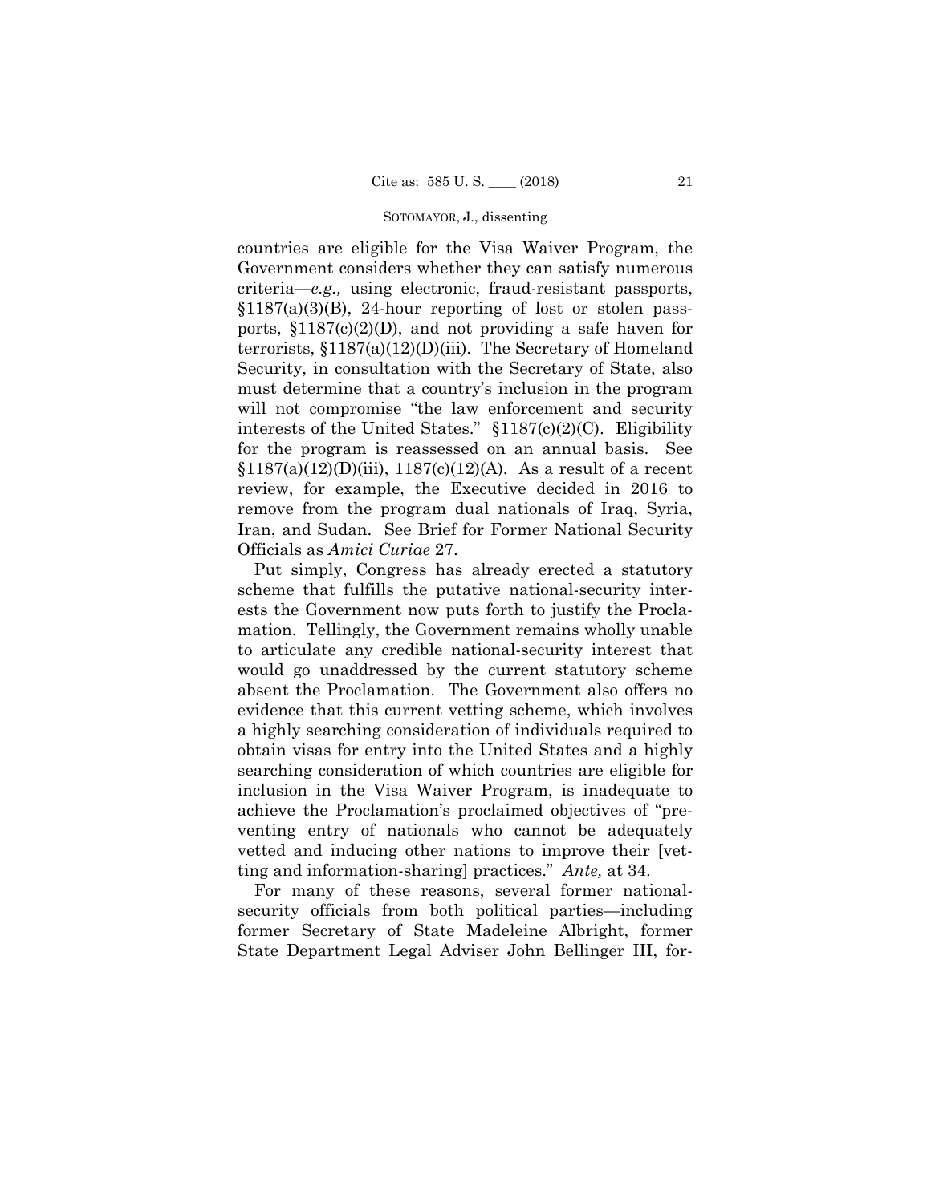countries are eligible for the Visa Waiver Program, the Government considers whether they can satisfy numerous criteria—*e.g.,* using electronic, fraud-resistant passports, §1187(a)(3)(B), 24-hour reporting of lost or stolen passports, §1187(c)(2)(D), and not providing a safe haven for terrorists, §1187(a)(12)(D)(iii). The Secretary of Homeland Security, in consultation with the Secretary of State, also must determine that a country's inclusion in the program will not compromise "the law enforcement and security interests of the United States." §1187(c)(2)(C). Eligibility for the program is reassessed on an annual basis. See §1187(a)(12)(D)(iii), 1187(c)(12)(A). As a result of a recent review, for example, the Executive decided in 2016 to remove from the program dual nationals of Iraq, Syria, Iran, and Sudan. See Brief for Former National Security Officials as *Amici Curiae* 27.

Put simply, Congress has already erected a statutory scheme that fulfills the putative national-security interests the Government now puts forth to justify the Proclamation. Tellingly, the Government remains wholly unable to articulate any credible national-security interest that would go unaddressed by the current statutory scheme absent the Proclamation. The Government also offers no evidence that this current vetting scheme, which involves a highly searching consideration of individuals required to obtain visas for entry into the United States and a highly searching consideration of which countries are eligible for inclusion in the Visa Waiver Program, is inadequate to achieve the Proclamation's proclaimed objectives of "preventing entry of nationals who cannot be adequately vetted and inducing other nations to improve their [vetting and information-sharing] practices." *Ante,* at 34.

For many of these reasons, several former national-security officials from both political parties—including former Secretary of State Madeleine Albright, former State Department Legal Adviser John Bellinger III, for-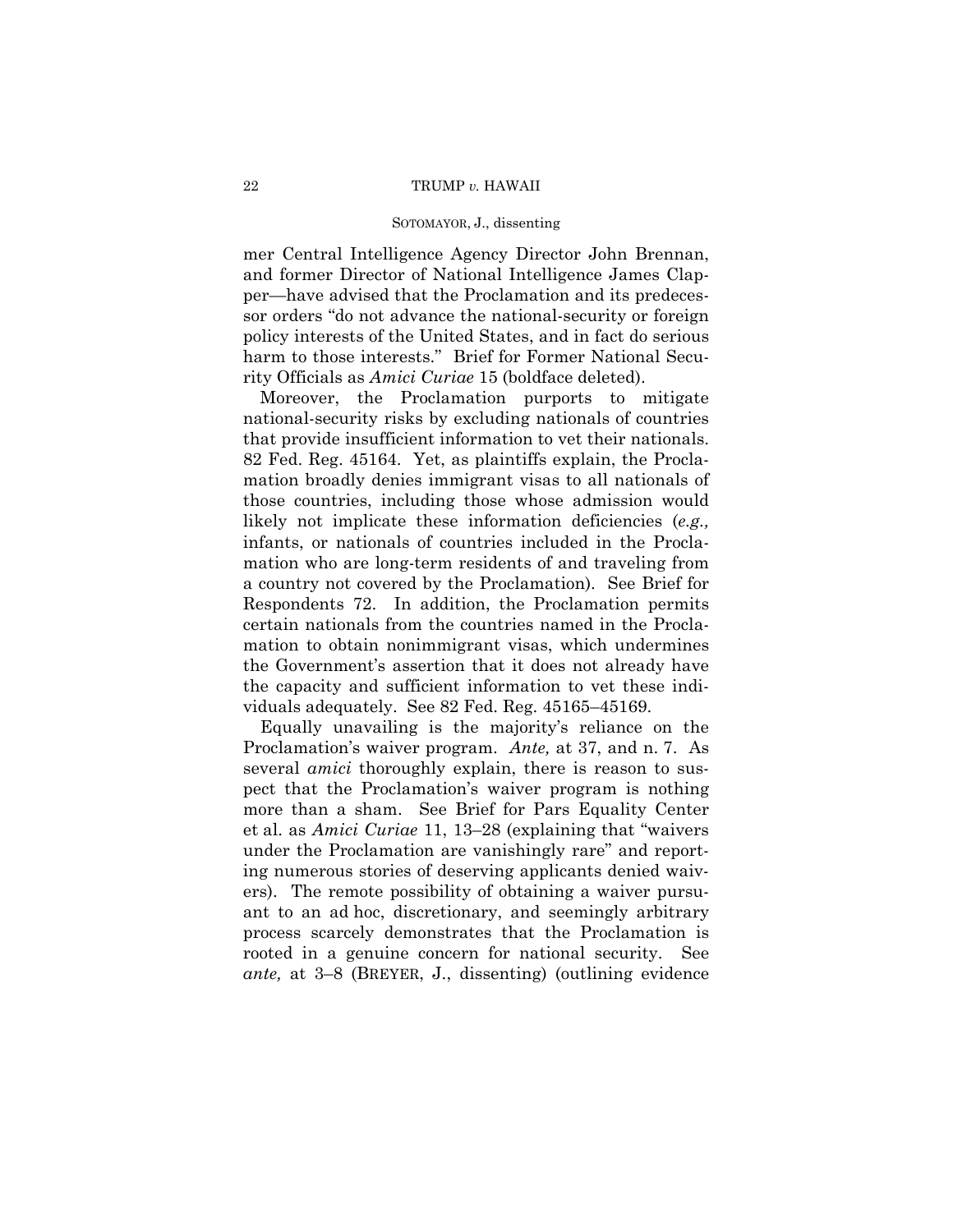mer Central Intelligence Agency Director John Brennan, and former Director of National Intelligence James Clapper—have advised that the Proclamation and its predecessor orders "do not advance the national-security or foreign policy interests of the United States, and in fact do serious harm to those interests." Brief for Former National Security Officials as *Amici Curiae* 15 (boldface deleted).

Moreover, the Proclamation purports to mitigate national-security risks by excluding nationals of countries that provide insufficient information to vet their nationals. 82 Fed. Reg. 45164. Yet, as plaintiffs explain, the Proclamation broadly denies immigrant visas to all nationals of those countries, including those whose admission would likely not implicate these information deficiencies (*e.g.,* infants, or nationals of countries included in the Proclamation who are long-term residents of and traveling from a country not covered by the Proclamation). See Brief for Respondents 72. In addition, the Proclamation permits certain nationals from the countries named in the Proclamation to obtain nonimmigrant visas, which undermines the Government's assertion that it does not already have the capacity and sufficient information to vet these individuals adequately. See 82 Fed. Reg. 45165–45169.

Equally unavailing is the majority's reliance on the Proclamation's waiver program. *Ante,* at 37, and n. 7. As several *amici* thoroughly explain, there is reason to suspect that the Proclamation's waiver program is nothing more than a sham. See Brief for Pars Equality Center et al. as *Amici Curiae* 11, 13–28 (explaining that "waivers under the Proclamation are vanishingly rare" and reporting numerous stories of deserving applicants denied waivers). The remote possibility of obtaining a waiver pursuant to an ad hoc, discretionary, and seemingly arbitrary process scarcely demonstrates that the Proclamation is rooted in a genuine concern for national security. See *ante,* at 3–8 (BREYER, J., dissenting) (outlining evidence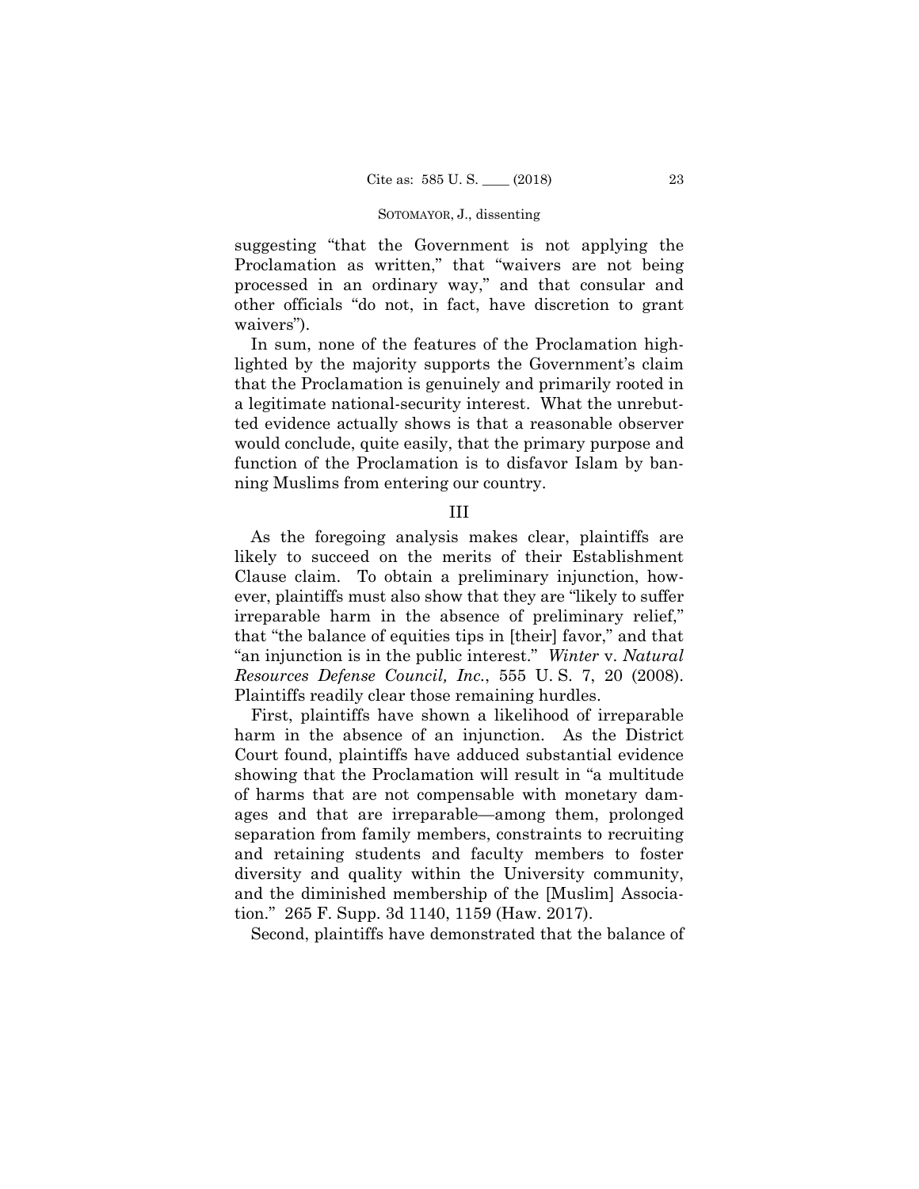suggesting "that the Government is not applying the Proclamation as written," that "waivers are not being processed in an ordinary way," and that consular and other officials "do not, in fact, have discretion to grant waivers").

In sum, none of the features of the Proclamation highlighted by the majority supports the Government's claim that the Proclamation is genuinely and primarily rooted in a legitimate national-security interest. What the unrebutted evidence actually shows is that a reasonable observer would conclude, quite easily, that the primary purpose and function of the Proclamation is to disfavor Islam by banning Muslims from entering our country.

## III

As the foregoing analysis makes clear, plaintiffs are likely to succeed on the merits of their Establishment Clause claim. To obtain a preliminary injunction, however, plaintiffs must also show that they are "likely to suffer irreparable harm in the absence of preliminary relief," that "the balance of equities tips in [their] favor," and that "an injunction is in the public interest." *Winter* v. *Natural Resources Defense Council, Inc.*, 555 U. S. 7, 20 (2008). Plaintiffs readily clear those remaining hurdles.

First, plaintiffs have shown a likelihood of irreparable harm in the absence of an injunction. As the District Court found, plaintiffs have adduced substantial evidence showing that the Proclamation will result in "a multitude of harms that are not compensable with monetary damages and that are irreparable—among them, prolonged separation from family members, constraints to recruiting and retaining students and faculty members to foster diversity and quality within the University community, and the diminished membership of the [Muslim] Association." 265 F. Supp. 3d 1140, 1159 (Haw. 2017).

Second, plaintiffs have demonstrated that the balance of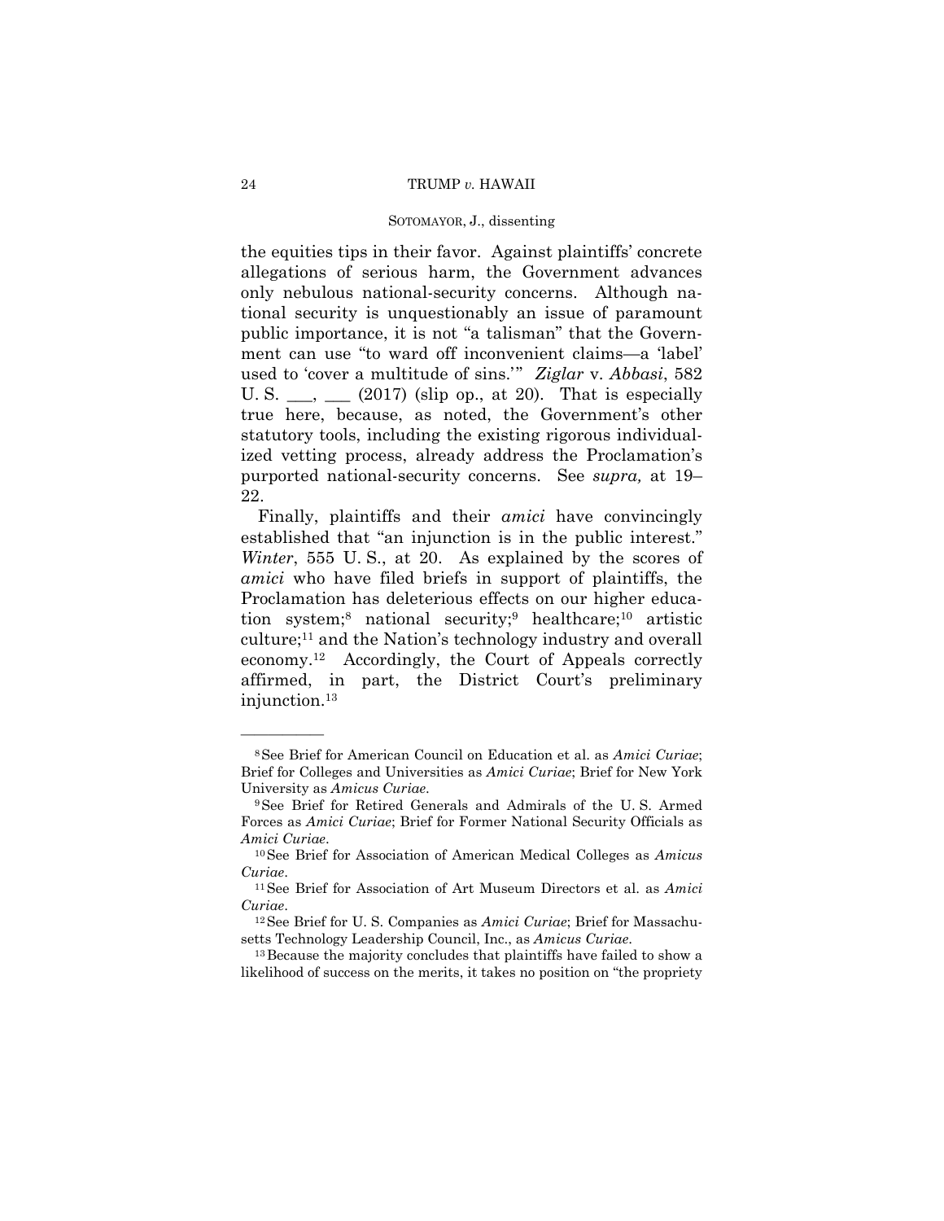the equities tips in their favor. Against plaintiffs' concrete allegations of serious harm, the Government advances only nebulous national-security concerns. Although national security is unquestionably an issue of paramount public importance, it is not "a talisman" that the Government can use "to ward off inconvenient claims—a 'label' used to 'cover a multitude of sins.'" *Ziglar* v. *Abbasi*, 582 U. S. ___, ___ (2017) (slip op., at 20). That is especially true here, because, as noted, the Government's other statutory tools, including the existing rigorous individualized vetting process, already address the Proclamation's purported national-security concerns. See *supra,* at 19–22.

Finally, plaintiffs and their *amici* have convincingly established that "an injunction is in the public interest." *Winter*, 555 U. S., at 20. As explained by the scores of *amici* who have filed briefs in support of plaintiffs, the Proclamation has deleterious effects on our higher education system;[8] national security;[9] healthcare;[10] artistic culture;[11] and the Nation's technology industry and overall economy.[12] Accordingly, the Court of Appeals correctly affirmed, in part, the District Court's preliminary injunction.[13]

---

[8] See Brief for American Council on Education et al. as *Amici Curiae*; Brief for Colleges and Universities as *Amici Curiae*; Brief for New York University as *Amicus Curiae*.

[9] See Brief for Retired Generals and Admirals of the U. S. Armed Forces as *Amici Curiae*; Brief for Former National Security Officials as *Amici Curiae*.

[10] See Brief for Association of American Medical Colleges as *Amicus Curiae*.

[11] See Brief for Association of Art Museum Directors et al. as *Amici Curiae*.

[12] See Brief for U. S. Companies as *Amici Curiae*; Brief for Massachusetts Technology Leadership Council, Inc., as *Amicus Curiae*.

[13] Because the majority concludes that plaintiffs have failed to show a likelihood of success on the merits, it takes no position on "the propriety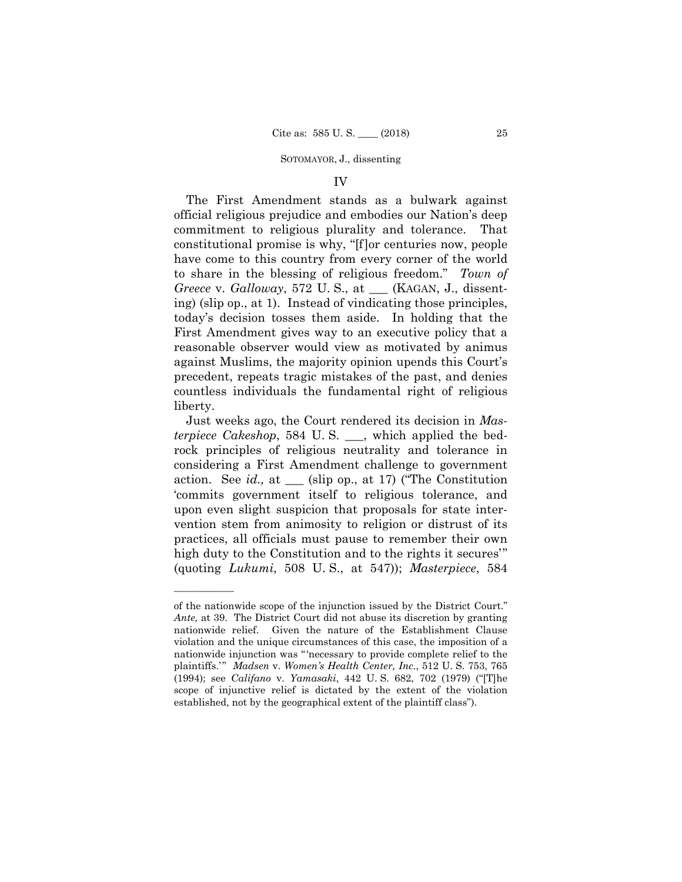## IV

The First Amendment stands as a bulwark against official religious prejudice and embodies our Nation's deep commitment to religious plurality and tolerance. That constitutional promise is why, "[f]or centuries now, people have come to this country from every corner of the world to share in the blessing of religious freedom." *Town of Greece* v. *Galloway*, 572 U. S., at ___ (KAGAN, J., dissenting) (slip op., at 1). Instead of vindicating those principles, today's decision tosses them aside. In holding that the First Amendment gives way to an executive policy that a reasonable observer would view as motivated by animus against Muslims, the majority opinion upends this Court's precedent, repeats tragic mistakes of the past, and denies countless individuals the fundamental right of religious liberty.

Just weeks ago, the Court rendered its decision in *Masterpiece Cakeshop*, 584 U. S. ___, which applied the bedrock principles of religious neutrality and tolerance in considering a First Amendment challenge to government action. See *id.,* at ___ (slip op., at 17) ("The Constitution 'commits government itself to religious tolerance, and upon even slight suspicion that proposals for state intervention stem from animosity to religion or distrust of its practices, all officials must pause to remember their own high duty to the Constitution and to the rights it secures'" (quoting *Lukumi*, 508 U. S., at 547)); *Masterpiece*, 584

---

of the nationwide scope of the injunction issued by the District Court." *Ante,* at 39. The District Court did not abuse its discretion by granting nationwide relief. Given the nature of the Establishment Clause violation and the unique circumstances of this case, the imposition of a nationwide injunction was "'necessary to provide complete relief to the plaintiffs.'" *Madsen* v. *Women's Health Center, Inc.*, 512 U. S. 753, 765 (1994); see *Califano* v. *Yamasaki*, 442 U. S. 682, 702 (1979) ("[T]he scope of injunctive relief is dictated by the extent of the violation established, not by the geographical extent of the plaintiff class").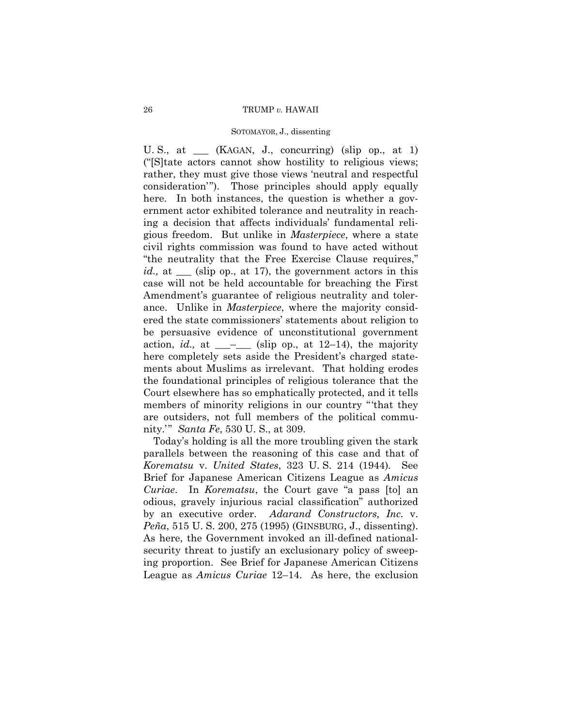U. S., at ___ (KAGAN, J., concurring) (slip op., at 1) ("[S]tate actors cannot show hostility to religious views; rather, they must give those views 'neutral and respectful consideration'"). Those principles should apply equally here. In both instances, the question is whether a government actor exhibited tolerance and neutrality in reaching a decision that affects individuals' fundamental religious freedom. But unlike in *Masterpiece*, where a state civil rights commission was found to have acted without "the neutrality that the Free Exercise Clause requires," *id.,* at ___ (slip op., at 17), the government actors in this case will not be held accountable for breaching the First Amendment's guarantee of religious neutrality and tolerance. Unlike in *Masterpiece*, where the majority considered the state commissioners' statements about religion to be persuasive evidence of unconstitutional government action, *id.,* at ___–___ (slip op., at 12–14), the majority here completely sets aside the President's charged statements about Muslims as irrelevant. That holding erodes the foundational principles of religious tolerance that the Court elsewhere has so emphatically protected, and it tells members of minority religions in our country "'that they are outsiders, not full members of the political community.'" *Santa Fe*, 530 U. S., at 309.

Today's holding is all the more troubling given the stark parallels between the reasoning of this case and that of *Korematsu* v. *United States*, 323 U. S. 214 (1944). See Brief for Japanese American Citizens League as *Amicus Curiae*. In *Korematsu*, the Court gave "a pass [to] an odious, gravely injurious racial classification" authorized by an executive order. *Adarand Constructors, Inc.* v. *Peña*, 515 U. S. 200, 275 (1995) (GINSBURG, J., dissenting). As here, the Government invoked an ill-defined national-security threat to justify an exclusionary policy of sweeping proportion. See Brief for Japanese American Citizens League as *Amicus Curiae* 12–14. As here, the exclusion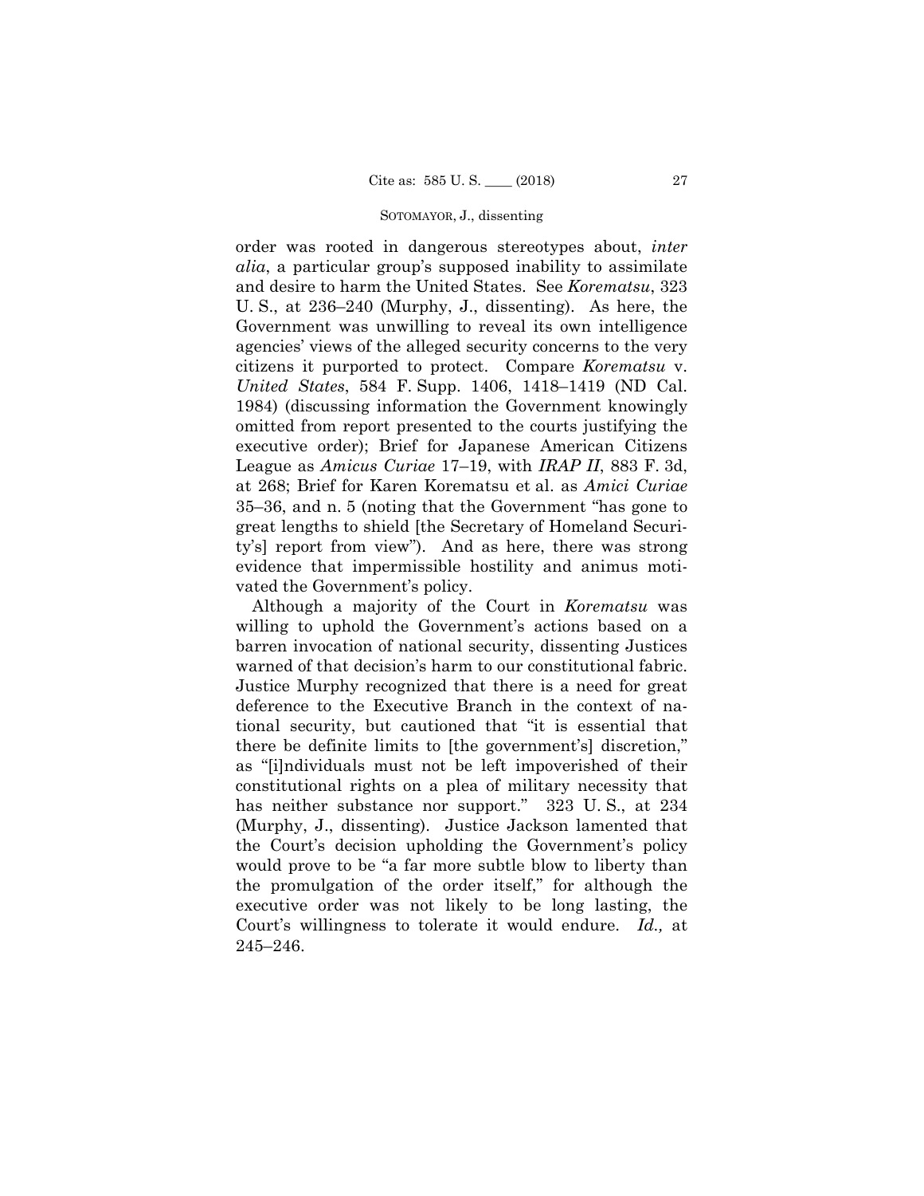order was rooted in dangerous stereotypes about, *inter alia*, a particular group's supposed inability to assimilate and desire to harm the United States. See *Korematsu*, 323 U. S., at 236–240 (Murphy, J., dissenting). As here, the Government was unwilling to reveal its own intelligence agencies' views of the alleged security concerns to the very citizens it purported to protect. Compare *Korematsu* v. *United States*, 584 F. Supp. 1406, 1418–1419 (ND Cal. 1984) (discussing information the Government knowingly omitted from report presented to the courts justifying the executive order); Brief for Japanese American Citizens League as *Amicus Curiae* 17–19, with *IRAP II*, 883 F. 3d, at 268; Brief for Karen Korematsu et al. as *Amici Curiae* 35–36, and n. 5 (noting that the Government "has gone to great lengths to shield [the Secretary of Homeland Security's] report from view"). And as here, there was strong evidence that impermissible hostility and animus motivated the Government's policy.

Although a majority of the Court in *Korematsu* was willing to uphold the Government's actions based on a barren invocation of national security, dissenting Justices warned of that decision's harm to our constitutional fabric. Justice Murphy recognized that there is a need for great deference to the Executive Branch in the context of national security, but cautioned that "it is essential that there be definite limits to [the government's] discretion," as "[i]ndividuals must not be left impoverished of their constitutional rights on a plea of military necessity that has neither substance nor support." 323 U. S., at 234 (Murphy, J., dissenting). Justice Jackson lamented that the Court's decision upholding the Government's policy would prove to be "a far more subtle blow to liberty than the promulgation of the order itself," for although the executive order was not likely to be long lasting, the Court's willingness to tolerate it would endure. *Id.,* at 245–246.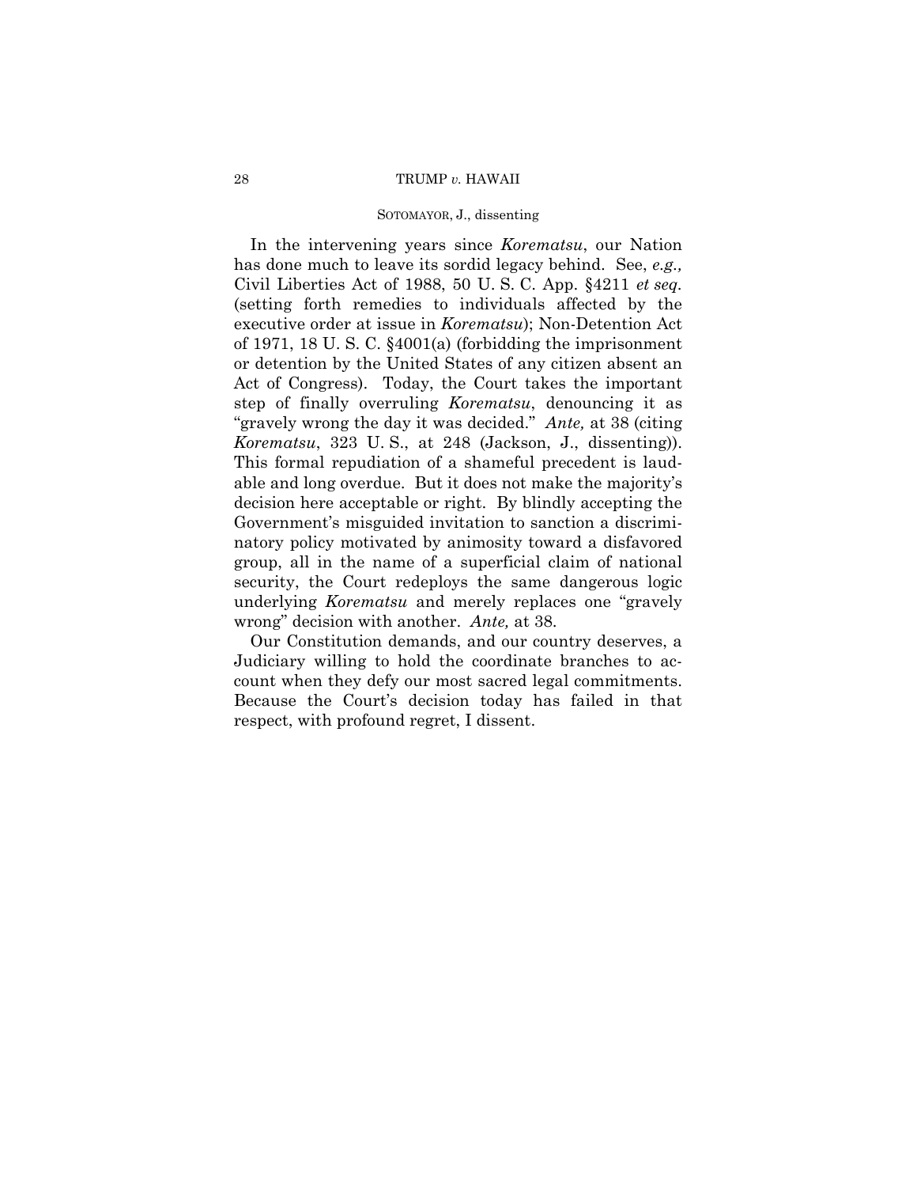In the intervening years since *Korematsu*, our Nation has done much to leave its sordid legacy behind. See, *e.g.,* Civil Liberties Act of 1988, 50 U. S. C. App. §4211 *et seq.* (setting forth remedies to individuals affected by the executive order at issue in *Korematsu*); Non-Detention Act of 1971, 18 U. S. C. §4001(a) (forbidding the imprisonment or detention by the United States of any citizen absent an Act of Congress). Today, the Court takes the important step of finally overruling *Korematsu*, denouncing it as "gravely wrong the day it was decided." *Ante,* at 38 (citing *Korematsu*, 323 U. S., at 248 (Jackson, J., dissenting)). This formal repudiation of a shameful precedent is laudable and long overdue. But it does not make the majority's decision here acceptable or right. By blindly accepting the Government's misguided invitation to sanction a discriminatory policy motivated by animosity toward a disfavored group, all in the name of a superficial claim of national security, the Court redeploys the same dangerous logic underlying *Korematsu* and merely replaces one "gravely wrong" decision with another. *Ante,* at 38.

Our Constitution demands, and our country deserves, a Judiciary willing to hold the coordinate branches to account when they defy our most sacred legal commitments. Because the Court's decision today has failed in that respect, with profound regret, I dissent.